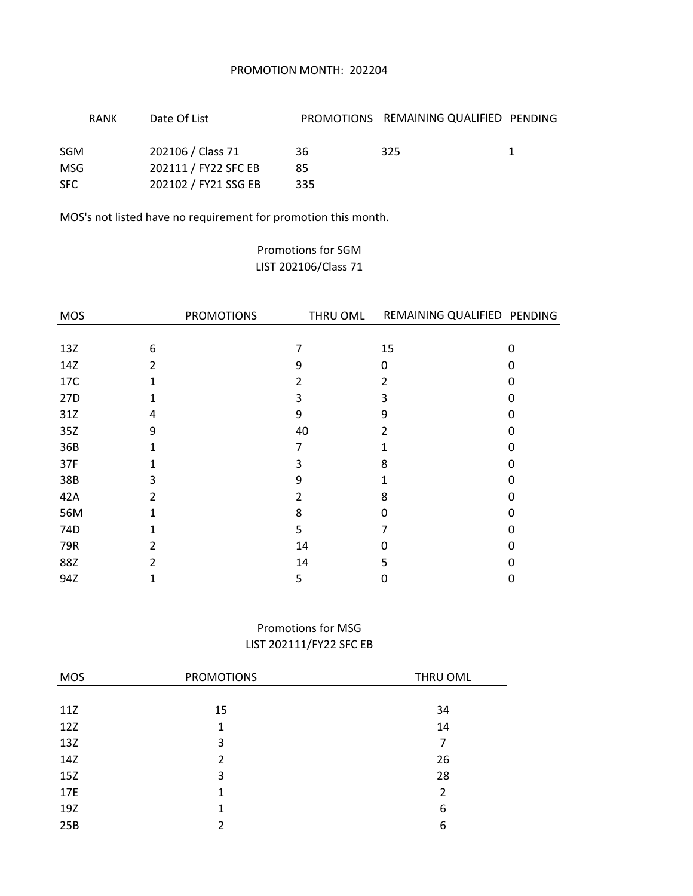PROMOTION MONTH: 202204

| RANK | Date Of List | PROMOTIONS | REMAINING QUALIFIED | PENDING |
|---|---|---|---|---|
| SGM | 202106 / Class 71 | 36 | 325 | 1 |
| MSG | 202111 / FY22 SFC EB | 85 | | |
| SFC | 202102 / FY21 SSG EB | 335 | | |

MOS's not listed have no requirement for promotion this month.

Promotions for SGM
LIST 202106/Class 71

| MOS | PROMOTIONS | THRU OML | REMAINING QUALIFIED | PENDING |
|---|---|---|---|---|
| 13Z | 6 | 7 | 15 | 0 |
| 14Z | 2 | 9 | 0 | 0 |
| 17C | 1 | 2 | 2 | 0 |
| 27D | 1 | 3 | 3 | 0 |
| 31Z | 4 | 9 | 9 | 0 |
| 35Z | 9 | 40 | 2 | 0 |
| 36B | 1 | 7 | 1 | 0 |
| 37F | 1 | 3 | 8 | 0 |
| 38B | 3 | 9 | 1 | 0 |
| 42A | 2 | 2 | 8 | 0 |
| 56M | 1 | 8 | 0 | 0 |
| 74D | 1 | 5 | 7 | 0 |
| 79R | 2 | 14 | 0 | 0 |
| 88Z | 2 | 14 | 5 | 0 |
| 94Z | 1 | 5 | 0 | 0 |

Promotions for MSG
LIST 202111/FY22 SFC EB

| MOS | PROMOTIONS | THRU OML |
|---|---|---|
| 11Z | 15 | 34 |
| 12Z | 1 | 14 |
| 13Z | 3 | 7 |
| 14Z | 2 | 26 |
| 15Z | 3 | 28 |
| 17E | 1 | 2 |
| 19Z | 1 | 6 |
| 25B | 2 | 6 |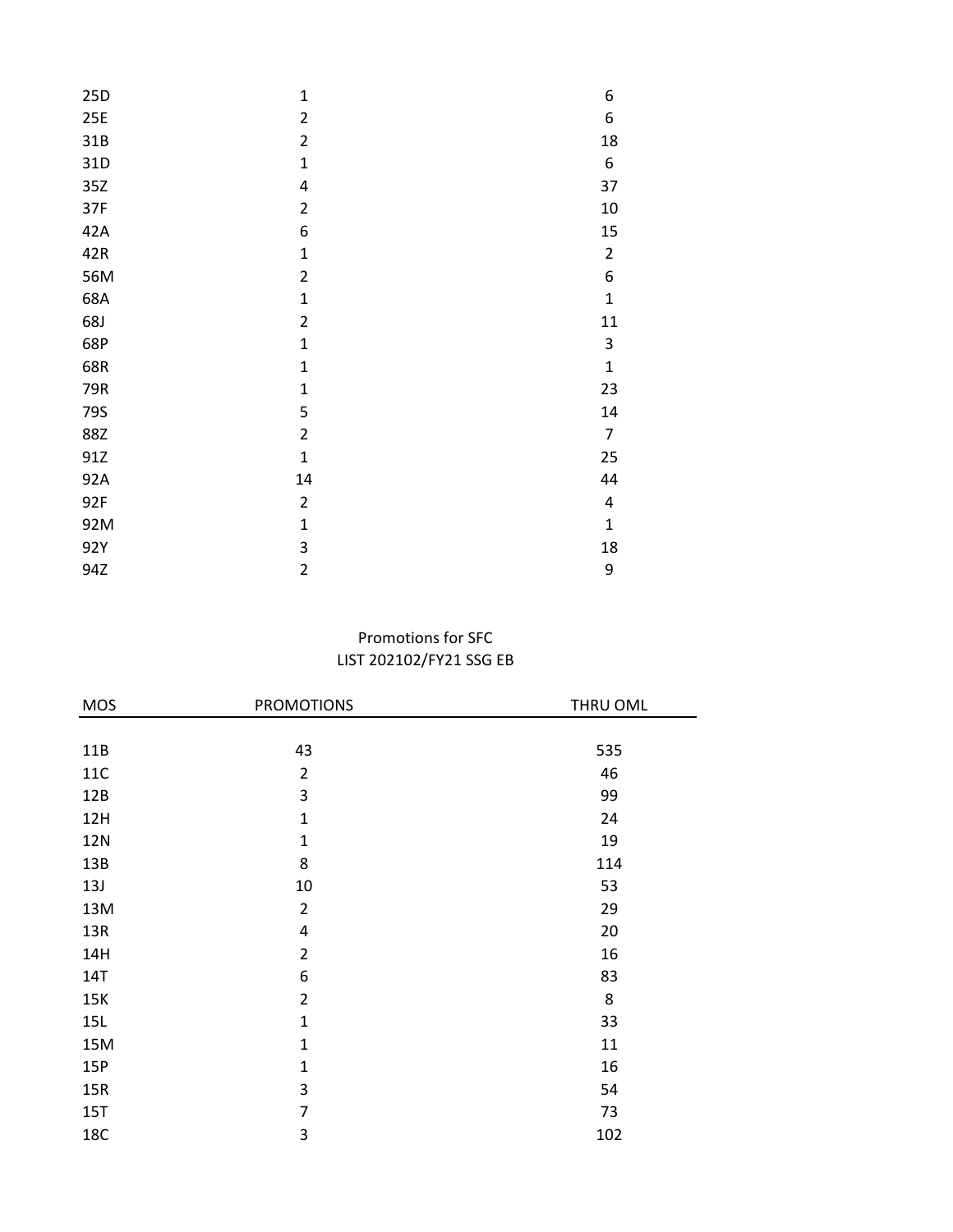| | | |
|---|---|---|
| 25D | 1 | 6 |
| 25E | 2 | 6 |
| 31B | 2 | 18 |
| 31D | 1 | 6 |
| 35Z | 4 | 37 |
| 37F | 2 | 10 |
| 42A | 6 | 15 |
| 42R | 1 | 2 |
| 56M | 2 | 6 |
| 68A | 1 | 1 |
| 68J | 2 | 11 |
| 68P | 1 | 3 |
| 68R | 1 | 1 |
| 79R | 1 | 23 |
| 79S | 5 | 14 |
| 88Z | 2 | 7 |
| 91Z | 1 | 25 |
| 92A | 14 | 44 |
| 92F | 2 | 4 |
| 92M | 1 | 1 |
| 92Y | 3 | 18 |
| 94Z | 2 | 9 |

Promotions for SFC
LIST 202102/FY21 SSG EB

| MOS | PROMOTIONS | THRU OML |
|---|---|---|
| 11B | 43 | 535 |
| 11C | 2 | 46 |
| 12B | 3 | 99 |
| 12H | 1 | 24 |
| 12N | 1 | 19 |
| 13B | 8 | 114 |
| 13J | 10 | 53 |
| 13M | 2 | 29 |
| 13R | 4 | 20 |
| 14H | 2 | 16 |
| 14T | 6 | 83 |
| 15K | 2 | 8 |
| 15L | 1 | 33 |
| 15M | 1 | 11 |
| 15P | 1 | 16 |
| 15R | 3 | 54 |
| 15T | 7 | 73 |
| 18C | 3 | 102 |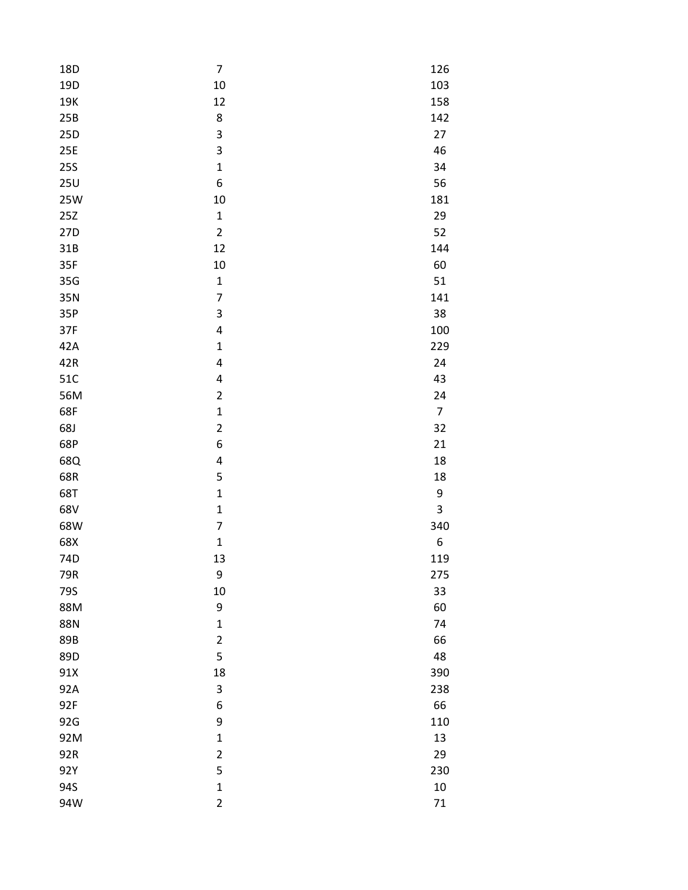| | | |
|---|---|---|
| 18D | 7 | 126 |
| 19D | 10 | 103 |
| 19K | 12 | 158 |
| 25B | 8 | 142 |
| 25D | 3 | 27 |
| 25E | 3 | 46 |
| 25S | 1 | 34 |
| 25U | 6 | 56 |
| 25W | 10 | 181 |
| 25Z | 1 | 29 |
| 27D | 2 | 52 |
| 31B | 12 | 144 |
| 35F | 10 | 60 |
| 35G | 1 | 51 |
| 35N | 7 | 141 |
| 35P | 3 | 38 |
| 37F | 4 | 100 |
| 42A | 1 | 229 |
| 42R | 4 | 24 |
| 51C | 4 | 43 |
| 56M | 2 | 24 |
| 68F | 1 | 7 |
| 68J | 2 | 32 |
| 68P | 6 | 21 |
| 68Q | 4 | 18 |
| 68R | 5 | 18 |
| 68T | 1 | 9 |
| 68V | 1 | 3 |
| 68W | 7 | 340 |
| 68X | 1 | 6 |
| 74D | 13 | 119 |
| 79R | 9 | 275 |
| 79S | 10 | 33 |
| 88M | 9 | 60 |
| 88N | 1 | 74 |
| 89B | 2 | 66 |
| 89D | 5 | 48 |
| 91X | 18 | 390 |
| 92A | 3 | 238 |
| 92F | 6 | 66 |
| 92G | 9 | 110 |
| 92M | 1 | 13 |
| 92R | 2 | 29 |
| 92Y | 5 | 230 |
| 94S | 1 | 10 |
| 94W | 2 | 71 |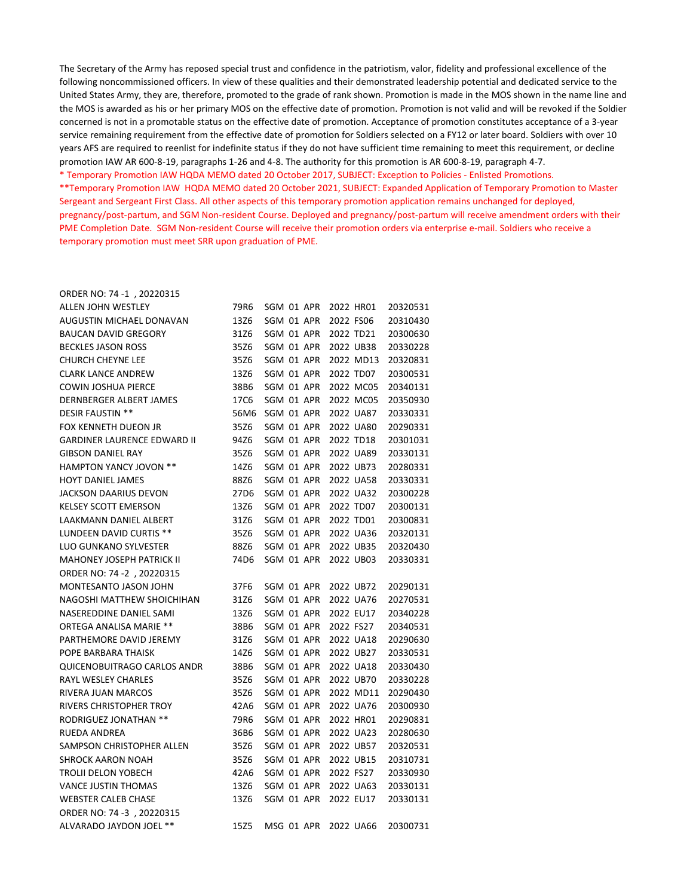The Secretary of the Army has reposed special trust and confidence in the patriotism, valor, fidelity and professional excellence of the following noncommissioned officers. In view of these qualities and their demonstrated leadership potential and dedicated service to the United States Army, they are, therefore, promoted to the grade of rank shown. Promotion is made in the MOS shown in the name line and the MOS is awarded as his or her primary MOS on the effective date of promotion. Promotion is not valid and will be revoked if the Soldier concerned is not in a promotable status on the effective date of promotion. Acceptance of promotion constitutes acceptance of a 3-year service remaining requirement from the effective date of promotion for Soldiers selected on a FY12 or later board. Soldiers with over 10 years AFS are required to reenlist for indefinite status if they do not have sufficient time remaining to meet this requirement, or decline promotion IAW AR 600-8-19, paragraphs 1-26 and 4-8. The authority for this promotion is AR 600-8-19, paragraph 4-7.

* Temporary Promotion IAW HQDA MEMO dated 20 October 2017, SUBJECT: Exception to Policies - Enlisted Promotions.

**Temporary Promotion IAW HQDA MEMO dated 20 October 2021, SUBJECT: Expanded Application of Temporary Promotion to Master Sergeant and Sergeant First Class. All other aspects of this temporary promotion application remains unchanged for deployed, pregnancy/post-partum, and SGM Non-resident Course. Deployed and pregnancy/post-partum will receive amendment orders with their PME Completion Date. SGM Non-resident Course will receive their promotion orders via enterprise e-mail. Soldiers who receive a temporary promotion must meet SRR upon graduation of PME.

ORDER NO: 74 -1 , 20220315

| | | | | | | | |
|---|---|---|---|---|---|---|---|
| ALLEN JOHN WESTLEY | 79R6 | SGM | 01 | APR | 2022 | HR01 | 20320531 |
| AUGUSTIN MICHAEL DONAVAN | 13Z6 | SGM | 01 | APR | 2022 | FS06 | 20310430 |
| BAUCAN DAVID GREGORY | 31Z6 | SGM | 01 | APR | 2022 | TD21 | 20300630 |
| BECKLES JASON ROSS | 35Z6 | SGM | 01 | APR | 2022 | UB38 | 20330228 |
| CHURCH CHEYNE LEE | 35Z6 | SGM | 01 | APR | 2022 | MD13 | 20320831 |
| CLARK LANCE ANDREW | 13Z6 | SGM | 01 | APR | 2022 | TD07 | 20300531 |
| COWIN JOSHUA PIERCE | 38B6 | SGM | 01 | APR | 2022 | MC05 | 20340131 |
| DERNBERGER ALBERT JAMES | 17C6 | SGM | 01 | APR | 2022 | MC05 | 20350930 |
| DESIR FAUSTIN ** | 56M6 | SGM | 01 | APR | 2022 | UA87 | 20330331 |
| FOX KENNETH DUEON JR | 35Z6 | SGM | 01 | APR | 2022 | UA80 | 20290331 |
| GARDINER LAURENCE EDWARD II | 94Z6 | SGM | 01 | APR | 2022 | TD18 | 20301031 |
| GIBSON DANIEL RAY | 35Z6 | SGM | 01 | APR | 2022 | UA89 | 20330131 |
| HAMPTON YANCY JOVON ** | 14Z6 | SGM | 01 | APR | 2022 | UB73 | 20280331 |
| HOYT DANIEL JAMES | 88Z6 | SGM | 01 | APR | 2022 | UA58 | 20330331 |
| JACKSON DAARIUS DEVON | 27D6 | SGM | 01 | APR | 2022 | UA32 | 20300228 |
| KELSEY SCOTT EMERSON | 13Z6 | SGM | 01 | APR | 2022 | TD07 | 20300131 |
| LAAKMANN DANIEL ALBERT | 31Z6 | SGM | 01 | APR | 2022 | TD01 | 20300831 |
| LUNDEEN DAVID CURTIS ** | 35Z6 | SGM | 01 | APR | 2022 | UA36 | 20320131 |
| LUO GUNKANO SYLVESTER | 88Z6 | SGM | 01 | APR | 2022 | UB35 | 20320430 |
| MAHONEY JOSEPH PATRICK II | 74D6 | SGM | 01 | APR | 2022 | UB03 | 20330331 |

ORDER NO: 74 -2 , 20220315

| | | | | | | | |
|---|---|---|---|---|---|---|---|
| MONTESANTO JASON JOHN | 37F6 | SGM | 01 | APR | 2022 | UB72 | 20290131 |
| NAGOSHI MATTHEW SHOICHIHAN | 31Z6 | SGM | 01 | APR | 2022 | UA76 | 20270531 |
| NASEREDDINE DANIEL SAMI | 13Z6 | SGM | 01 | APR | 2022 | EU17 | 20340228 |
| ORTEGA ANALISA MARIE ** | 38B6 | SGM | 01 | APR | 2022 | FS27 | 20340531 |
| PARTHEMORE DAVID JEREMY | 31Z6 | SGM | 01 | APR | 2022 | UA18 | 20290630 |
| POPE BARBARA THAISK | 14Z6 | SGM | 01 | APR | 2022 | UB27 | 20330531 |
| QUICENOBUITRAGO CARLOS ANDR | 38B6 | SGM | 01 | APR | 2022 | UA18 | 20330430 |
| RAYL WESLEY CHARLES | 35Z6 | SGM | 01 | APR | 2022 | UB70 | 20330228 |
| RIVERA JUAN MARCOS | 35Z6 | SGM | 01 | APR | 2022 | MD11 | 20290430 |
| RIVERS CHRISTOPHER TROY | 42A6 | SGM | 01 | APR | 2022 | UA76 | 20300930 |
| RODRIGUEZ JONATHAN ** | 79R6 | SGM | 01 | APR | 2022 | HR01 | 20290831 |
| RUEDA ANDREA | 36B6 | SGM | 01 | APR | 2022 | UA23 | 20280630 |
| SAMPSON CHRISTOPHER ALLEN | 35Z6 | SGM | 01 | APR | 2022 | UB57 | 20320531 |
| SHROCK AARON NOAH | 35Z6 | SGM | 01 | APR | 2022 | UB15 | 20310731 |
| TROLII DELON YOBECH | 42A6 | SGM | 01 | APR | 2022 | FS27 | 20330930 |
| VANCE JUSTIN THOMAS | 13Z6 | SGM | 01 | APR | 2022 | UA63 | 20330131 |
| WEBSTER CALEB CHASE | 13Z6 | SGM | 01 | APR | 2022 | EU17 | 20330131 |

ORDER NO: 74 -3 , 20220315

| | | | | | | | |
|---|---|---|---|---|---|---|---|
| ALVARADO JAYDON JOEL ** | 15Z5 | MSG | 01 | APR | 2022 | UA66 | 20300731 |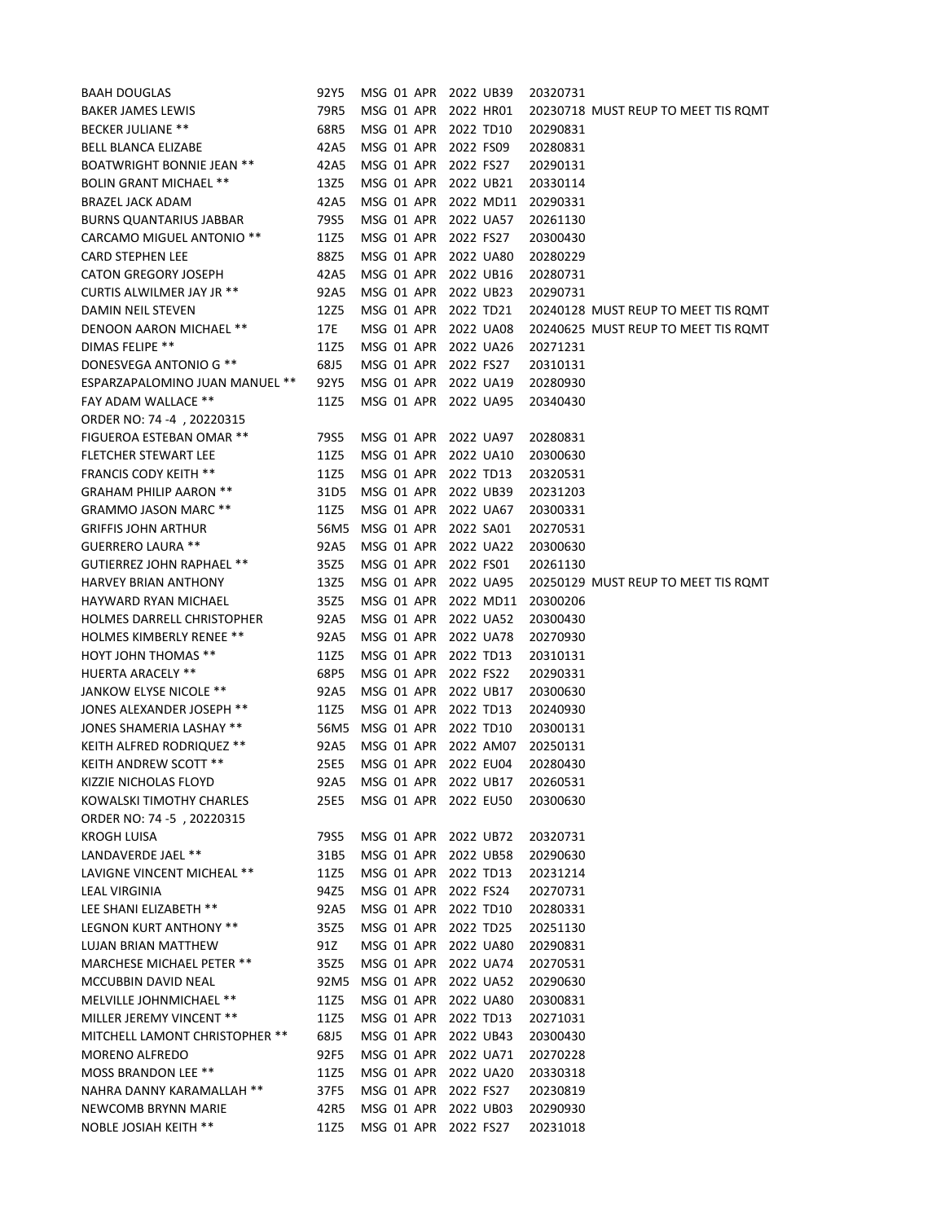BAAH DOUGLAS 92Y5 MSG 01 APR 2022 UB39 20320731
BAKER JAMES LEWIS 79R5 MSG 01 APR 2022 HR01 20230718 MUST REUP TO MEET TIS RQMT
BECKER JULIANE ** 68R5 MSG 01 APR 2022 TD10 20290831
BELL BLANCA ELIZABE 42A5 MSG 01 APR 2022 FS09 20280831
BOATWRIGHT BONNIE JEAN ** 42A5 MSG 01 APR 2022 FS27 20290131
BOLIN GRANT MICHAEL ** 13Z5 MSG 01 APR 2022 UB21 20330114
BRAZEL JACK ADAM 42A5 MSG 01 APR 2022 MD11 20290331
BURNS QUANTARIUS JABBAR 79S5 MSG 01 APR 2022 UA57 20261130
CARCAMO MIGUEL ANTONIO ** 11Z5 MSG 01 APR 2022 FS27 20300430
CARD STEPHEN LEE 88Z5 MSG 01 APR 2022 UA80 20280229
CATON GREGORY JOSEPH 42A5 MSG 01 APR 2022 UB16 20280731
CURTIS ALWILMER JAY JR ** 92A5 MSG 01 APR 2022 UB23 20290731
DAMIN NEIL STEVEN 12Z5 MSG 01 APR 2022 TD21 20240128 MUST REUP TO MEET TIS RQMT
DENOON AARON MICHAEL ** 17E MSG 01 APR 2022 UA08 20240625 MUST REUP TO MEET TIS RQMT
DIMAS FELIPE ** 11Z5 MSG 01 APR 2022 UA26 20271231
DONESVEGA ANTONIO G ** 68J5 MSG 01 APR 2022 FS27 20310131
ESPARZAPALOMINO JUAN MANUEL ** 92Y5 MSG 01 APR 2022 UA19 20280930
FAY ADAM WALLACE ** 11Z5 MSG 01 APR 2022 UA95 20340430
ORDER NO: 74 -4 , 20220315
FIGUEROA ESTEBAN OMAR ** 79S5 MSG 01 APR 2022 UA97 20280831
FLETCHER STEWART LEE 11Z5 MSG 01 APR 2022 UA10 20300630
FRANCIS CODY KEITH ** 11Z5 MSG 01 APR 2022 TD13 20320531
GRAHAM PHILIP AARON ** 31D5 MSG 01 APR 2022 UB39 20231203
GRAMMO JASON MARC ** 11Z5 MSG 01 APR 2022 UA67 20300331
GRIFFIS JOHN ARTHUR 56M5 MSG 01 APR 2022 SA01 20270531
GUERRERO LAURA ** 92A5 MSG 01 APR 2022 UA22 20300630
GUTIERREZ JOHN RAPHAEL ** 35Z5 MSG 01 APR 2022 FS01 20261130
HARVEY BRIAN ANTHONY 13Z5 MSG 01 APR 2022 UA95 20250129 MUST REUP TO MEET TIS RQMT
HAYWARD RYAN MICHAEL 35Z5 MSG 01 APR 2022 MD11 20300206
HOLMES DARRELL CHRISTOPHER 92A5 MSG 01 APR 2022 UA52 20300430
HOLMES KIMBERLY RENEE ** 92A5 MSG 01 APR 2022 UA78 20270930
HOYT JOHN THOMAS ** 11Z5 MSG 01 APR 2022 TD13 20310131
HUERTA ARACELY ** 68P5 MSG 01 APR 2022 FS22 20290331
JANKOW ELYSE NICOLE ** 92A5 MSG 01 APR 2022 UB17 20300630
JONES ALEXANDER JOSEPH ** 11Z5 MSG 01 APR 2022 TD13 20240930
JONES SHAMERIA LASHAY ** 56M5 MSG 01 APR 2022 TD10 20300131
KEITH ALFRED RODRIQUEZ ** 92A5 MSG 01 APR 2022 AM07 20250131
KEITH ANDREW SCOTT ** 25E5 MSG 01 APR 2022 EU04 20280430
KIZZIE NICHOLAS FLOYD 92A5 MSG 01 APR 2022 UB17 20260531
KOWALSKI TIMOTHY CHARLES 25E5 MSG 01 APR 2022 EU50 20300630
ORDER NO: 74 -5 , 20220315
KROGH LUISA 79S5 MSG 01 APR 2022 UB72 20320731
LANDAVERDE JAEL ** 31B5 MSG 01 APR 2022 UB58 20290630
LAVIGNE VINCENT MICHEAL ** 11Z5 MSG 01 APR 2022 TD13 20231214
LEAL VIRGINIA 94Z5 MSG 01 APR 2022 FS24 20270731
LEE SHANI ELIZABETH ** 92A5 MSG 01 APR 2022 TD10 20280331
LEGNON KURT ANTHONY ** 35Z5 MSG 01 APR 2022 TD25 20251130
LUJAN BRIAN MATTHEW 91Z MSG 01 APR 2022 UA80 20290831
MARCHESE MICHAEL PETER ** 35Z5 MSG 01 APR 2022 UA74 20270531
MCCUBBIN DAVID NEAL 92M5 MSG 01 APR 2022 UA52 20290630
MELVILLE JOHNMICHAEL ** 11Z5 MSG 01 APR 2022 UA80 20300831
MILLER JEREMY VINCENT ** 11Z5 MSG 01 APR 2022 TD13 20271031
MITCHELL LAMONT CHRISTOPHER ** 68J5 MSG 01 APR 2022 UB43 20300430
MORENO ALFREDO 92F5 MSG 01 APR 2022 UA71 20270228
MOSS BRANDON LEE ** 11Z5 MSG 01 APR 2022 UA20 20330318
NAHRA DANNY KARAMALLAH ** 37F5 MSG 01 APR 2022 FS27 20230819
NEWCOMB BRYNN MARIE 42R5 MSG 01 APR 2022 UB03 20290930
NOBLE JOSIAH KEITH ** 11Z5 MSG 01 APR 2022 FS27 20231018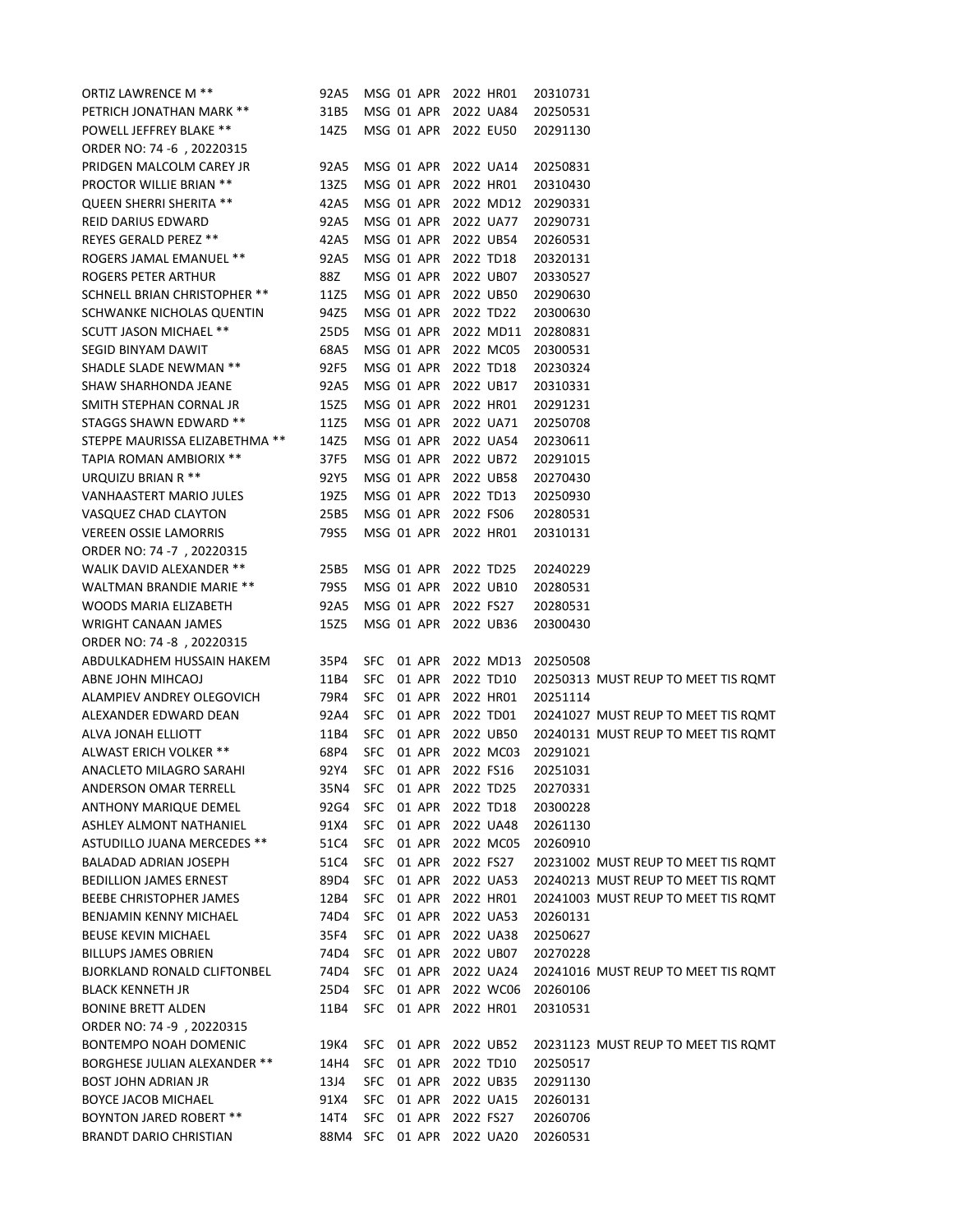ORTIZ LAWRENCE M ** 92A5 MSG 01 APR 2022 HR01 20310731
PETRICH JONATHAN MARK ** 31B5 MSG 01 APR 2022 UA84 20250531
POWELL JEFFREY BLAKE ** 14Z5 MSG 01 APR 2022 EU50 20291130
ORDER NO: 74 -6 , 20220315
PRIDGEN MALCOLM CAREY JR 92A5 MSG 01 APR 2022 UA14 20250831
PROCTOR WILLIE BRIAN ** 13Z5 MSG 01 APR 2022 HR01 20310430
QUEEN SHERRI SHERITA ** 42A5 MSG 01 APR 2022 MD12 20290331
REID DARIUS EDWARD 92A5 MSG 01 APR 2022 UA77 20290731
REYES GERALD PEREZ ** 42A5 MSG 01 APR 2022 UB54 20260531
ROGERS JAMAL EMANUEL ** 92A5 MSG 01 APR 2022 TD18 20320131
ROGERS PETER ARTHUR 88Z MSG 01 APR 2022 UB07 20330527
SCHNELL BRIAN CHRISTOPHER ** 11Z5 MSG 01 APR 2022 UB50 20290630
SCHWANKE NICHOLAS QUENTIN 94Z5 MSG 01 APR 2022 TD22 20300630
SCUTT JASON MICHAEL ** 25D5 MSG 01 APR 2022 MD11 20280831
SEGID BINYAM DAWIT 68A5 MSG 01 APR 2022 MC05 20300531
SHADLE SLADE NEWMAN ** 92F5 MSG 01 APR 2022 TD18 20230324
SHAW SHARHONDA JEANE 92A5 MSG 01 APR 2022 UB17 20310331
SMITH STEPHAN CORNAL JR 15Z5 MSG 01 APR 2022 HR01 20291231
STAGGS SHAWN EDWARD ** 11Z5 MSG 01 APR 2022 UA71 20250708
STEPPE MAURISSA ELIZABETHMA ** 14Z5 MSG 01 APR 2022 UA54 20230611
TAPIA ROMAN AMBIORIX ** 37F5 MSG 01 APR 2022 UB72 20291015
URQUIZU BRIAN R ** 92Y5 MSG 01 APR 2022 UB58 20270430
VANHAASTERT MARIO JULES 19Z5 MSG 01 APR 2022 TD13 20250930
VASQUEZ CHAD CLAYTON 25B5 MSG 01 APR 2022 FS06 20280531
VEREEN OSSIE LAMORRIS 79S5 MSG 01 APR 2022 HR01 20310131
ORDER NO: 74 -7 , 20220315
WALIK DAVID ALEXANDER ** 25B5 MSG 01 APR 2022 TD25 20240229
WALTMAN BRANDIE MARIE ** 79S5 MSG 01 APR 2022 UB10 20280531
WOODS MARIA ELIZABETH 92A5 MSG 01 APR 2022 FS27 20280531
WRIGHT CANAAN JAMES 15Z5 MSG 01 APR 2022 UB36 20300430
ORDER NO: 74 -8 , 20220315
ABDULKADHEM HUSSAIN HAKEM 35P4 SFC 01 APR 2022 MD13 20250508
ABNE JOHN MIHCAOJ 11B4 SFC 01 APR 2022 TD10 20250313 MUST REUP TO MEET TIS RQMT
ALAMPIEV ANDREY OLEGOVICH 79R4 SFC 01 APR 2022 HR01 20251114
ALEXANDER EDWARD DEAN 92A4 SFC 01 APR 2022 TD01 20241027 MUST REUP TO MEET TIS RQMT
ALVA JONAH ELLIOTT 11B4 SFC 01 APR 2022 UB50 20240131 MUST REUP TO MEET TIS RQMT
ALWAST ERICH VOLKER ** 68P4 SFC 01 APR 2022 MC03 20291021
ANACLETO MILAGRO SARAHI 92Y4 SFC 01 APR 2022 FS16 20251031
ANDERSON OMAR TERRELL 35N4 SFC 01 APR 2022 TD25 20270331
ANTHONY MARIQUE DEMEL 92G4 SFC 01 APR 2022 TD18 20300228
ASHLEY ALMONT NATHANIEL 91X4 SFC 01 APR 2022 UA48 20261130
ASTUDILLO JUANA MERCEDES ** 51C4 SFC 01 APR 2022 MC05 20260910
BALADAD ADRIAN JOSEPH 51C4 SFC 01 APR 2022 FS27 20231002 MUST REUP TO MEET TIS RQMT
BEDILLION JAMES ERNEST 89D4 SFC 01 APR 2022 UA53 20240213 MUST REUP TO MEET TIS RQMT
BEEBE CHRISTOPHER JAMES 12B4 SFC 01 APR 2022 HR01 20241003 MUST REUP TO MEET TIS RQMT
BENJAMIN KENNY MICHAEL 74D4 SFC 01 APR 2022 UA53 20260131
BEUSE KEVIN MICHAEL 35F4 SFC 01 APR 2022 UA38 20250627
BILLUPS JAMES OBRIEN 74D4 SFC 01 APR 2022 UB07 20270228
BJORKLAND RONALD CLIFTONBEL 74D4 SFC 01 APR 2022 UA24 20241016 MUST REUP TO MEET TIS RQMT
BLACK KENNETH JR 25D4 SFC 01 APR 2022 WC06 20260106
BONINE BRETT ALDEN 11B4 SFC 01 APR 2022 HR01 20310531
ORDER NO: 74 -9 , 20220315
BONTEMPO NOAH DOMENIC 19K4 SFC 01 APR 2022 UB52 20231123 MUST REUP TO MEET TIS RQMT
BORGHESE JULIAN ALEXANDER ** 14H4 SFC 01 APR 2022 TD10 20250517
BOST JOHN ADRIAN JR 13J4 SFC 01 APR 2022 UB35 20291130
BOYCE JACOB MICHAEL 91X4 SFC 01 APR 2022 UA15 20260131
BOYNTON JARED ROBERT ** 14T4 SFC 01 APR 2022 FS27 20260706
BRANDT DARIO CHRISTIAN 88M4 SFC 01 APR 2022 UA20 20260531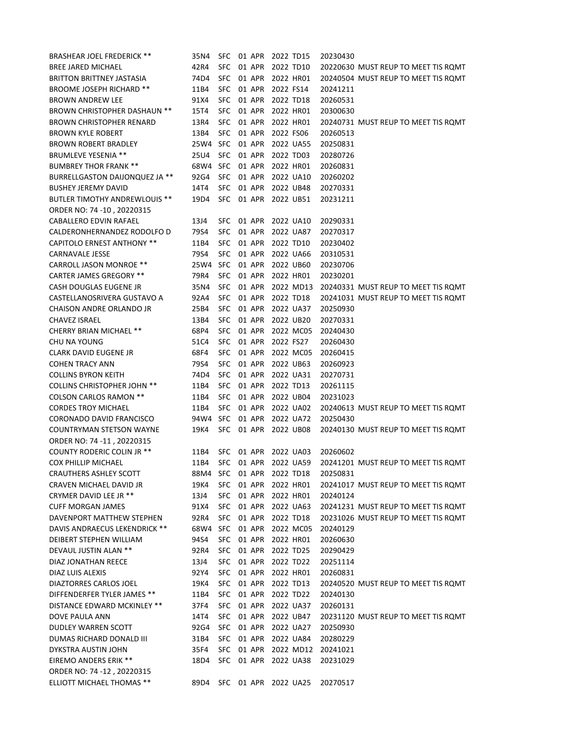| | | | | | | |
|---|---|---|---|---|---|---|
| BRASHEAR JOEL FREDERICK ** | 35N4 | SFC | 01 APR | 2022 TD15 | 20230430 | |
| BREE JARED MICHAEL | 42R4 | SFC | 01 APR | 2022 TD10 | 20220630 | MUST REUP TO MEET TIS RQMT |
| BRITTON BRITTNEY JASTASIA | 74D4 | SFC | 01 APR | 2022 HR01 | 20240504 | MUST REUP TO MEET TIS RQMT |
| BROOME JOSEPH RICHARD ** | 11B4 | SFC | 01 APR | 2022 FS14 | 20241211 | |
| BROWN ANDREW LEE | 91X4 | SFC | 01 APR | 2022 TD18 | 20260531 | |
| BROWN CHRISTOPHER DASHAUN ** | 15T4 | SFC | 01 APR | 2022 HR01 | 20300630 | |
| BROWN CHRISTOPHER RENARD | 13R4 | SFC | 01 APR | 2022 HR01 | 20240731 | MUST REUP TO MEET TIS RQMT |
| BROWN KYLE ROBERT | 13B4 | SFC | 01 APR | 2022 FS06 | 20260513 | |
| BROWN ROBERT BRADLEY | 25W4 | SFC | 01 APR | 2022 UA55 | 20250831 | |
| BRUMLEVE YESENIA ** | 25U4 | SFC | 01 APR | 2022 TD03 | 20280726 | |
| BUMBREY THOR FRANK ** | 68W4 | SFC | 01 APR | 2022 HR01 | 20260831 | |
| BURRELLGASTON DAIJONQUEZ JA ** | 92G4 | SFC | 01 APR | 2022 UA10 | 20260202 | |
| BUSHEY JEREMY DAVID | 14T4 | SFC | 01 APR | 2022 UB48 | 20270331 | |
| BUTLER TIMOTHY ANDREWLOUIS ** | 19D4 | SFC | 01 APR | 2022 UB51 | 20231211 | |
| ORDER NO: 74 -10 , 20220315 | | | | | | |
| CABALLERO EDVIN RAFAEL | 13J4 | SFC | 01 APR | 2022 UA10 | 20290331 | |
| CALDERONHERNANDEZ RODOLFO D | 79S4 | SFC | 01 APR | 2022 UA87 | 20270317 | |
| CAPITOLO ERNEST ANTHONY ** | 11B4 | SFC | 01 APR | 2022 TD10 | 20230402 | |
| CARNAVALE JESSE | 79S4 | SFC | 01 APR | 2022 UA66 | 20310531 | |
| CARROLL JASON MONROE ** | 25W4 | SFC | 01 APR | 2022 UB60 | 20230706 | |
| CARTER JAMES GREGORY ** | 79R4 | SFC | 01 APR | 2022 HR01 | 20230201 | |
| CASH DOUGLAS EUGENE JR | 35N4 | SFC | 01 APR | 2022 MD13 | 20240331 | MUST REUP TO MEET TIS RQMT |
| CASTELLANOSRIVERA GUSTAVO A | 92A4 | SFC | 01 APR | 2022 TD18 | 20241031 | MUST REUP TO MEET TIS RQMT |
| CHAISON ANDRE ORLANDO JR | 25B4 | SFC | 01 APR | 2022 UA37 | 20250930 | |
| CHAVEZ ISRAEL | 13B4 | SFC | 01 APR | 2022 UB20 | 20270331 | |
| CHERRY BRIAN MICHAEL ** | 68P4 | SFC | 01 APR | 2022 MC05 | 20240430 | |
| CHU NA YOUNG | 51C4 | SFC | 01 APR | 2022 FS27 | 20260430 | |
| CLARK DAVID EUGENE JR | 68F4 | SFC | 01 APR | 2022 MC05 | 20260415 | |
| COHEN TRACY ANN | 79S4 | SFC | 01 APR | 2022 UB63 | 20260923 | |
| COLLINS BYRON KEITH | 74D4 | SFC | 01 APR | 2022 UA31 | 20270731 | |
| COLLINS CHRISTOPHER JOHN ** | 11B4 | SFC | 01 APR | 2022 TD13 | 20261115 | |
| COLSON CARLOS RAMON ** | 11B4 | SFC | 01 APR | 2022 UB04 | 20231023 | |
| CORDES TROY MICHAEL | 11B4 | SFC | 01 APR | 2022 UA02 | 20240613 | MUST REUP TO MEET TIS RQMT |
| CORONADO DAVID FRANCISCO | 94W4 | SFC | 01 APR | 2022 UA72 | 20250430 | |
| COUNTRYMAN STETSON WAYNE | 19K4 | SFC | 01 APR | 2022 UB08 | 20240130 | MUST REUP TO MEET TIS RQMT |
| ORDER NO: 74 -11 , 20220315 | | | | | | |
| COUNTY RODERIC COLIN JR ** | 11B4 | SFC | 01 APR | 2022 UA03 | 20260602 | |
| COX PHILLIP MICHAEL | 11B4 | SFC | 01 APR | 2022 UA59 | 20241201 | MUST REUP TO MEET TIS RQMT |
| CRAUTHERS ASHLEY SCOTT | 88M4 | SFC | 01 APR | 2022 TD18 | 20250831 | |
| CRAVEN MICHAEL DAVID JR | 19K4 | SFC | 01 APR | 2022 HR01 | 20241017 | MUST REUP TO MEET TIS RQMT |
| CRYMER DAVID LEE JR ** | 13J4 | SFC | 01 APR | 2022 HR01 | 20240124 | |
| CUFF MORGAN JAMES | 91X4 | SFC | 01 APR | 2022 UA63 | 20241231 | MUST REUP TO MEET TIS RQMT |
| DAVENPORT MATTHEW STEPHEN | 92R4 | SFC | 01 APR | 2022 TD18 | 20231026 | MUST REUP TO MEET TIS RQMT |
| DAVIS ANDRAECUS LEKENDRICK ** | 68W4 | SFC | 01 APR | 2022 MC05 | 20240129 | |
| DEIBERT STEPHEN WILLIAM | 94S4 | SFC | 01 APR | 2022 HR01 | 20260630 | |
| DEVAUL JUSTIN ALAN ** | 92R4 | SFC | 01 APR | 2022 TD25 | 20290429 | |
| DIAZ JONATHAN REECE | 13J4 | SFC | 01 APR | 2022 TD22 | 20251114 | |
| DIAZ LUIS ALEXIS | 92Y4 | SFC | 01 APR | 2022 HR01 | 20260831 | |
| DIAZTORRES CARLOS JOEL | 19K4 | SFC | 01 APR | 2022 TD13 | 20240520 | MUST REUP TO MEET TIS RQMT |
| DIFFENDERFER TYLER JAMES ** | 11B4 | SFC | 01 APR | 2022 TD22 | 20240130 | |
| DISTANCE EDWARD MCKINLEY ** | 37F4 | SFC | 01 APR | 2022 UA37 | 20260131 | |
| DOVE PAULA ANN | 14T4 | SFC | 01 APR | 2022 UB47 | 20231120 | MUST REUP TO MEET TIS RQMT |
| DUDLEY WARREN SCOTT | 92G4 | SFC | 01 APR | 2022 UA27 | 20250930 | |
| DUMAS RICHARD DONALD III | 31B4 | SFC | 01 APR | 2022 UA84 | 20280229 | |
| DYKSTRA AUSTIN JOHN | 35F4 | SFC | 01 APR | 2022 MD12 | 20241021 | |
| EIREMO ANDERS ERIK ** | 18D4 | SFC | 01 APR | 2022 UA38 | 20231029 | |
| ORDER NO: 74 -12 , 20220315 | | | | | | |
| ELLIOTT MICHAEL THOMAS ** | 89D4 | SFC | 01 APR | 2022 UA25 | 20270517 | |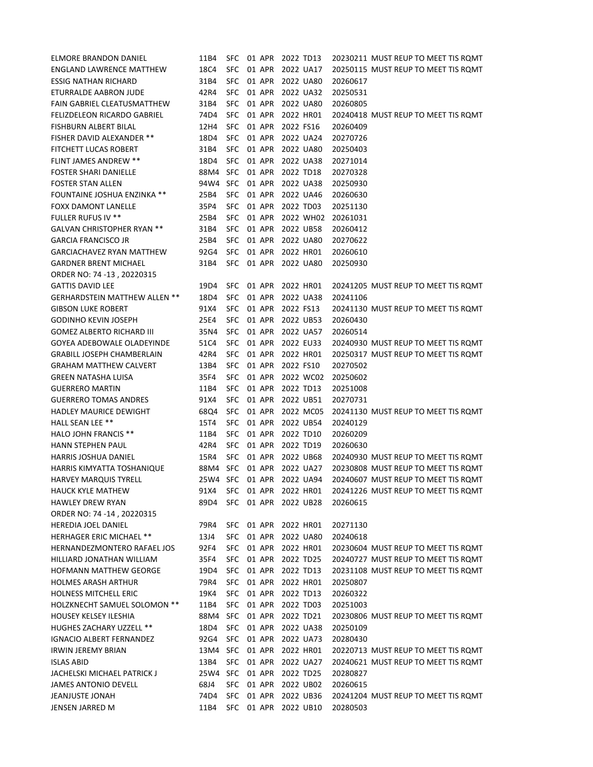| | | | | | | | |
|---|---|---|---|---|---|---|---|
| ELMORE BRANDON DANIEL | 11B4 | SFC | 01 APR | 2022 | TD13 | 20230211 | MUST REUP TO MEET TIS RQMT |
| ENGLAND LAWRENCE MATTHEW | 18C4 | SFC | 01 APR | 2022 | UA17 | 20250115 | MUST REUP TO MEET TIS RQMT |
| ESSIG NATHAN RICHARD | 31B4 | SFC | 01 APR | 2022 | UA80 | 20260617 | |
| ETURRALDE AABRON JUDE | 42R4 | SFC | 01 APR | 2022 | UA32 | 20250531 | |
| FAIN GABRIEL CLEATUSMATTHEW | 31B4 | SFC | 01 APR | 2022 | UA80 | 20260805 | |
| FELIZDELEON RICARDO GABRIEL | 74D4 | SFC | 01 APR | 2022 | HR01 | 20240418 | MUST REUP TO MEET TIS RQMT |
| FISHBURN ALBERT BILAL | 12H4 | SFC | 01 APR | 2022 | FS16 | 20260409 | |
| FISHER DAVID ALEXANDER ** | 18D4 | SFC | 01 APR | 2022 | UA24 | 20270726 | |
| FITCHETT LUCAS ROBERT | 31B4 | SFC | 01 APR | 2022 | UA80 | 20250403 | |
| FLINT JAMES ANDREW ** | 18D4 | SFC | 01 APR | 2022 | UA38 | 20271014 | |
| FOSTER SHARI DANIELLE | 88M4 | SFC | 01 APR | 2022 | TD18 | 20270328 | |
| FOSTER STAN ALLEN | 94W4 | SFC | 01 APR | 2022 | UA38 | 20250930 | |
| FOUNTAINE JOSHUA ENZINKA ** | 25B4 | SFC | 01 APR | 2022 | UA46 | 20260630 | |
| FOXX DAMONT LANELLE | 35P4 | SFC | 01 APR | 2022 | TD03 | 20251130 | |
| FULLER RUFUS IV ** | 25B4 | SFC | 01 APR | 2022 | WH02 | 20261031 | |
| GALVAN CHRISTOPHER RYAN ** | 31B4 | SFC | 01 APR | 2022 | UB58 | 20260412 | |
| GARCIA FRANCISCO JR | 25B4 | SFC | 01 APR | 2022 | UA80 | 20270622 | |
| GARCIACHAVEZ RYAN MATTHEW | 92G4 | SFC | 01 APR | 2022 | HR01 | 20260610 | |
| GARDNER BRENT MICHAEL | 31B4 | SFC | 01 APR | 2022 | UA80 | 20250930 | |
| ORDER NO: 74 -13 , 20220315 | | | | | | | |
| GATTIS DAVID LEE | 19D4 | SFC | 01 APR | 2022 | HR01 | 20241205 | MUST REUP TO MEET TIS RQMT |
| GERHARDSTEIN MATTHEW ALLEN ** | 18D4 | SFC | 01 APR | 2022 | UA38 | 20241106 | |
| GIBSON LUKE ROBERT | 91X4 | SFC | 01 APR | 2022 | FS13 | 20241130 | MUST REUP TO MEET TIS RQMT |
| GODINHO KEVIN JOSEPH | 25E4 | SFC | 01 APR | 2022 | UB53 | 20260430 | |
| GOMEZ ALBERTO RICHARD III | 35N4 | SFC | 01 APR | 2022 | UA57 | 20260514 | |
| GOYEA ADEBOWALE OLADEYINDE | 51C4 | SFC | 01 APR | 2022 | EU33 | 20240930 | MUST REUP TO MEET TIS RQMT |
| GRABILL JOSEPH CHAMBERLAIN | 42R4 | SFC | 01 APR | 2022 | HR01 | 20250317 | MUST REUP TO MEET TIS RQMT |
| GRAHAM MATTHEW CALVERT | 13B4 | SFC | 01 APR | 2022 | FS10 | 20270502 | |
| GREEN NATASHA LUISA | 35F4 | SFC | 01 APR | 2022 | WC02 | 20250602 | |
| GUERRERO MARTIN | 11B4 | SFC | 01 APR | 2022 | TD13 | 20251008 | |
| GUERRERO TOMAS ANDRES | 91X4 | SFC | 01 APR | 2022 | UB51 | 20270731 | |
| HADLEY MAURICE DEWIGHT | 68Q4 | SFC | 01 APR | 2022 | MC05 | 20241130 | MUST REUP TO MEET TIS RQMT |
| HALL SEAN LEE ** | 15T4 | SFC | 01 APR | 2022 | UB54 | 20240129 | |
| HALO JOHN FRANCIS ** | 11B4 | SFC | 01 APR | 2022 | TD10 | 20260209 | |
| HANN STEPHEN PAUL | 42R4 | SFC | 01 APR | 2022 | TD19 | 20260630 | |
| HARRIS JOSHUA DANIEL | 15R4 | SFC | 01 APR | 2022 | UB68 | 20240930 | MUST REUP TO MEET TIS RQMT |
| HARRIS KIMYATTA TOSHANIQUE | 88M4 | SFC | 01 APR | 2022 | UA27 | 20230808 | MUST REUP TO MEET TIS RQMT |
| HARVEY MARQUIS TYRELL | 25W4 | SFC | 01 APR | 2022 | UA94 | 20240607 | MUST REUP TO MEET TIS RQMT |
| HAUCK KYLE MATHEW | 91X4 | SFC | 01 APR | 2022 | HR01 | 20241226 | MUST REUP TO MEET TIS RQMT |
| HAWLEY DREW RYAN | 89D4 | SFC | 01 APR | 2022 | UB28 | 20260615 | |
| ORDER NO: 74 -14 , 20220315 | | | | | | | |
| HEREDIA JOEL DANIEL | 79R4 | SFC | 01 APR | 2022 | HR01 | 20271130 | |
| HERHAGER ERIC MICHAEL ** | 13J4 | SFC | 01 APR | 2022 | UA80 | 20240618 | |
| HERNANDEZMONTERO RAFAEL JOS | 92F4 | SFC | 01 APR | 2022 | HR01 | 20230604 | MUST REUP TO MEET TIS RQMT |
| HILLIARD JONATHAN WILLIAM | 35F4 | SFC | 01 APR | 2022 | TD25 | 20240727 | MUST REUP TO MEET TIS RQMT |
| HOFMANN MATTHEW GEORGE | 19D4 | SFC | 01 APR | 2022 | TD13 | 20231108 | MUST REUP TO MEET TIS RQMT |
| HOLMES ARASH ARTHUR | 79R4 | SFC | 01 APR | 2022 | HR01 | 20250807 | |
| HOLNESS MITCHELL ERIC | 19K4 | SFC | 01 APR | 2022 | TD13 | 20260322 | |
| HOLZKNECHT SAMUEL SOLOMON ** | 11B4 | SFC | 01 APR | 2022 | TD03 | 20251003 | |
| HOUSEY KELSEY ILESHIA | 88M4 | SFC | 01 APR | 2022 | TD21 | 20230806 | MUST REUP TO MEET TIS RQMT |
| HUGHES ZACHARY UZZELL ** | 18D4 | SFC | 01 APR | 2022 | UA38 | 20250109 | |
| IGNACIO ALBERT FERNANDEZ | 92G4 | SFC | 01 APR | 2022 | UA73 | 20280430 | |
| IRWIN JEREMY BRIAN | 13M4 | SFC | 01 APR | 2022 | HR01 | 20220713 | MUST REUP TO MEET TIS RQMT |
| ISLAS ABID | 13B4 | SFC | 01 APR | 2022 | UA27 | 20240621 | MUST REUP TO MEET TIS RQMT |
| JACHELSKI MICHAEL PATRICK J | 25W4 | SFC | 01 APR | 2022 | TD25 | 20280827 | |
| JAMES ANTONIO DEVELL | 68J4 | SFC | 01 APR | 2022 | UB02 | 20260615 | |
| JEANJUSTE JONAH | 74D4 | SFC | 01 APR | 2022 | UB36 | 20241204 | MUST REUP TO MEET TIS RQMT |
| JENSEN JARRED M | 11B4 | SFC | 01 APR | 2022 | UB10 | 20280503 | |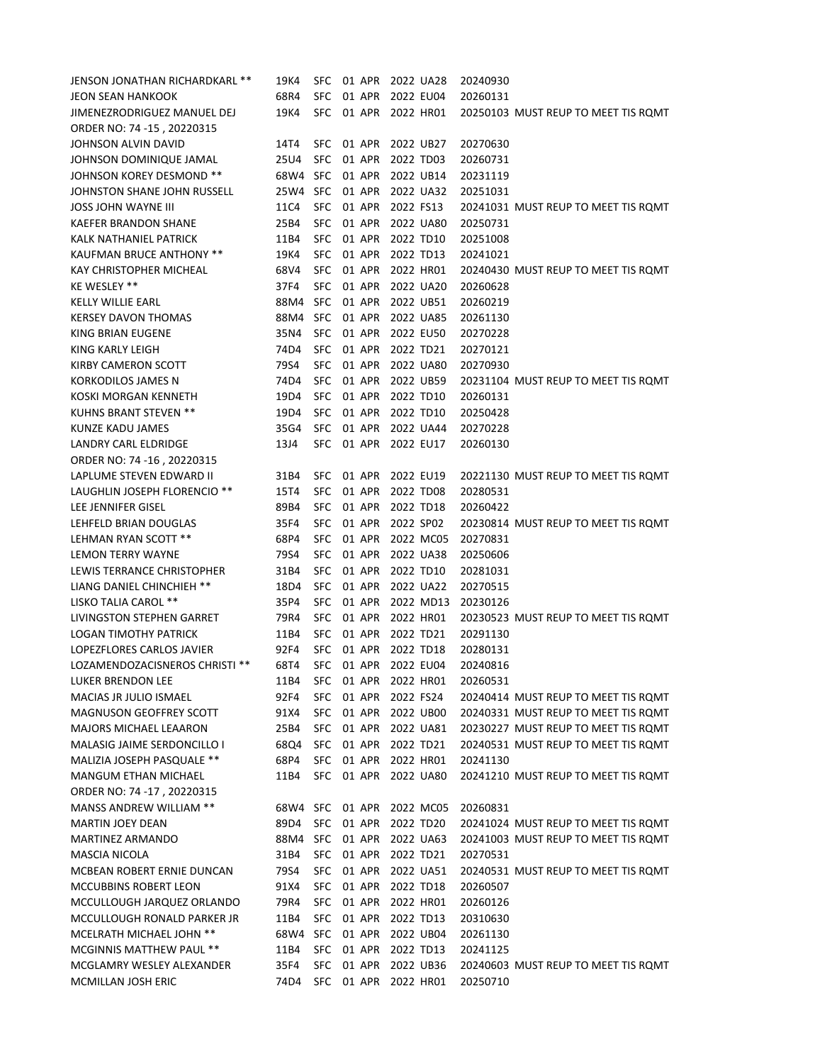JENSON JONATHAN RICHARDKARL ** 19K4 SFC 01 APR 2022 UA28 20240930
JEON SEAN HANKOOK 68R4 SFC 01 APR 2022 EU04 20260131
JIMENEZRODRIGUEZ MANUEL DEJ 19K4 SFC 01 APR 2022 HR01 20250103 MUST REUP TO MEET TIS RQMT
ORDER NO: 74 -15 , 20220315
JOHNSON ALVIN DAVID 14T4 SFC 01 APR 2022 UB27 20270630
JOHNSON DOMINIQUE JAMAL 25U4 SFC 01 APR 2022 TD03 20260731
JOHNSON KOREY DESMOND ** 68W4 SFC 01 APR 2022 UB14 20231119
JOHNSTON SHANE JOHN RUSSELL 25W4 SFC 01 APR 2022 UA32 20251031
JOSS JOHN WAYNE III 11C4 SFC 01 APR 2022 FS13 20241031 MUST REUP TO MEET TIS RQMT
KAEFER BRANDON SHANE 25B4 SFC 01 APR 2022 UA80 20250731
KALK NATHANIEL PATRICK 11B4 SFC 01 APR 2022 TD10 20251008
KAUFMAN BRUCE ANTHONY ** 19K4 SFC 01 APR 2022 TD13 20241021
KAY CHRISTOPHER MICHEAL 68V4 SFC 01 APR 2022 HR01 20240430 MUST REUP TO MEET TIS RQMT
KE WESLEY ** 37F4 SFC 01 APR 2022 UA20 20260628
KELLY WILLIE EARL 88M4 SFC 01 APR 2022 UB51 20260219
KERSEY DAVON THOMAS 88M4 SFC 01 APR 2022 UA85 20261130
KING BRIAN EUGENE 35N4 SFC 01 APR 2022 EU50 20270228
KING KARLY LEIGH 74D4 SFC 01 APR 2022 TD21 20270121
KIRBY CAMERON SCOTT 79S4 SFC 01 APR 2022 UA80 20270930
KORKODILOS JAMES N 74D4 SFC 01 APR 2022 UB59 20231104 MUST REUP TO MEET TIS RQMT
KOSKI MORGAN KENNETH 19D4 SFC 01 APR 2022 TD10 20260131
KUHNS BRANT STEVEN ** 19D4 SFC 01 APR 2022 TD10 20250428
KUNZE KADU JAMES 35G4 SFC 01 APR 2022 UA44 20270228
LANDRY CARL ELDRIDGE 13J4 SFC 01 APR 2022 EU17 20260130
ORDER NO: 74 -16 , 20220315
LAPLUME STEVEN EDWARD II 31B4 SFC 01 APR 2022 EU19 20221130 MUST REUP TO MEET TIS RQMT
LAUGHLIN JOSEPH FLORENCIO ** 15T4 SFC 01 APR 2022 TD08 20280531
LEE JENNIFER GISEL 89B4 SFC 01 APR 2022 TD18 20260422
LEHFELD BRIAN DOUGLAS 35F4 SFC 01 APR 2022 SP02 20230814 MUST REUP TO MEET TIS RQMT
LEHMAN RYAN SCOTT ** 68P4 SFC 01 APR 2022 MC05 20270831
LEMON TERRY WAYNE 79S4 SFC 01 APR 2022 UA38 20250606
LEWIS TERRANCE CHRISTOPHER 31B4 SFC 01 APR 2022 TD10 20281031
LIANG DANIEL CHINCHIEH ** 18D4 SFC 01 APR 2022 UA22 20270515
LISKO TALIA CAROL ** 35P4 SFC 01 APR 2022 MD13 20230126
LIVINGSTON STEPHEN GARRET 79R4 SFC 01 APR 2022 HR01 20230523 MUST REUP TO MEET TIS RQMT
LOGAN TIMOTHY PATRICK 11B4 SFC 01 APR 2022 TD21 20291130
LOPEZFLORES CARLOS JAVIER 92F4 SFC 01 APR 2022 TD18 20280131
LOZAMENDOZACISNEROS CHRISTI ** 68T4 SFC 01 APR 2022 EU04 20240816
LUKER BRENDON LEE 11B4 SFC 01 APR 2022 HR01 20260531
MACIAS JR JULIO ISMAEL 92F4 SFC 01 APR 2022 FS24 20240414 MUST REUP TO MEET TIS RQMT
MAGNUSON GEOFFREY SCOTT 91X4 SFC 01 APR 2022 UB00 20240331 MUST REUP TO MEET TIS RQMT
MAJORS MICHAEL LEAARON 25B4 SFC 01 APR 2022 UA81 20230227 MUST REUP TO MEET TIS RQMT
MALASIG JAIME SERDONCILLO I 68Q4 SFC 01 APR 2022 TD21 20240531 MUST REUP TO MEET TIS RQMT
MALIZIA JOSEPH PASQUALE ** 68P4 SFC 01 APR 2022 HR01 20241130
MANGUM ETHAN MICHAEL 11B4 SFC 01 APR 2022 UA80 20241210 MUST REUP TO MEET TIS RQMT
ORDER NO: 74 -17 , 20220315
MANSS ANDREW WILLIAM ** 68W4 SFC 01 APR 2022 MC05 20260831
MARTIN JOEY DEAN 89D4 SFC 01 APR 2022 TD20 20241024 MUST REUP TO MEET TIS RQMT
MARTINEZ ARMANDO 88M4 SFC 01 APR 2022 UA63 20241003 MUST REUP TO MEET TIS RQMT
MASCIA NICOLA 31B4 SFC 01 APR 2022 TD21 20270531
MCBEAN ROBERT ERNIE DUNCAN 79S4 SFC 01 APR 2022 UA51 20240531 MUST REUP TO MEET TIS RQMT
MCCUBBINS ROBERT LEON 91X4 SFC 01 APR 2022 TD18 20260507
MCCULLOUGH JARQUEZ ORLANDO 79R4 SFC 01 APR 2022 HR01 20260126
MCCULLOUGH RONALD PARKER JR 11B4 SFC 01 APR 2022 TD13 20310630
MCELRATH MICHAEL JOHN ** 68W4 SFC 01 APR 2022 UB04 20261130
MCGINNIS MATTHEW PAUL ** 11B4 SFC 01 APR 2022 TD13 20241125
MCGLAMRY WESLEY ALEXANDER 35F4 SFC 01 APR 2022 UB36 20240603 MUST REUP TO MEET TIS RQMT
MCMILLAN JOSH ERIC 74D4 SFC 01 APR 2022 HR01 20250710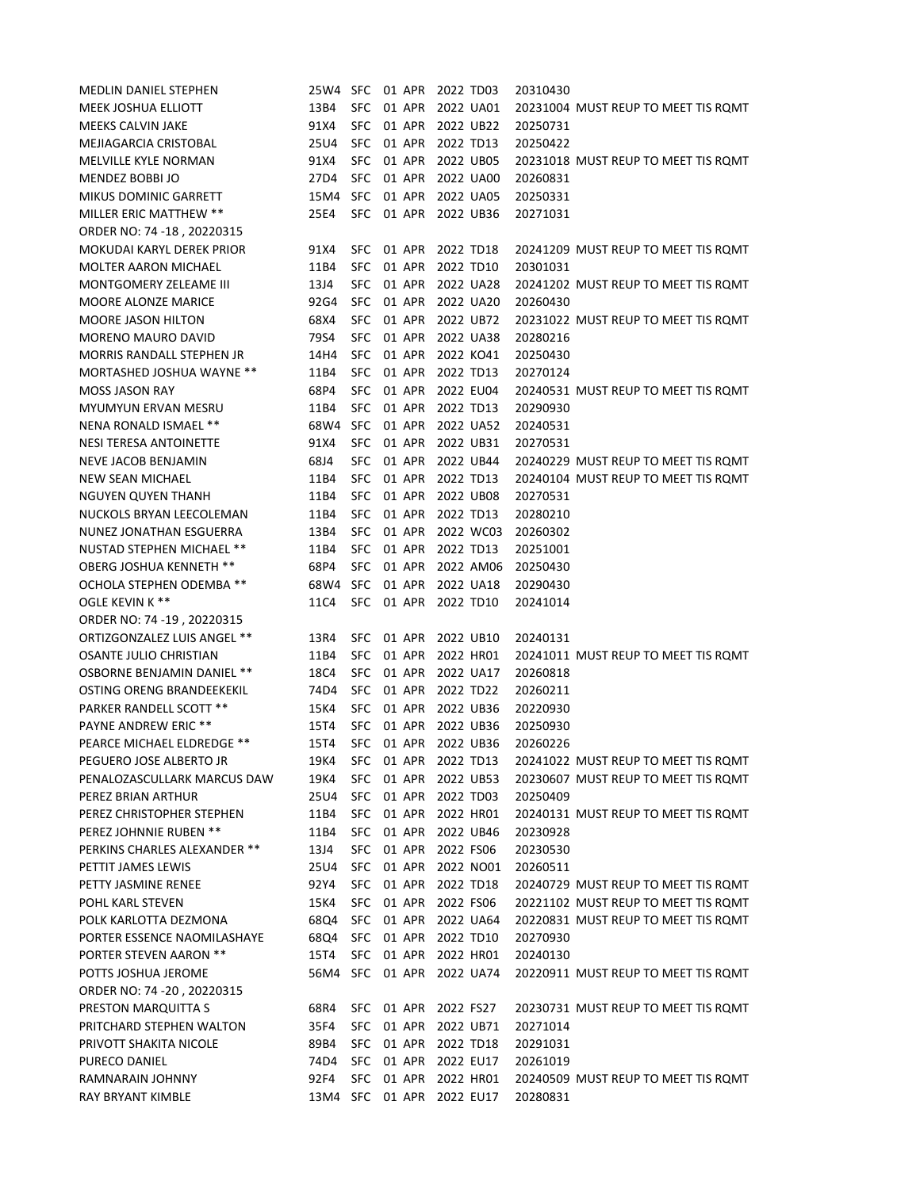| | | | | | | |
|---|---|---|---|---|---|---|
| MEDLIN DANIEL STEPHEN | 25W4 | SFC | 01 APR | 2022 TD03 | 20310430 | |
| MEEK JOSHUA ELLIOTT | 13B4 | SFC | 01 APR | 2022 UA01 | 20231004 | MUST REUP TO MEET TIS RQMT |
| MEEKS CALVIN JAKE | 91X4 | SFC | 01 APR | 2022 UB22 | 20250731 | |
| MEJIAGARCIA CRISTOBAL | 25U4 | SFC | 01 APR | 2022 TD13 | 20250422 | |
| MELVILLE KYLE NORMAN | 91X4 | SFC | 01 APR | 2022 UB05 | 20231018 | MUST REUP TO MEET TIS RQMT |
| MENDEZ BOBBI JO | 27D4 | SFC | 01 APR | 2022 UA00 | 20260831 | |
| MIKUS DOMINIC GARRETT | 15M4 | SFC | 01 APR | 2022 UA05 | 20250331 | |
| MILLER ERIC MATTHEW ** | 25E4 | SFC | 01 APR | 2022 UB36 | 20271031 | |
| ORDER NO: 74 -18 , 20220315 | | | | | | |
| MOKUDAI KARYL DEREK PRIOR | 91X4 | SFC | 01 APR | 2022 TD18 | 20241209 | MUST REUP TO MEET TIS RQMT |
| MOLTER AARON MICHAEL | 11B4 | SFC | 01 APR | 2022 TD10 | 20301031 | |
| MONTGOMERY ZELEAME III | 13J4 | SFC | 01 APR | 2022 UA28 | 20241202 | MUST REUP TO MEET TIS RQMT |
| MOORE ALONZE MARICE | 92G4 | SFC | 01 APR | 2022 UA20 | 20260430 | |
| MOORE JASON HILTON | 68X4 | SFC | 01 APR | 2022 UB72 | 20231022 | MUST REUP TO MEET TIS RQMT |
| MORENO MAURO DAVID | 79S4 | SFC | 01 APR | 2022 UA38 | 20280216 | |
| MORRIS RANDALL STEPHEN JR | 14H4 | SFC | 01 APR | 2022 KO41 | 20250430 | |
| MORTASHED JOSHUA WAYNE ** | 11B4 | SFC | 01 APR | 2022 TD13 | 20270124 | |
| MOSS JASON RAY | 68P4 | SFC | 01 APR | 2022 EU04 | 20240531 | MUST REUP TO MEET TIS RQMT |
| MYUMYUN ERVAN MESRU | 11B4 | SFC | 01 APR | 2022 TD13 | 20290930 | |
| NENA RONALD ISMAEL ** | 68W4 | SFC | 01 APR | 2022 UA52 | 20240531 | |
| NESI TERESA ANTOINETTE | 91X4 | SFC | 01 APR | 2022 UB31 | 20270531 | |
| NEVE JACOB BENJAMIN | 68J4 | SFC | 01 APR | 2022 UB44 | 20240229 | MUST REUP TO MEET TIS RQMT |
| NEW SEAN MICHAEL | 11B4 | SFC | 01 APR | 2022 TD13 | 20240104 | MUST REUP TO MEET TIS RQMT |
| NGUYEN QUYEN THANH | 11B4 | SFC | 01 APR | 2022 UB08 | 20270531 | |
| NUCKOLS BRYAN LEECOLEMAN | 11B4 | SFC | 01 APR | 2022 TD13 | 20280210 | |
| NUNEZ JONATHAN ESGUERRA | 13B4 | SFC | 01 APR | 2022 WC03 | 20260302 | |
| NUSTAD STEPHEN MICHAEL ** | 11B4 | SFC | 01 APR | 2022 TD13 | 20251001 | |
| OBERG JOSHUA KENNETH ** | 68P4 | SFC | 01 APR | 2022 AM06 | 20250430 | |
| OCHOLA STEPHEN ODEMBA ** | 68W4 | SFC | 01 APR | 2022 UA18 | 20290430 | |
| OGLE KEVIN K ** | 11C4 | SFC | 01 APR | 2022 TD10 | 20241014 | |
| ORDER NO: 74 -19 , 20220315 | | | | | | |
| ORTIZGONZALEZ LUIS ANGEL ** | 13R4 | SFC | 01 APR | 2022 UB10 | 20240131 | |
| OSANTE JULIO CHRISTIAN | 11B4 | SFC | 01 APR | 2022 HR01 | 20241011 | MUST REUP TO MEET TIS RQMT |
| OSBORNE BENJAMIN DANIEL ** | 18C4 | SFC | 01 APR | 2022 UA17 | 20260818 | |
| OSTING ORENG BRANDEEKEKIL | 74D4 | SFC | 01 APR | 2022 TD22 | 20260211 | |
| PARKER RANDELL SCOTT ** | 15K4 | SFC | 01 APR | 2022 UB36 | 20220930 | |
| PAYNE ANDREW ERIC ** | 15T4 | SFC | 01 APR | 2022 UB36 | 20250930 | |
| PEARCE MICHAEL ELDREDGE ** | 15T4 | SFC | 01 APR | 2022 UB36 | 20260226 | |
| PEGUERO JOSE ALBERTO JR | 19K4 | SFC | 01 APR | 2022 TD13 | 20241022 | MUST REUP TO MEET TIS RQMT |
| PENALOZASCULLARK MARCUS DAW | 19K4 | SFC | 01 APR | 2022 UB53 | 20230607 | MUST REUP TO MEET TIS RQMT |
| PEREZ BRIAN ARTHUR | 25U4 | SFC | 01 APR | 2022 TD03 | 20250409 | |
| PEREZ CHRISTOPHER STEPHEN | 11B4 | SFC | 01 APR | 2022 HR01 | 20240131 | MUST REUP TO MEET TIS RQMT |
| PEREZ JOHNNIE RUBEN ** | 11B4 | SFC | 01 APR | 2022 UB46 | 20230928 | |
| PERKINS CHARLES ALEXANDER ** | 13J4 | SFC | 01 APR | 2022 FS06 | 20230530 | |
| PETTIT JAMES LEWIS | 25U4 | SFC | 01 APR | 2022 NO01 | 20260511 | |
| PETTY JASMINE RENEE | 92Y4 | SFC | 01 APR | 2022 TD18 | 20240729 | MUST REUP TO MEET TIS RQMT |
| POHL KARL STEVEN | 15K4 | SFC | 01 APR | 2022 FS06 | 20221102 | MUST REUP TO MEET TIS RQMT |
| POLK KARLOTTA DEZMONA | 68Q4 | SFC | 01 APR | 2022 UA64 | 20220831 | MUST REUP TO MEET TIS RQMT |
| PORTER ESSENCE NAOMILASHAYE | 68Q4 | SFC | 01 APR | 2022 TD10 | 20270930 | |
| PORTER STEVEN AARON ** | 15T4 | SFC | 01 APR | 2022 HR01 | 20240130 | |
| POTTS JOSHUA JEROME | 56M4 | SFC | 01 APR | 2022 UA74 | 20220911 | MUST REUP TO MEET TIS RQMT |
| ORDER NO: 74 -20 , 20220315 | | | | | | |
| PRESTON MARQUITTA S | 68R4 | SFC | 01 APR | 2022 FS27 | 20230731 | MUST REUP TO MEET TIS RQMT |
| PRITCHARD STEPHEN WALTON | 35F4 | SFC | 01 APR | 2022 UB71 | 20271014 | |
| PRIVOTT SHAKITA NICOLE | 89B4 | SFC | 01 APR | 2022 TD18 | 20291031 | |
| PURECO DANIEL | 74D4 | SFC | 01 APR | 2022 EU17 | 20261019 | |
| RAMNARAIN JOHNNY | 92F4 | SFC | 01 APR | 2022 HR01 | 20240509 | MUST REUP TO MEET TIS RQMT |
| RAY BRYANT KIMBLE | 13M4 | SFC | 01 APR | 2022 EU17 | 20280831 | |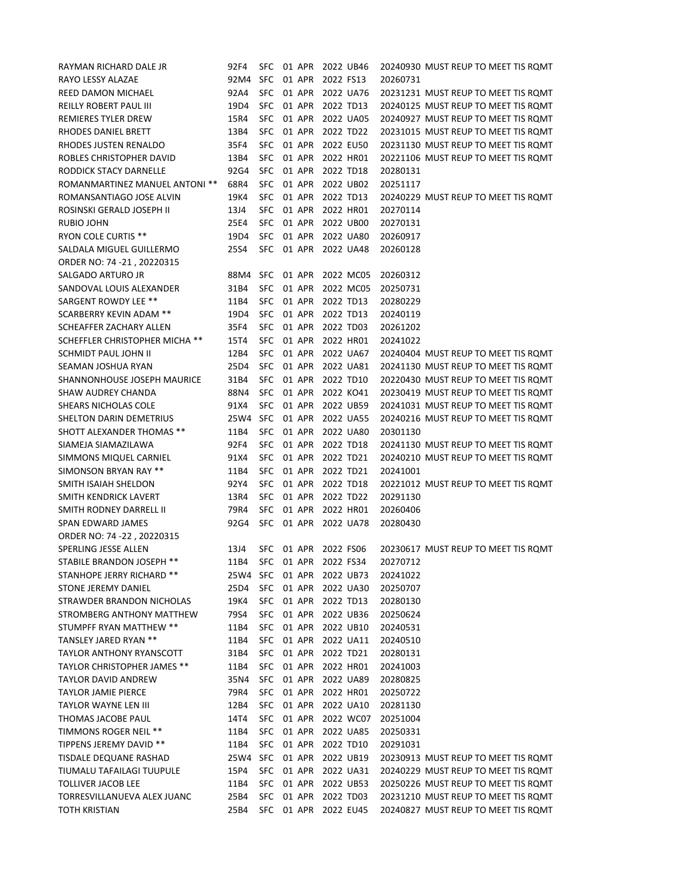| | | | | | | |
|---|---|---|---|---|---|---|
| RAYMAN RICHARD DALE JR | 92F4 | SFC | 01 APR | 2022 UB46 | 20240930 | MUST REUP TO MEET TIS RQMT |
| RAYO LESSY ALAZAE | 92M4 | SFC | 01 APR | 2022 FS13 | 20260731 | |
| REED DAMON MICHAEL | 92A4 | SFC | 01 APR | 2022 UA76 | 20231231 | MUST REUP TO MEET TIS RQMT |
| REILLY ROBERT PAUL III | 19D4 | SFC | 01 APR | 2022 TD13 | 20240125 | MUST REUP TO MEET TIS RQMT |
| REMIERES TYLER DREW | 15R4 | SFC | 01 APR | 2022 UA05 | 20240927 | MUST REUP TO MEET TIS RQMT |
| RHODES DANIEL BRETT | 13B4 | SFC | 01 APR | 2022 TD22 | 20231015 | MUST REUP TO MEET TIS RQMT |
| RHODES JUSTEN RENALDO | 35F4 | SFC | 01 APR | 2022 EU50 | 20231130 | MUST REUP TO MEET TIS RQMT |
| ROBLES CHRISTOPHER DAVID | 13B4 | SFC | 01 APR | 2022 HR01 | 20221106 | MUST REUP TO MEET TIS RQMT |
| RODDICK STACY DARNELLE | 92G4 | SFC | 01 APR | 2022 TD18 | 20280131 | |
| ROMANMARTINEZ MANUEL ANTONI ** | 68R4 | SFC | 01 APR | 2022 UB02 | 20251117 | |
| ROMANSANTIAGO JOSE ALVIN | 19K4 | SFC | 01 APR | 2022 TD13 | 20240229 | MUST REUP TO MEET TIS RQMT |
| ROSINSKI GERALD JOSEPH II | 13J4 | SFC | 01 APR | 2022 HR01 | 20270114 | |
| RUBIO JOHN | 25E4 | SFC | 01 APR | 2022 UB00 | 20270131 | |
| RYON COLE CURTIS ** | 19D4 | SFC | 01 APR | 2022 UA80 | 20260917 | |
| SALDALA MIGUEL GUILLERMO | 25S4 | SFC | 01 APR | 2022 UA48 | 20260128 | |
| ORDER NO: 74 -21 , 20220315 | | | | | | |
| SALGADO ARTURO JR | 88M4 | SFC | 01 APR | 2022 MC05 | 20260312 | |
| SANDOVAL LOUIS ALEXANDER | 31B4 | SFC | 01 APR | 2022 MC05 | 20250731 | |
| SARGENT ROWDY LEE ** | 11B4 | SFC | 01 APR | 2022 TD13 | 20280229 | |
| SCARBERRY KEVIN ADAM ** | 19D4 | SFC | 01 APR | 2022 TD13 | 20240119 | |
| SCHEAFFER ZACHARY ALLEN | 35F4 | SFC | 01 APR | 2022 TD03 | 20261202 | |
| SCHEFFLER CHRISTOPHER MICHA ** | 15T4 | SFC | 01 APR | 2022 HR01 | 20241022 | |
| SCHMIDT PAUL JOHN II | 12B4 | SFC | 01 APR | 2022 UA67 | 20240404 | MUST REUP TO MEET TIS RQMT |
| SEAMAN JOSHUA RYAN | 25D4 | SFC | 01 APR | 2022 UA81 | 20241130 | MUST REUP TO MEET TIS RQMT |
| SHANNONHOUSE JOSEPH MAURICE | 31B4 | SFC | 01 APR | 2022 TD10 | 20220430 | MUST REUP TO MEET TIS RQMT |
| SHAW AUDREY CHANDA | 88N4 | SFC | 01 APR | 2022 KO41 | 20230419 | MUST REUP TO MEET TIS RQMT |
| SHEARS NICHOLAS COLE | 91X4 | SFC | 01 APR | 2022 UB59 | 20241031 | MUST REUP TO MEET TIS RQMT |
| SHELTON DARIN DEMETRIUS | 25W4 | SFC | 01 APR | 2022 UA55 | 20240216 | MUST REUP TO MEET TIS RQMT |
| SHOTT ALEXANDER THOMAS ** | 11B4 | SFC | 01 APR | 2022 UA80 | 20301130 | |
| SIAMEJA SIAMAZILAWA | 92F4 | SFC | 01 APR | 2022 TD18 | 20241130 | MUST REUP TO MEET TIS RQMT |
| SIMMONS MIQUEL CARNIEL | 91X4 | SFC | 01 APR | 2022 TD21 | 20240210 | MUST REUP TO MEET TIS RQMT |
| SIMONSON BRYAN RAY ** | 11B4 | SFC | 01 APR | 2022 TD21 | 20241001 | |
| SMITH ISAIAH SHELDON | 92Y4 | SFC | 01 APR | 2022 TD18 | 20221012 | MUST REUP TO MEET TIS RQMT |
| SMITH KENDRICK LAVERT | 13R4 | SFC | 01 APR | 2022 TD22 | 20291130 | |
| SMITH RODNEY DARRELL II | 79R4 | SFC | 01 APR | 2022 HR01 | 20260406 | |
| SPAN EDWARD JAMES | 92G4 | SFC | 01 APR | 2022 UA78 | 20280430 | |
| ORDER NO: 74 -22 , 20220315 | | | | | | |
| SPERLING JESSE ALLEN | 13J4 | SFC | 01 APR | 2022 FS06 | 20230617 | MUST REUP TO MEET TIS RQMT |
| STABILE BRANDON JOSEPH ** | 11B4 | SFC | 01 APR | 2022 FS34 | 20270712 | |
| STANHOPE JERRY RICHARD ** | 25W4 | SFC | 01 APR | 2022 UB73 | 20241022 | |
| STONE JEREMY DANIEL | 25D4 | SFC | 01 APR | 2022 UA30 | 20250707 | |
| STRAWDER BRANDON NICHOLAS | 19K4 | SFC | 01 APR | 2022 TD13 | 20280130 | |
| STROMBERG ANTHONY MATTHEW | 79S4 | SFC | 01 APR | 2022 UB36 | 20250624 | |
| STUMPFF RYAN MATTHEW ** | 11B4 | SFC | 01 APR | 2022 UB10 | 20240531 | |
| TANSLEY JARED RYAN ** | 11B4 | SFC | 01 APR | 2022 UA11 | 20240510 | |
| TAYLOR ANTHONY RYANSCOTT | 31B4 | SFC | 01 APR | 2022 TD21 | 20280131 | |
| TAYLOR CHRISTOPHER JAMES ** | 11B4 | SFC | 01 APR | 2022 HR01 | 20241003 | |
| TAYLOR DAVID ANDREW | 35N4 | SFC | 01 APR | 2022 UA89 | 20280825 | |
| TAYLOR JAMIE PIERCE | 79R4 | SFC | 01 APR | 2022 HR01 | 20250722 | |
| TAYLOR WAYNE LEN III | 12B4 | SFC | 01 APR | 2022 UA10 | 20281130 | |
| THOMAS JACOBE PAUL | 14T4 | SFC | 01 APR | 2022 WC07 | 20251004 | |
| TIMMONS ROGER NEIL ** | 11B4 | SFC | 01 APR | 2022 UA85 | 20250331 | |
| TIPPENS JEREMY DAVID ** | 11B4 | SFC | 01 APR | 2022 TD10 | 20291031 | |
| TISDALE DEQUANE RASHAD | 25W4 | SFC | 01 APR | 2022 UB19 | 20230913 | MUST REUP TO MEET TIS RQMT |
| TIUMALU TAFAILAGI TUUPULE | 15P4 | SFC | 01 APR | 2022 UA31 | 20240229 | MUST REUP TO MEET TIS RQMT |
| TOLLIVER JACOB LEE | 11B4 | SFC | 01 APR | 2022 UB53 | 20250226 | MUST REUP TO MEET TIS RQMT |
| TORRESVILLANUEVA ALEX JUANC | 25B4 | SFC | 01 APR | 2022 TD03 | 20231210 | MUST REUP TO MEET TIS RQMT |
| TOTH KRISTIAN | 25B4 | SFC | 01 APR | 2022 EU45 | 20240827 | MUST REUP TO MEET TIS RQMT |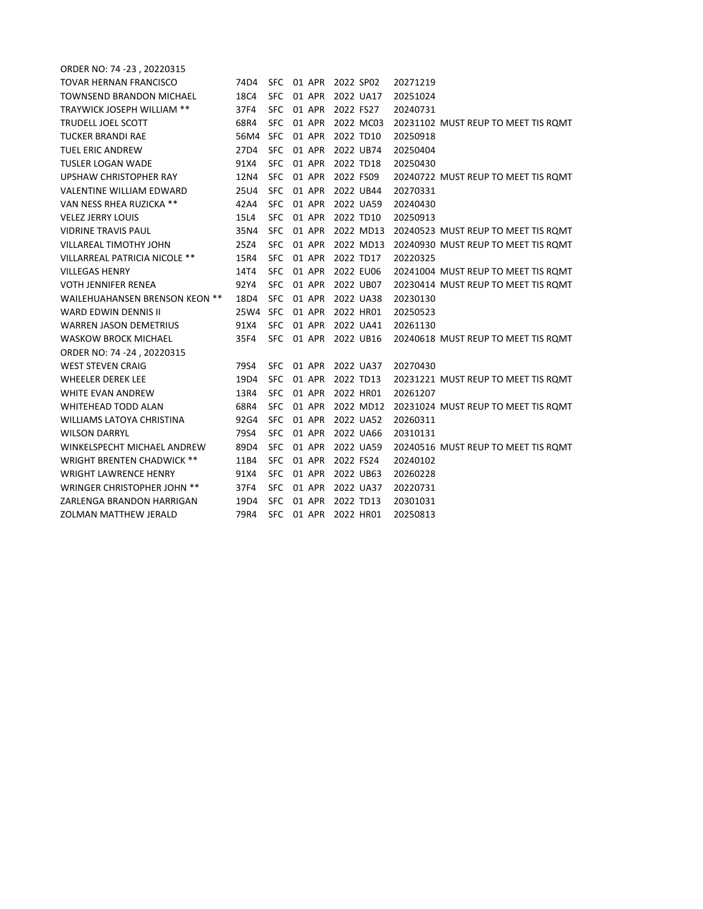ORDER NO: 74 -23 , 20220315

| | | | | | | | |
|---|---|---|---|---|---|---|---|
| TOVAR HERNAN FRANCISCO | 74D4 | SFC | 01 APR | 2022 | SP02 | 20271219 | |
| TOWNSEND BRANDON MICHAEL | 18C4 | SFC | 01 APR | 2022 | UA17 | 20251024 | |
| TRAYWICK JOSEPH WILLIAM ** | 37F4 | SFC | 01 APR | 2022 | FS27 | 20240731 | |
| TRUDELL JOEL SCOTT | 68R4 | SFC | 01 APR | 2022 | MC03 | 20231102 | MUST REUP TO MEET TIS RQMT |
| TUCKER BRANDI RAE | 56M4 | SFC | 01 APR | 2022 | TD10 | 20250918 | |
| TUEL ERIC ANDREW | 27D4 | SFC | 01 APR | 2022 | UB74 | 20250404 | |
| TUSLER LOGAN WADE | 91X4 | SFC | 01 APR | 2022 | TD18 | 20250430 | |
| UPSHAW CHRISTOPHER RAY | 12N4 | SFC | 01 APR | 2022 | FS09 | 20240722 | MUST REUP TO MEET TIS RQMT |
| VALENTINE WILLIAM EDWARD | 25U4 | SFC | 01 APR | 2022 | UB44 | 20270331 | |
| VAN NESS RHEA RUZICKA ** | 42A4 | SFC | 01 APR | 2022 | UA59 | 20240430 | |
| VELEZ JERRY LOUIS | 15L4 | SFC | 01 APR | 2022 | TD10 | 20250913 | |
| VIDRINE TRAVIS PAUL | 35N4 | SFC | 01 APR | 2022 | MD13 | 20240523 | MUST REUP TO MEET TIS RQMT |
| VILLAREAL TIMOTHY JOHN | 25Z4 | SFC | 01 APR | 2022 | MD13 | 20240930 | MUST REUP TO MEET TIS RQMT |
| VILLARREAL PATRICIA NICOLE ** | 15R4 | SFC | 01 APR | 2022 | TD17 | 20220325 | |
| VILLEGAS HENRY | 14T4 | SFC | 01 APR | 2022 | EU06 | 20241004 | MUST REUP TO MEET TIS RQMT |
| VOTH JENNIFER RENEA | 92Y4 | SFC | 01 APR | 2022 | UB07 | 20230414 | MUST REUP TO MEET TIS RQMT |
| WAILEHUAHANSEN BRENSON KEON ** | 18D4 | SFC | 01 APR | 2022 | UA38 | 20230130 | |
| WARD EDWIN DENNIS II | 25W4 | SFC | 01 APR | 2022 | HR01 | 20250523 | |
| WARREN JASON DEMETRIUS | 91X4 | SFC | 01 APR | 2022 | UA41 | 20261130 | |
| WASKOW BROCK MICHAEL | 35F4 | SFC | 01 APR | 2022 | UB16 | 20240618 | MUST REUP TO MEET TIS RQMT |

ORDER NO: 74 -24 , 20220315

| | | | | | | | |
|---|---|---|---|---|---|---|---|
| WEST STEVEN CRAIG | 79S4 | SFC | 01 APR | 2022 | UA37 | 20270430 | |
| WHEELER DEREK LEE | 19D4 | SFC | 01 APR | 2022 | TD13 | 20231221 | MUST REUP TO MEET TIS RQMT |
| WHITE EVAN ANDREW | 13R4 | SFC | 01 APR | 2022 | HR01 | 20261207 | |
| WHITEHEAD TODD ALAN | 68R4 | SFC | 01 APR | 2022 | MD12 | 20231024 | MUST REUP TO MEET TIS RQMT |
| WILLIAMS LATOYA CHRISTINA | 92G4 | SFC | 01 APR | 2022 | UA52 | 20260311 | |
| WILSON DARRYL | 79S4 | SFC | 01 APR | 2022 | UA66 | 20310131 | |
| WINKELSPECHT MICHAEL ANDREW | 89D4 | SFC | 01 APR | 2022 | UA59 | 20240516 | MUST REUP TO MEET TIS RQMT |
| WRIGHT BRENTEN CHADWICK ** | 11B4 | SFC | 01 APR | 2022 | FS24 | 20240102 | |
| WRIGHT LAWRENCE HENRY | 91X4 | SFC | 01 APR | 2022 | UB63 | 20260228 | |
| WRINGER CHRISTOPHER JOHN ** | 37F4 | SFC | 01 APR | 2022 | UA37 | 20220731 | |
| ZARLENGA BRANDON HARRIGAN | 19D4 | SFC | 01 APR | 2022 | TD13 | 20301031 | |
| ZOLMAN MATTHEW JERALD | 79R4 | SFC | 01 APR | 2022 | HR01 | 20250813 | |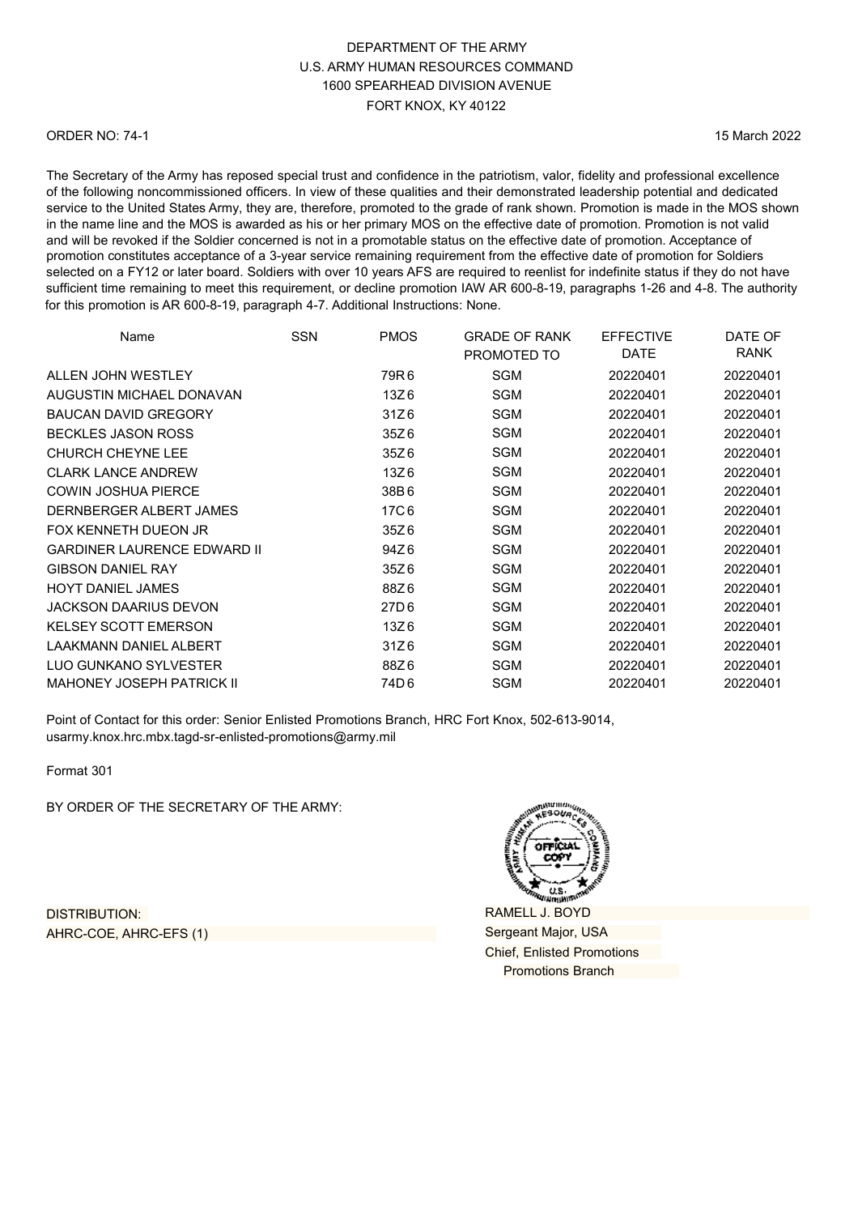DEPARTMENT OF THE ARMY
U.S. ARMY HUMAN RESOURCES COMMAND
1600 SPEARHEAD DIVISION AVENUE
FORT KNOX, KY 40122

ORDER NO: 74-1

15 March 2022

The Secretary of the Army has reposed special trust and confidence in the patriotism, valor, fidelity and professional excellence of the following noncommissioned officers. In view of these qualities and their demonstrated leadership potential and dedicated service to the United States Army, they are, therefore, promoted to the grade of rank shown. Promotion is made in the MOS shown in the name line and the MOS is awarded as his or her primary MOS on the effective date of promotion. Promotion is not valid and will be revoked if the Soldier concerned is not in a promotable status on the effective date of promotion. Acceptance of promotion constitutes acceptance of a 3-year service remaining requirement from the effective date of promotion for Soldiers selected on a FY12 or later board. Soldiers with over 10 years AFS are required to reenlist for indefinite status if they do not have sufficient time remaining to meet this requirement, or decline promotion IAW AR 600-8-19, paragraphs 1-26 and 4-8. The authority for this promotion is AR 600-8-19, paragraph 4-7. Additional Instructions: None.

| Name | SSN | PMOS | GRADE OF RANK PROMOTED TO | EFFECTIVE DATE | DATE OF RANK |
|---|---|---|---|---|---|
| ALLEN JOHN WESTLEY | | 79R6 | SGM | 20220401 | 20220401 |
| AUGUSTIN MICHAEL DONAVAN | | 13Z6 | SGM | 20220401 | 20220401 |
| BAUCAN DAVID GREGORY | | 31Z6 | SGM | 20220401 | 20220401 |
| BECKLES JASON ROSS | | 35Z6 | SGM | 20220401 | 20220401 |
| CHURCH CHEYNE LEE | | 35Z6 | SGM | 20220401 | 20220401 |
| CLARK LANCE ANDREW | | 13Z6 | SGM | 20220401 | 20220401 |
| COWIN JOSHUA PIERCE | | 38B6 | SGM | 20220401 | 20220401 |
| DERNBERGER ALBERT JAMES | | 17C6 | SGM | 20220401 | 20220401 |
| FOX KENNETH DUEON JR | | 35Z6 | SGM | 20220401 | 20220401 |
| GARDINER LAURENCE EDWARD II | | 94Z6 | SGM | 20220401 | 20220401 |
| GIBSON DANIEL RAY | | 35Z6 | SGM | 20220401 | 20220401 |
| HOYT DANIEL JAMES | | 88Z6 | SGM | 20220401 | 20220401 |
| JACKSON DAARIUS DEVON | | 27D6 | SGM | 20220401 | 20220401 |
| KELSEY SCOTT EMERSON | | 13Z6 | SGM | 20220401 | 20220401 |
| LAAKMANN DANIEL ALBERT | | 31Z6 | SGM | 20220401 | 20220401 |
| LUO GUNKANO SYLVESTER | | 88Z6 | SGM | 20220401 | 20220401 |
| MAHONEY JOSEPH PATRICK II | | 74D6 | SGM | 20220401 | 20220401 |

Point of Contact for this order: Senior Enlisted Promotions Branch, HRC Fort Knox, 502-613-9014, usarmy.knox.hrc.mbx.tagd-sr-enlisted-promotions@army.mil

Format 301

BY ORDER OF THE SECRETARY OF THE ARMY:

DISTRIBUTION:
AHRC-COE, AHRC-EFS (1)

RAMELL J. BOYD
Sergeant Major, USA
Chief, Enlisted Promotions
Promotions Branch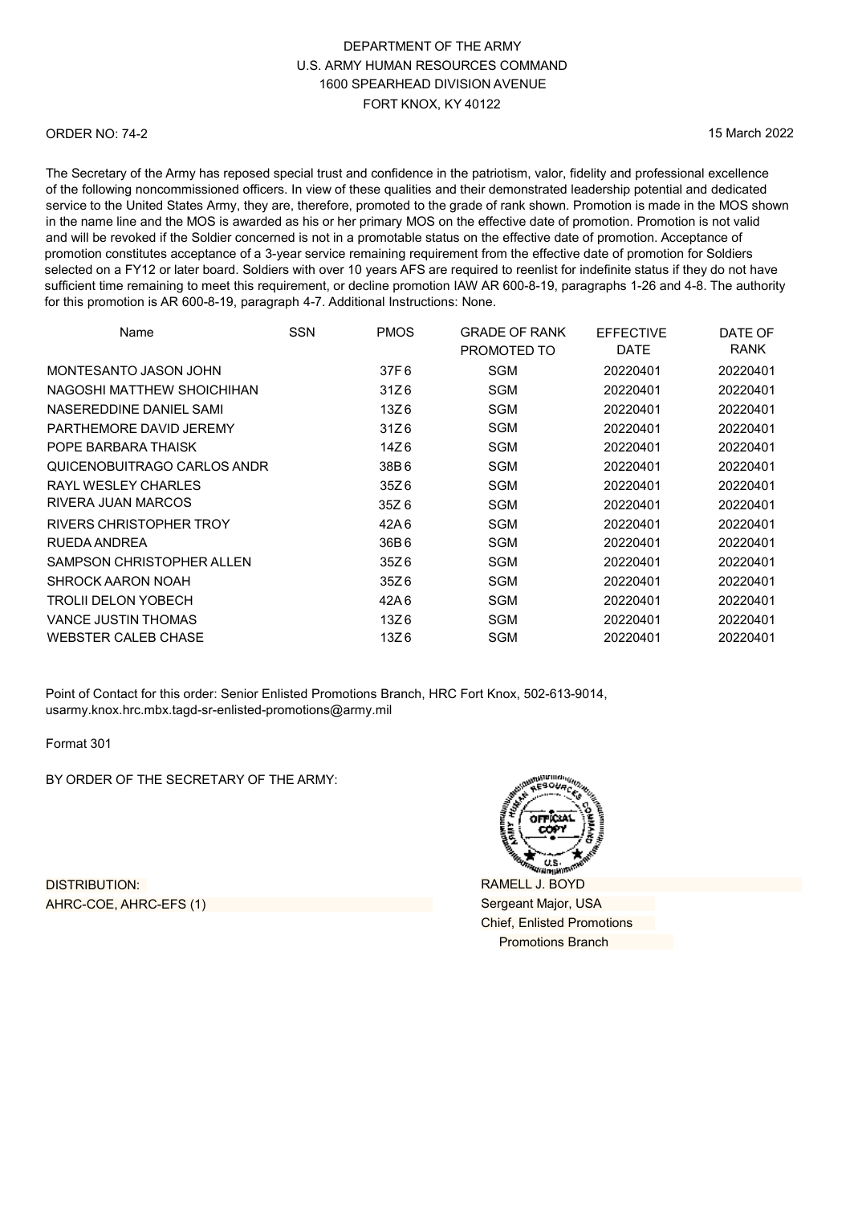DEPARTMENT OF THE ARMY
U.S. ARMY HUMAN RESOURCES COMMAND
1600 SPEARHEAD DIVISION AVENUE
FORT KNOX, KY 40122

ORDER NO: 74-2

15 March 2022

The Secretary of the Army has reposed special trust and confidence in the patriotism, valor, fidelity and professional excellence of the following noncommissioned officers. In view of these qualities and their demonstrated leadership potential and dedicated service to the United States Army, they are, therefore, promoted to the grade of rank shown. Promotion is made in the MOS shown in the name line and the MOS is awarded as his or her primary MOS on the effective date of promotion. Promotion is not valid and will be revoked if the Soldier concerned is not in a promotable status on the effective date of promotion. Acceptance of promotion constitutes acceptance of a 3-year service remaining requirement from the effective date of promotion for Soldiers selected on a FY12 or later board. Soldiers with over 10 years AFS are required to reenlist for indefinite status if they do not have sufficient time remaining to meet this requirement, or decline promotion IAW AR 600-8-19, paragraphs 1-26 and 4-8. The authority for this promotion is AR 600-8-19, paragraph 4-7. Additional Instructions: None.

| Name | SSN | PMOS | GRADE OF RANK PROMOTED TO | EFFECTIVE DATE | DATE OF RANK |
|---|---|---|---|---|---|
| MONTESANTO JASON JOHN | | 37F6 | SGM | 20220401 | 20220401 |
| NAGOSHI MATTHEW SHOICHIHAN | | 31Z6 | SGM | 20220401 | 20220401 |
| NASEREDDINE DANIEL SAMI | | 13Z6 | SGM | 20220401 | 20220401 |
| PARTHEMORE DAVID JEREMY | | 31Z6 | SGM | 20220401 | 20220401 |
| POPE BARBARA THAISK | | 14Z6 | SGM | 20220401 | 20220401 |
| QUICENOBUITRAGO CARLOS ANDR | | 38B6 | SGM | 20220401 | 20220401 |
| RAYL WESLEY CHARLES | | 35Z6 | SGM | 20220401 | 20220401 |
| RIVERA JUAN MARCOS | | 35Z 6 | SGM | 20220401 | 20220401 |
| RIVERS CHRISTOPHER TROY | | 42A6 | SGM | 20220401 | 20220401 |
| RUEDA ANDREA | | 36B6 | SGM | 20220401 | 20220401 |
| SAMPSON CHRISTOPHER ALLEN | | 35Z6 | SGM | 20220401 | 20220401 |
| SHROCK AARON NOAH | | 35Z6 | SGM | 20220401 | 20220401 |
| TROLII DELON YOBECH | | 42A6 | SGM | 20220401 | 20220401 |
| VANCE JUSTIN THOMAS | | 13Z6 | SGM | 20220401 | 20220401 |
| WEBSTER CALEB CHASE | | 13Z6 | SGM | 20220401 | 20220401 |

Point of Contact for this order: Senior Enlisted Promotions Branch, HRC Fort Knox, 502-613-9014, usarmy.knox.hrc.mbx.tagd-sr-enlisted-promotions@army.mil

Format 301

BY ORDER OF THE SECRETARY OF THE ARMY:

RAMELL J. BOYD
Sergeant Major, USA
Chief, Enlisted Promotions
Promotions Branch

DISTRIBUTION:
AHRC-COE, AHRC-EFS (1)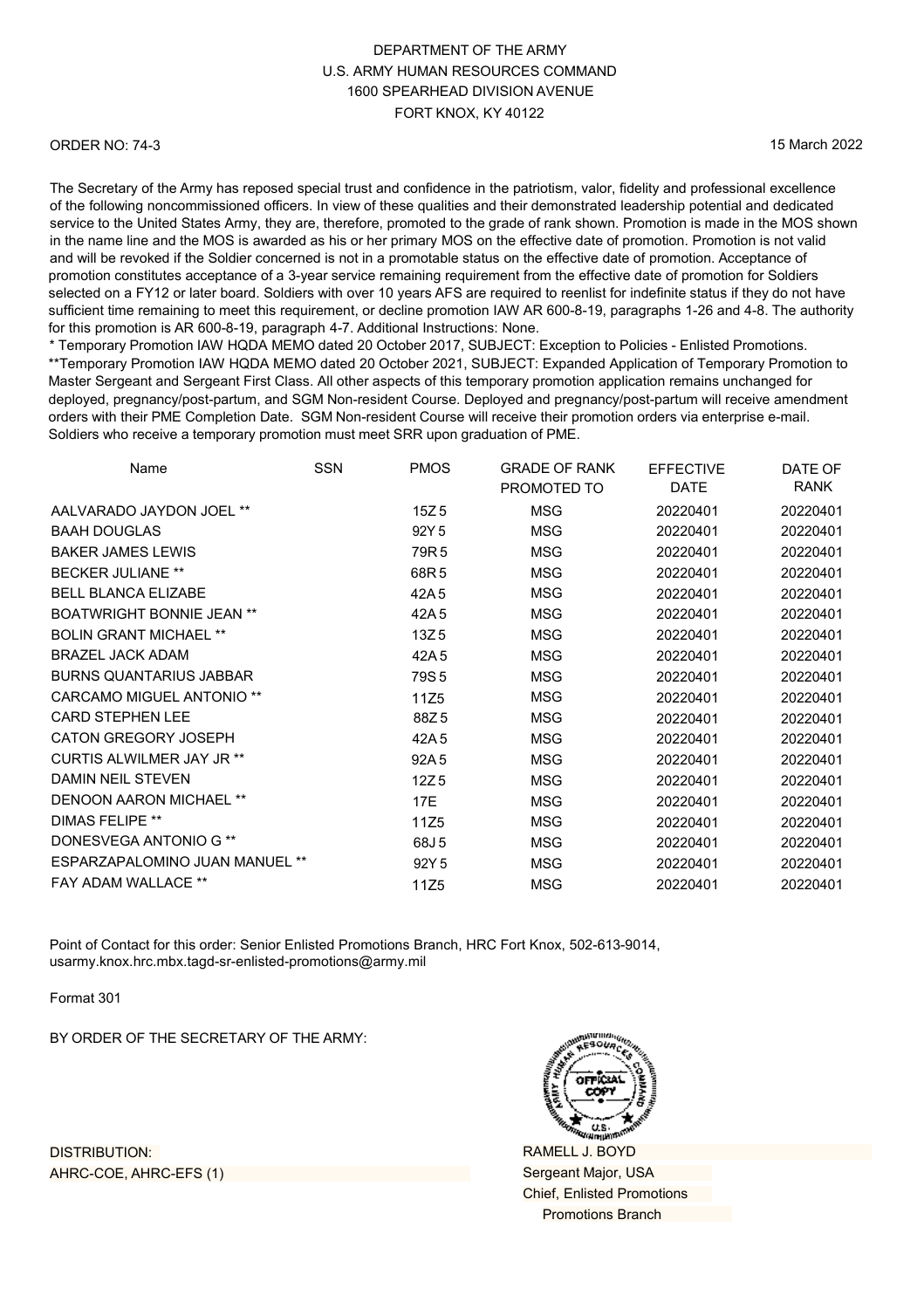DEPARTMENT OF THE ARMY
U.S. ARMY HUMAN RESOURCES COMMAND
1600 SPEARHEAD DIVISION AVENUE
FORT KNOX, KY 40122

ORDER NO: 74-3 15 March 2022

The Secretary of the Army has reposed special trust and confidence in the patriotism, valor, fidelity and professional excellence of the following noncommissioned officers. In view of these qualities and their demonstrated leadership potential and dedicated service to the United States Army, they are, therefore, promoted to the grade of rank shown. Promotion is made in the MOS shown in the name line and the MOS is awarded as his or her primary MOS on the effective date of promotion. Promotion is not valid and will be revoked if the Soldier concerned is not in a promotable status on the effective date of promotion. Acceptance of promotion constitutes acceptance of a 3-year service remaining requirement from the effective date of promotion for Soldiers selected on a FY12 or later board. Soldiers with over 10 years AFS are required to reenlist for indefinite status if they do not have sufficient time remaining to meet this requirement, or decline promotion IAW AR 600-8-19, paragraphs 1-26 and 4-8. The authority for this promotion is AR 600-8-19, paragraph 4-7. Additional Instructions: None.
* Temporary Promotion IAW HQDA MEMO dated 20 October 2017, SUBJECT: Exception to Policies - Enlisted Promotions.
**Temporary Promotion IAW HQDA MEMO dated 20 October 2021, SUBJECT: Expanded Application of Temporary Promotion to Master Sergeant and Sergeant First Class. All other aspects of this temporary promotion application remains unchanged for deployed, pregnancy/post-partum, and SGM Non-resident Course. Deployed and pregnancy/post-partum will receive amendment orders with their PME Completion Date. SGM Non-resident Course will receive their promotion orders via enterprise e-mail. Soldiers who receive a temporary promotion must meet SRR upon graduation of PME.

| Name | SSN | PMOS | GRADE OF RANK PROMOTED TO | EFFECTIVE DATE | DATE OF RANK |
|---|---|---|---|---|---|
| AALVARADO JAYDON JOEL ** | | 15Z 5 | MSG | 20220401 | 20220401 |
| BAAH DOUGLAS | | 92Y 5 | MSG | 20220401 | 20220401 |
| BAKER JAMES LEWIS | | 79R 5 | MSG | 20220401 | 20220401 |
| BECKER JULIANE ** | | 68R 5 | MSG | 20220401 | 20220401 |
| BELL BLANCA ELIZABE | | 42A 5 | MSG | 20220401 | 20220401 |
| BOATWRIGHT BONNIE JEAN ** | | 42A 5 | MSG | 20220401 | 20220401 |
| BOLIN GRANT MICHAEL ** | | 13Z 5 | MSG | 20220401 | 20220401 |
| BRAZEL JACK ADAM | | 42A 5 | MSG | 20220401 | 20220401 |
| BURNS QUANTARIUS JABBAR | | 79S 5 | MSG | 20220401 | 20220401 |
| CARCAMO MIGUEL ANTONIO ** | | 11Z5 | MSG | 20220401 | 20220401 |
| CARD STEPHEN LEE | | 88Z 5 | MSG | 20220401 | 20220401 |
| CATON GREGORY JOSEPH | | 42A 5 | MSG | 20220401 | 20220401 |
| CURTIS ALWILMER JAY JR ** | | 92A 5 | MSG | 20220401 | 20220401 |
| DAMIN NEIL STEVEN | | 12Z 5 | MSG | 20220401 | 20220401 |
| DENOON AARON MICHAEL ** | | 17E | MSG | 20220401 | 20220401 |
| DIMAS FELIPE ** | | 11Z5 | MSG | 20220401 | 20220401 |
| DONESVEGA ANTONIO G ** | | 68J 5 | MSG | 20220401 | 20220401 |
| ESPARZAPALOMINO JUAN MANUEL ** | | 92Y 5 | MSG | 20220401 | 20220401 |
| FAY ADAM WALLACE ** | | 11Z5 | MSG | 20220401 | 20220401 |

Point of Contact for this order: Senior Enlisted Promotions Branch, HRC Fort Knox, 502-613-9014, usarmy.knox.hrc.mbx.tagd-sr-enlisted-promotions@army.mil

Format 301

BY ORDER OF THE SECRETARY OF THE ARMY:

DISTRIBUTION:
AHRC-COE, AHRC-EFS (1)

RAMELL J. BOYD
Sergeant Major, USA
Chief, Enlisted Promotions
Promotions Branch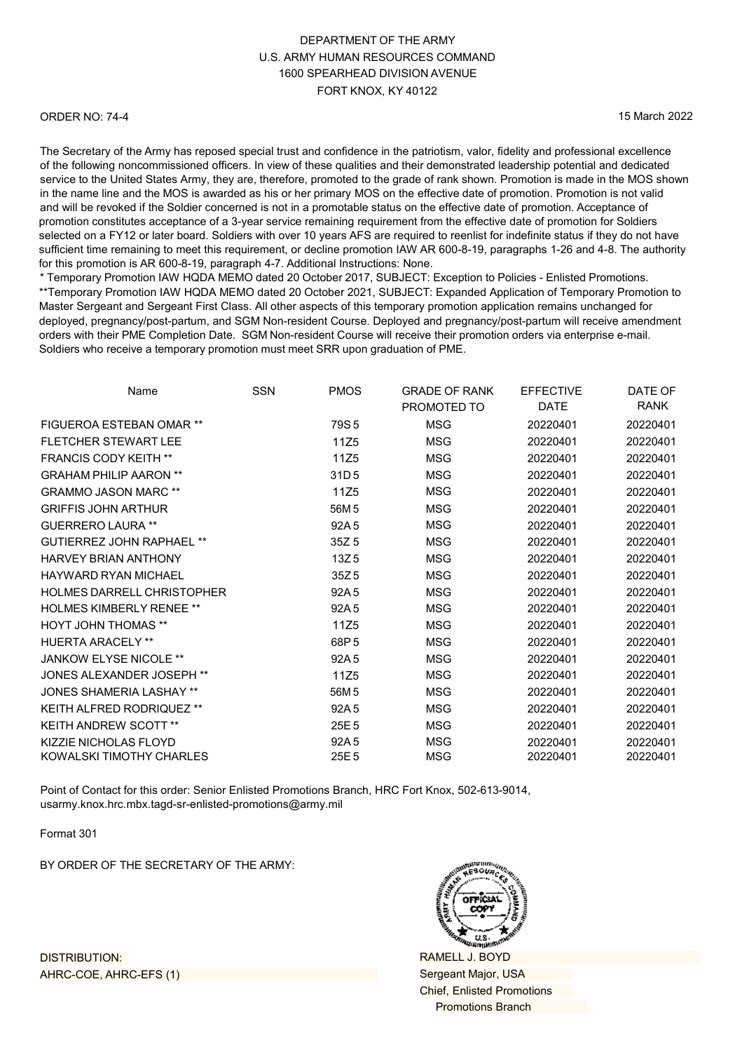DEPARTMENT OF THE ARMY
U.S. ARMY HUMAN RESOURCES COMMAND
1600 SPEARHEAD DIVISION AVENUE
FORT KNOX, KY 40122

ORDER NO: 74-4

15 March 2022

The Secretary of the Army has reposed special trust and confidence in the patriotism, valor, fidelity and professional excellence of the following noncommissioned officers. In view of these qualities and their demonstrated leadership potential and dedicated service to the United States Army, they are, therefore, promoted to the grade of rank shown. Promotion is made in the MOS shown in the name line and the MOS is awarded as his or her primary MOS on the effective date of promotion. Promotion is not valid and will be revoked if the Soldier concerned is not in a promotable status on the effective date of promotion. Acceptance of promotion constitutes acceptance of a 3-year service remaining requirement from the effective date of promotion for Soldiers selected on a FY12 or later board. Soldiers with over 10 years AFS are required to reenlist for indefinite status if they do not have sufficient time remaining to meet this requirement, or decline promotion IAW AR 600-8-19, paragraphs 1-26 and 4-8. The authority for this promotion is AR 600-8-19, paragraph 4-7. Additional Instructions: None.

\* Temporary Promotion IAW HQDA MEMO dated 20 October 2017, SUBJECT: Exception to Policies - Enlisted Promotions.
\*\*Temporary Promotion IAW HQDA MEMO dated 20 October 2021, SUBJECT: Expanded Application of Temporary Promotion to Master Sergeant and Sergeant First Class. All other aspects of this temporary promotion application remains unchanged for deployed, pregnancy/post-partum, and SGM Non-resident Course. Deployed and pregnancy/post-partum will receive amendment orders with their PME Completion Date. SGM Non-resident Course will receive their promotion orders via enterprise e-mail. Soldiers who receive a temporary promotion must meet SRR upon graduation of PME.

| Name | SSN | PMOS | GRADE OF RANK PROMOTED TO | EFFECTIVE DATE | DATE OF RANK |
|---|---|---|---|---|---|
| FIGUEROA ESTEBAN OMAR ** | | 79S5 | MSG | 20220401 | 20220401 |
| FLETCHER STEWART LEE | | 11Z5 | MSG | 20220401 | 20220401 |
| FRANCIS CODY KEITH ** | | 11Z5 | MSG | 20220401 | 20220401 |
| GRAHAM PHILIP AARON ** | | 31D5 | MSG | 20220401 | 20220401 |
| GRAMMO JASON MARC ** | | 11Z5 | MSG | 20220401 | 20220401 |
| GRIFFIS JOHN ARTHUR | | 56M5 | MSG | 20220401 | 20220401 |
| GUERRERO LAURA ** | | 92A5 | MSG | 20220401 | 20220401 |
| GUTIERREZ JOHN RAPHAEL ** | | 35Z5 | MSG | 20220401 | 20220401 |
| HARVEY BRIAN ANTHONY | | 13Z5 | MSG | 20220401 | 20220401 |
| HAYWARD RYAN MICHAEL | | 35Z5 | MSG | 20220401 | 20220401 |
| HOLMES DARRELL CHRISTOPHER | | 92A5 | MSG | 20220401 | 20220401 |
| HOLMES KIMBERLY RENEE ** | | 92A5 | MSG | 20220401 | 20220401 |
| HOYT JOHN THOMAS ** | | 11Z5 | MSG | 20220401 | 20220401 |
| HUERTA ARACELY ** | | 68P5 | MSG | 20220401 | 20220401 |
| JANKOW ELYSE NICOLE ** | | 92A5 | MSG | 20220401 | 20220401 |
| JONES ALEXANDER JOSEPH ** | | 11Z5 | MSG | 20220401 | 20220401 |
| JONES SHAMERIA LASHAY ** | | 56M5 | MSG | 20220401 | 20220401 |
| KEITH ALFRED RODRIQUEZ ** | | 92A5 | MSG | 20220401 | 20220401 |
| KEITH ANDREW SCOTT ** | | 25E5 | MSG | 20220401 | 20220401 |
| KIZZIE NICHOLAS FLOYD | | 92A5 | MSG | 20220401 | 20220401 |
| KOWALSKI TIMOTHY CHARLES | | 25E5 | MSG | 20220401 | 20220401 |

Point of Contact for this order: Senior Enlisted Promotions Branch, HRC Fort Knox, 502-613-9014, usarmy.knox.hrc.mbx.tagd-sr-enlisted-promotions@army.mil

Format 301

BY ORDER OF THE SECRETARY OF THE ARMY:

RAMELL J. BOYD
Sergeant Major, USA
Chief, Enlisted Promotions
Promotions Branch

DISTRIBUTION:
AHRC-COE, AHRC-EFS (1)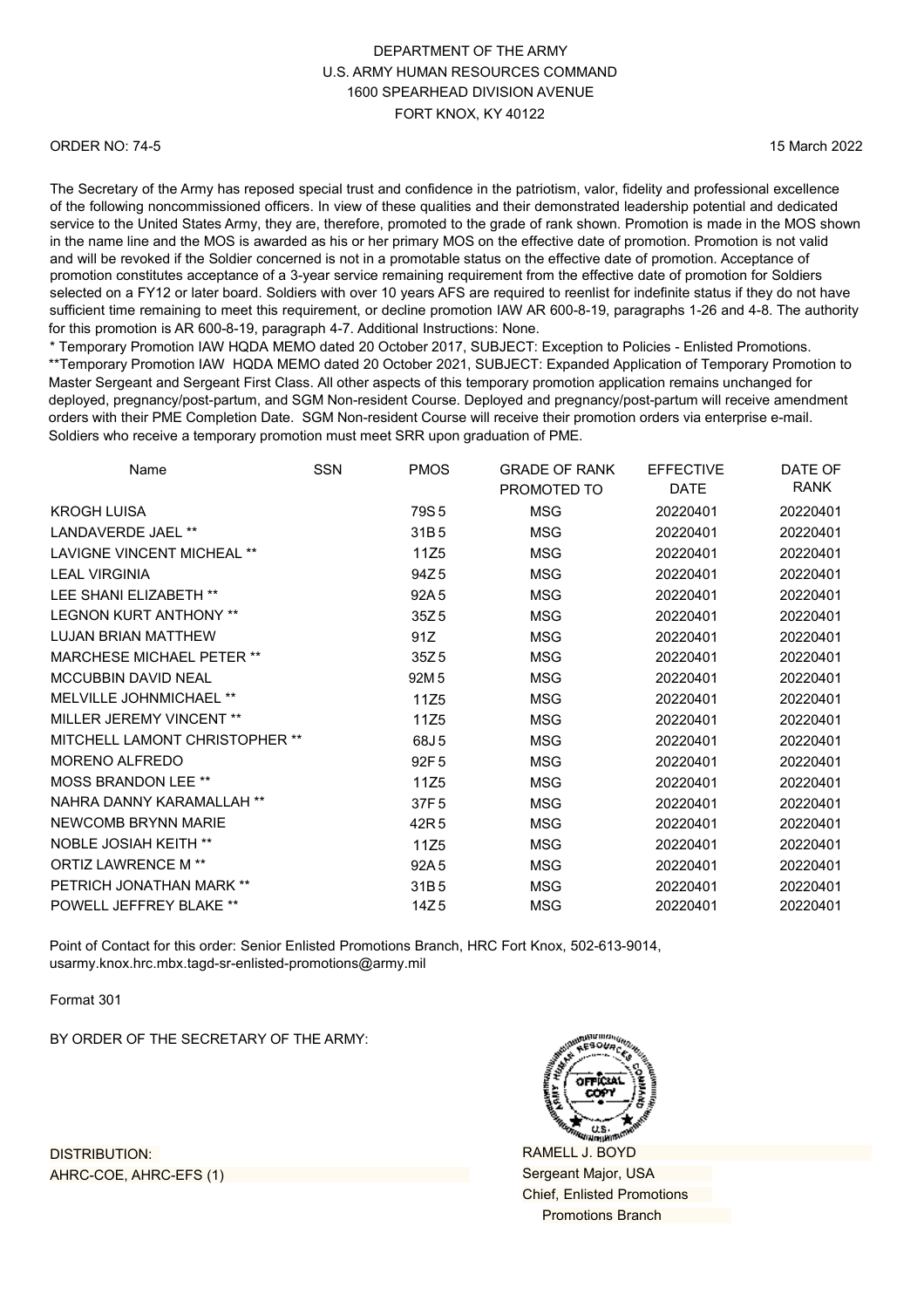DEPARTMENT OF THE ARMY
U.S. ARMY HUMAN RESOURCES COMMAND
1600 SPEARHEAD DIVISION AVENUE
FORT KNOX, KY 40122

ORDER NO: 74-5 15 March 2022

The Secretary of the Army has reposed special trust and confidence in the patriotism, valor, fidelity and professional excellence of the following noncommissioned officers. In view of these qualities and their demonstrated leadership potential and dedicated service to the United States Army, they are, therefore, promoted to the grade of rank shown. Promotion is made in the MOS shown in the name line and the MOS is awarded as his or her primary MOS on the effective date of promotion. Promotion is not valid and will be revoked if the Soldier concerned is not in a promotable status on the effective date of promotion. Acceptance of promotion constitutes acceptance of a 3-year service remaining requirement from the effective date of promotion for Soldiers selected on a FY12 or later board. Soldiers with over 10 years AFS are required to reenlist for indefinite status if they do not have sufficient time remaining to meet this requirement, or decline promotion IAW AR 600-8-19, paragraphs 1-26 and 4-8. The authority for this promotion is AR 600-8-19, paragraph 4-7. Additional Instructions: None.
* Temporary Promotion IAW HQDA MEMO dated 20 October 2017, SUBJECT: Exception to Policies - Enlisted Promotions.
**Temporary Promotion IAW HQDA MEMO dated 20 October 2021, SUBJECT: Expanded Application of Temporary Promotion to Master Sergeant and Sergeant First Class. All other aspects of this temporary promotion application remains unchanged for deployed, pregnancy/post-partum, and SGM Non-resident Course. Deployed and pregnancy/post-partum will receive amendment orders with their PME Completion Date. SGM Non-resident Course will receive their promotion orders via enterprise e-mail. Soldiers who receive a temporary promotion must meet SRR upon graduation of PME.

| Name | SSN | PMOS | GRADE OF RANK PROMOTED TO | EFFECTIVE DATE | DATE OF RANK |
|---|---|---|---|---|---|
| KROGH LUISA | | 79S5 | MSG | 20220401 | 20220401 |
| LANDAVERDE JAEL ** | | 31B5 | MSG | 20220401 | 20220401 |
| LAVIGNE VINCENT MICHEAL ** | | 11Z5 | MSG | 20220401 | 20220401 |
| LEAL VIRGINIA | | 94Z5 | MSG | 20220401 | 20220401 |
| LEE SHANI ELIZABETH ** | | 92A5 | MSG | 20220401 | 20220401 |
| LEGNON KURT ANTHONY ** | | 35Z5 | MSG | 20220401 | 20220401 |
| LUJAN BRIAN MATTHEW | | 91Z | MSG | 20220401 | 20220401 |
| MARCHESE MICHAEL PETER ** | | 35Z5 | MSG | 20220401 | 20220401 |
| MCCUBBIN DAVID NEAL | | 92M5 | MSG | 20220401 | 20220401 |
| MELVILLE JOHNMICHAEL ** | | 11Z5 | MSG | 20220401 | 20220401 |
| MILLER JEREMY VINCENT ** | | 11Z5 | MSG | 20220401 | 20220401 |
| MITCHELL LAMONT CHRISTOPHER ** | | 68J5 | MSG | 20220401 | 20220401 |
| MORENO ALFREDO | | 92F5 | MSG | 20220401 | 20220401 |
| MOSS BRANDON LEE ** | | 11Z5 | MSG | 20220401 | 20220401 |
| NAHRA DANNY KARAMALLAH ** | | 37F5 | MSG | 20220401 | 20220401 |
| NEWCOMB BRYNN MARIE | | 42R5 | MSG | 20220401 | 20220401 |
| NOBLE JOSIAH KEITH ** | | 11Z5 | MSG | 20220401 | 20220401 |
| ORTIZ LAWRENCE M ** | | 92A5 | MSG | 20220401 | 20220401 |
| PETRICH JONATHAN MARK ** | | 31B5 | MSG | 20220401 | 20220401 |
| POWELL JEFFREY BLAKE ** | | 14Z5 | MSG | 20220401 | 20220401 |

Point of Contact for this order: Senior Enlisted Promotions Branch, HRC Fort Knox, 502-613-9014, usarmy.knox.hrc.mbx.tagd-sr-enlisted-promotions@army.mil

Format 301

BY ORDER OF THE SECRETARY OF THE ARMY:

RAMELL J. BOYD
Sergeant Major, USA
Chief, Enlisted Promotions
Promotions Branch

DISTRIBUTION:
AHRC-COE, AHRC-EFS (1)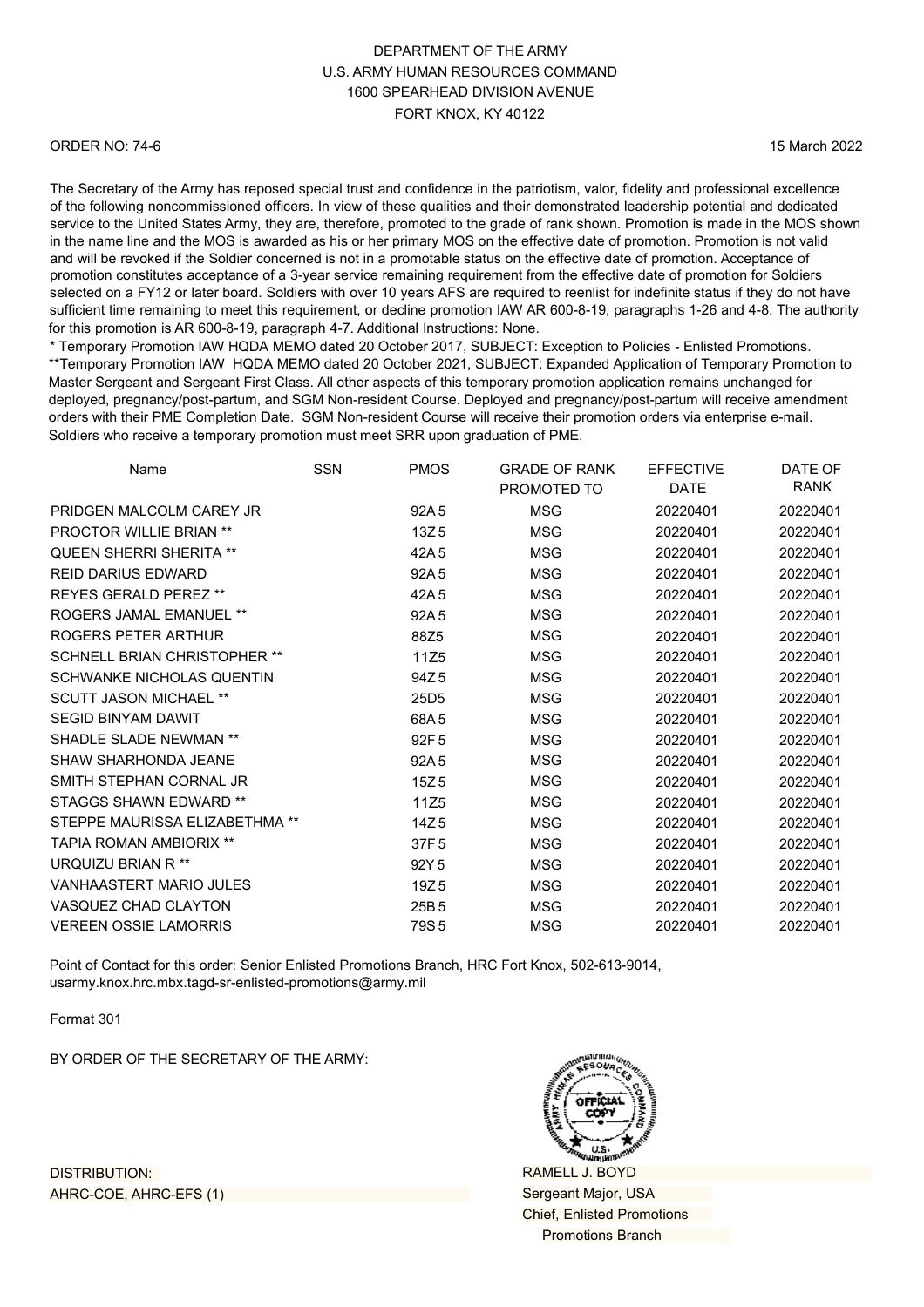DEPARTMENT OF THE ARMY
U.S. ARMY HUMAN RESOURCES COMMAND
1600 SPEARHEAD DIVISION AVENUE
FORT KNOX, KY 40122

ORDER NO: 74-6

15 March 2022

The Secretary of the Army has reposed special trust and confidence in the patriotism, valor, fidelity and professional excellence of the following noncommissioned officers. In view of these qualities and their demonstrated leadership potential and dedicated service to the United States Army, they are, therefore, promoted to the grade of rank shown. Promotion is made in the MOS shown in the name line and the MOS is awarded as his or her primary MOS on the effective date of promotion. Promotion is not valid and will be revoked if the Soldier concerned is not in a promotable status on the effective date of promotion. Acceptance of promotion constitutes acceptance of a 3-year service remaining requirement from the effective date of promotion for Soldiers selected on a FY12 or later board. Soldiers with over 10 years AFS are required to reenlist for indefinite status if they do not have sufficient time remaining to meet this requirement, or decline promotion IAW AR 600-8-19, paragraphs 1-26 and 4-8. The authority for this promotion is AR 600-8-19, paragraph 4-7. Additional Instructions: None.
* Temporary Promotion IAW HQDA MEMO dated 20 October 2017, SUBJECT: Exception to Policies - Enlisted Promotions.
**Temporary Promotion IAW HQDA MEMO dated 20 October 2021, SUBJECT: Expanded Application of Temporary Promotion to Master Sergeant and Sergeant First Class. All other aspects of this temporary promotion application remains unchanged for deployed, pregnancy/post-partum, and SGM Non-resident Course. Deployed and pregnancy/post-partum will receive amendment orders with their PME Completion Date. SGM Non-resident Course will receive their promotion orders via enterprise e-mail. Soldiers who receive a temporary promotion must meet SRR upon graduation of PME.

| Name | SSN | PMOS | GRADE OF RANK PROMOTED TO | EFFECTIVE DATE | DATE OF RANK |
|---|---|---|---|---|---|
| PRIDGEN MALCOLM CAREY JR | | 92A 5 | MSG | 20220401 | 20220401 |
| PROCTOR WILLIE BRIAN ** | | 13Z 5 | MSG | 20220401 | 20220401 |
| QUEEN SHERRI SHERITA ** | | 42A 5 | MSG | 20220401 | 20220401 |
| REID DARIUS EDWARD | | 92A 5 | MSG | 20220401 | 20220401 |
| REYES GERALD PEREZ ** | | 42A 5 | MSG | 20220401 | 20220401 |
| ROGERS JAMAL EMANUEL ** | | 92A 5 | MSG | 20220401 | 20220401 |
| ROGERS PETER ARTHUR | | 88Z5 | MSG | 20220401 | 20220401 |
| SCHNELL BRIAN CHRISTOPHER ** | | 11Z5 | MSG | 20220401 | 20220401 |
| SCHWANKE NICHOLAS QUENTIN | | 94Z 5 | MSG | 20220401 | 20220401 |
| SCUTT JASON MICHAEL ** | | 25D5 | MSG | 20220401 | 20220401 |
| SEGID BINYAM DAWIT | | 68A 5 | MSG | 20220401 | 20220401 |
| SHADLE SLADE NEWMAN ** | | 92F 5 | MSG | 20220401 | 20220401 |
| SHAW SHARHONDA JEANE | | 92A 5 | MSG | 20220401 | 20220401 |
| SMITH STEPHAN CORNAL JR | | 15Z 5 | MSG | 20220401 | 20220401 |
| STAGGS SHAWN EDWARD ** | | 11Z5 | MSG | 20220401 | 20220401 |
| STEPPE MAURISSA ELIZABETHMA ** | | 14Z 5 | MSG | 20220401 | 20220401 |
| TAPIA ROMAN AMBIORIX ** | | 37F 5 | MSG | 20220401 | 20220401 |
| URQUIZU BRIAN R ** | | 92Y 5 | MSG | 20220401 | 20220401 |
| VANHAASTERT MARIO JULES | | 19Z 5 | MSG | 20220401 | 20220401 |
| VASQUEZ CHAD CLAYTON | | 25B 5 | MSG | 20220401 | 20220401 |
| VEREEN OSSIE LAMORRIS | | 79S 5 | MSG | 20220401 | 20220401 |

Point of Contact for this order: Senior Enlisted Promotions Branch, HRC Fort Knox, 502-613-9014, usarmy.knox.hrc.mbx.tagd-sr-enlisted-promotions@army.mil

Format 301

BY ORDER OF THE SECRETARY OF THE ARMY:

DISTRIBUTION:
AHRC-COE, AHRC-EFS (1)

RAMELL J. BOYD
Sergeant Major, USA
Chief, Enlisted Promotions
Promotions Branch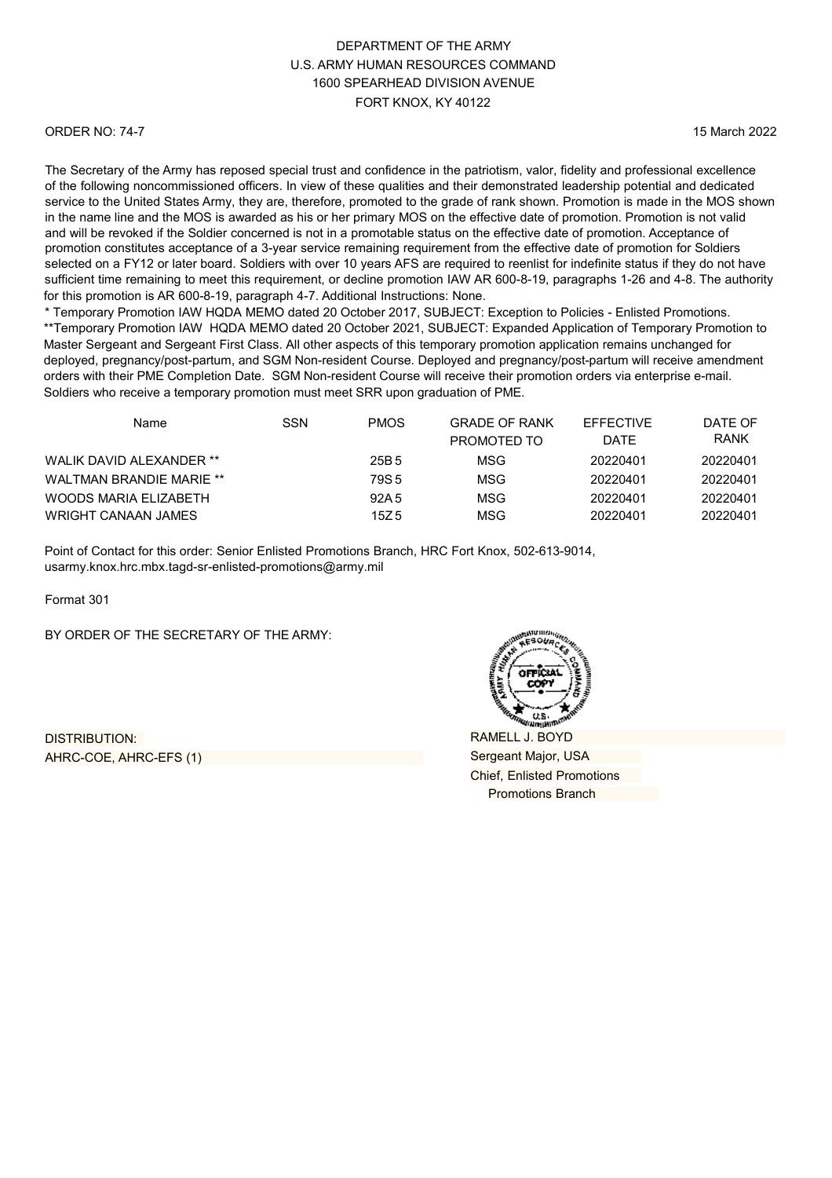DEPARTMENT OF THE ARMY
U.S. ARMY HUMAN RESOURCES COMMAND
1600 SPEARHEAD DIVISION AVENUE
FORT KNOX, KY 40122

ORDER NO: 74-7

15 March 2022

The Secretary of the Army has reposed special trust and confidence in the patriotism, valor, fidelity and professional excellence of the following noncommissioned officers. In view of these qualities and their demonstrated leadership potential and dedicated service to the United States Army, they are, therefore, promoted to the grade of rank shown. Promotion is made in the MOS shown in the name line and the MOS is awarded as his or her primary MOS on the effective date of promotion. Promotion is not valid and will be revoked if the Soldier concerned is not in a promotable status on the effective date of promotion. Acceptance of promotion constitutes acceptance of a 3-year service remaining requirement from the effective date of promotion for Soldiers selected on a FY12 or later board. Soldiers with over 10 years AFS are required to reenlist for indefinite status if they do not have sufficient time remaining to meet this requirement, or decline promotion IAW AR 600-8-19, paragraphs 1-26 and 4-8. The authority for this promotion is AR 600-8-19, paragraph 4-7. Additional Instructions: None.

* Temporary Promotion IAW HQDA MEMO dated 20 October 2017, SUBJECT: Exception to Policies - Enlisted Promotions.
**Temporary Promotion IAW HQDA MEMO dated 20 October 2021, SUBJECT: Expanded Application of Temporary Promotion to Master Sergeant and Sergeant First Class. All other aspects of this temporary promotion application remains unchanged for deployed, pregnancy/post-partum, and SGM Non-resident Course. Deployed and pregnancy/post-partum will receive amendment orders with their PME Completion Date. SGM Non-resident Course will receive their promotion orders via enterprise e-mail. Soldiers who receive a temporary promotion must meet SRR upon graduation of PME.

| Name | SSN | PMOS | GRADE OF RANK PROMOTED TO | EFFECTIVE DATE | DATE OF RANK |
|---|---|---|---|---|---|
| WALIK DAVID ALEXANDER ** | | 25B 5 | MSG | 20220401 | 20220401 |
| WALTMAN BRANDIE MARIE ** | | 79S 5 | MSG | 20220401 | 20220401 |
| WOODS MARIA ELIZABETH | | 92A 5 | MSG | 20220401 | 20220401 |
| WRIGHT CANAAN JAMES | | 15Z 5 | MSG | 20220401 | 20220401 |

Point of Contact for this order: Senior Enlisted Promotions Branch, HRC Fort Knox, 502-613-9014, usarmy.knox.hrc.mbx.tagd-sr-enlisted-promotions@army.mil

Format 301

BY ORDER OF THE SECRETARY OF THE ARMY:

RAMELL J. BOYD
Sergeant Major, USA
Chief, Enlisted Promotions
Promotions Branch

DISTRIBUTION:
AHRC-COE, AHRC-EFS (1)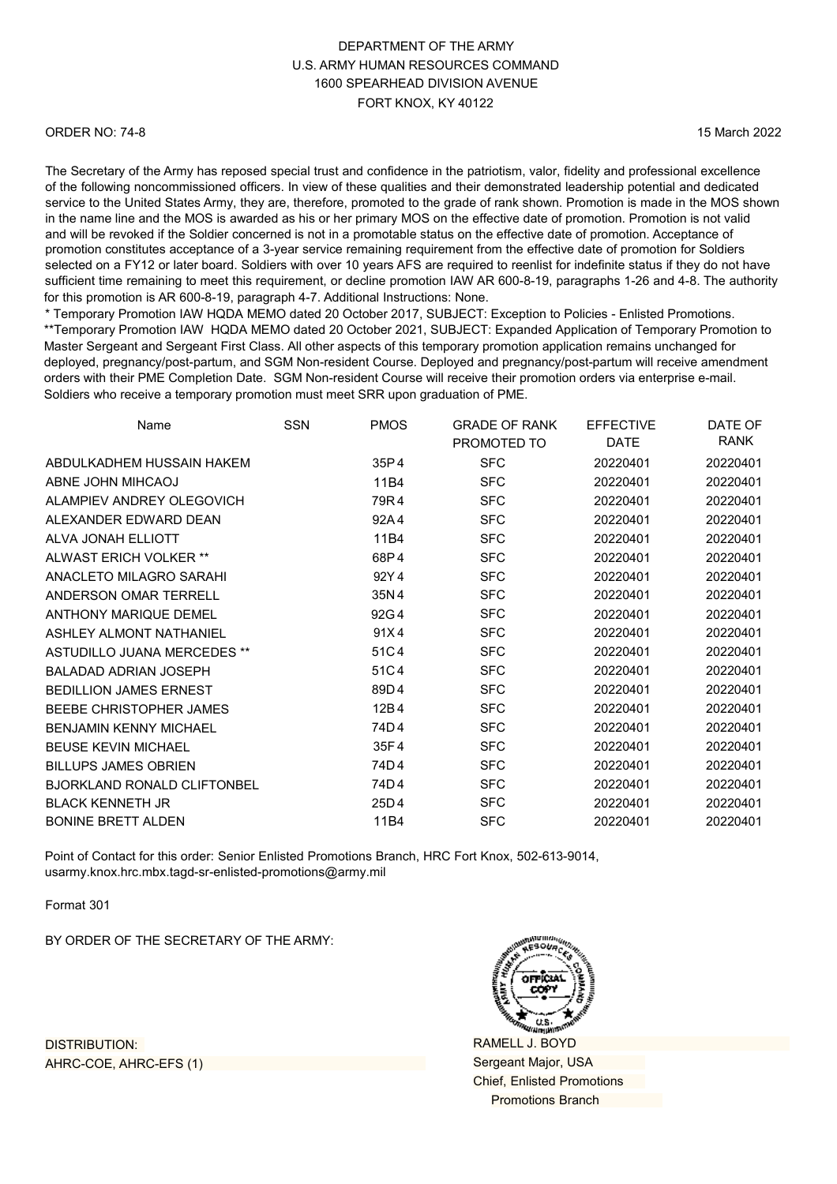DEPARTMENT OF THE ARMY
U.S. ARMY HUMAN RESOURCES COMMAND
1600 SPEARHEAD DIVISION AVENUE
FORT KNOX, KY 40122

ORDER NO: 74-8

15 March 2022

The Secretary of the Army has reposed special trust and confidence in the patriotism, valor, fidelity and professional excellence of the following noncommissioned officers. In view of these qualities and their demonstrated leadership potential and dedicated service to the United States Army, they are, therefore, promoted to the grade of rank shown. Promotion is made in the MOS shown in the name line and the MOS is awarded as his or her primary MOS on the effective date of promotion. Promotion is not valid and will be revoked if the Soldier concerned is not in a promotable status on the effective date of promotion. Acceptance of promotion constitutes acceptance of a 3-year service remaining requirement from the effective date of promotion for Soldiers selected on a FY12 or later board. Soldiers with over 10 years AFS are required to reenlist for indefinite status if they do not have sufficient time remaining to meet this requirement, or decline promotion IAW AR 600-8-19, paragraphs 1-26 and 4-8. The authority for this promotion is AR 600-8-19, paragraph 4-7. Additional Instructions: None.
* Temporary Promotion IAW HQDA MEMO dated 20 October 2017, SUBJECT: Exception to Policies - Enlisted Promotions.
**Temporary Promotion IAW HQDA MEMO dated 20 October 2021, SUBJECT: Expanded Application of Temporary Promotion to Master Sergeant and Sergeant First Class. All other aspects of this temporary promotion application remains unchanged for deployed, pregnancy/post-partum, and SGM Non-resident Course. Deployed and pregnancy/post-partum will receive amendment orders with their PME Completion Date. SGM Non-resident Course will receive their promotion orders via enterprise e-mail. Soldiers who receive a temporary promotion must meet SRR upon graduation of PME.

| Name | SSN | PMOS | GRADE OF RANK PROMOTED TO | EFFECTIVE DATE | DATE OF RANK |
|---|---|---|---|---|---|
| ABDULKADHEM HUSSAIN HAKEM | | 35P4 | SFC | 20220401 | 20220401 |
| ABNE JOHN MIHCAOJ | | 11B4 | SFC | 20220401 | 20220401 |
| ALAMPIEV ANDREY OLEGOVICH | | 79R4 | SFC | 20220401 | 20220401 |
| ALEXANDER EDWARD DEAN | | 92A4 | SFC | 20220401 | 20220401 |
| ALVA JONAH ELLIOTT | | 11B4 | SFC | 20220401 | 20220401 |
| ALWAST ERICH VOLKER ** | | 68P4 | SFC | 20220401 | 20220401 |
| ANACLETO MILAGRO SARAHI | | 92Y4 | SFC | 20220401 | 20220401 |
| ANDERSON OMAR TERRELL | | 35N4 | SFC | 20220401 | 20220401 |
| ANTHONY MARIQUE DEMEL | | 92G4 | SFC | 20220401 | 20220401 |
| ASHLEY ALMONT NATHANIEL | | 91X4 | SFC | 20220401 | 20220401 |
| ASTUDILLO JUANA MERCEDES ** | | 51C4 | SFC | 20220401 | 20220401 |
| BALADAD ADRIAN JOSEPH | | 51C4 | SFC | 20220401 | 20220401 |
| BEDILLION JAMES ERNEST | | 89D4 | SFC | 20220401 | 20220401 |
| BEEBE CHRISTOPHER JAMES | | 12B4 | SFC | 20220401 | 20220401 |
| BENJAMIN KENNY MICHAEL | | 74D4 | SFC | 20220401 | 20220401 |
| BEUSE KEVIN MICHAEL | | 35F4 | SFC | 20220401 | 20220401 |
| BILLUPS JAMES OBRIEN | | 74D4 | SFC | 20220401 | 20220401 |
| BJORKLAND RONALD CLIFTONBEL | | 74D4 | SFC | 20220401 | 20220401 |
| BLACK KENNETH JR | | 25D4 | SFC | 20220401 | 20220401 |
| BONINE BRETT ALDEN | | 11B4 | SFC | 20220401 | 20220401 |

Point of Contact for this order: Senior Enlisted Promotions Branch, HRC Fort Knox, 502-613-9014, usarmy.knox.hrc.mbx.tagd-sr-enlisted-promotions@army.mil

Format 301

BY ORDER OF THE SECRETARY OF THE ARMY:

RAMELL J. BOYD
Sergeant Major, USA
Chief, Enlisted Promotions
Promotions Branch

DISTRIBUTION:
AHRC-COE, AHRC-EFS (1)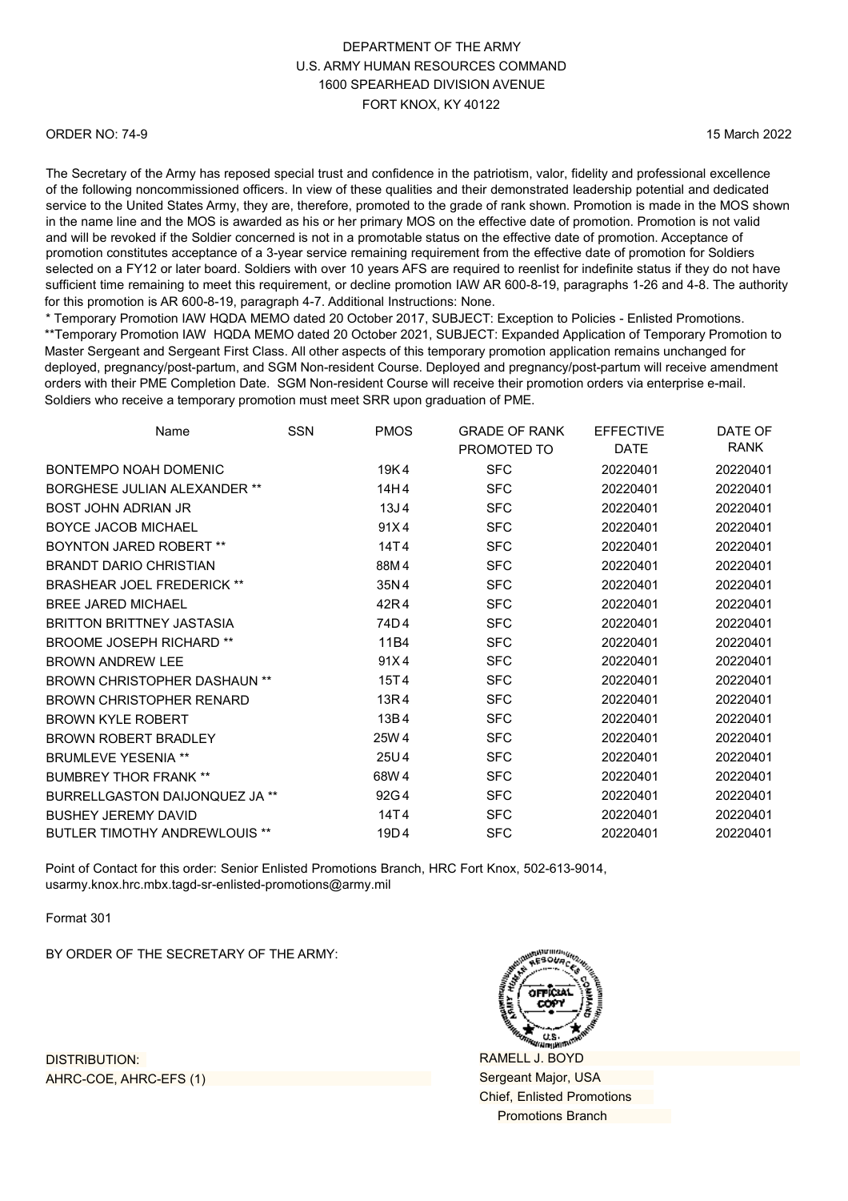DEPARTMENT OF THE ARMY
U.S. ARMY HUMAN RESOURCES COMMAND
1600 SPEARHEAD DIVISION AVENUE
FORT KNOX, KY 40122

ORDER NO: 74-9

15 March 2022

The Secretary of the Army has reposed special trust and confidence in the patriotism, valor, fidelity and professional excellence of the following noncommissioned officers. In view of these qualities and their demonstrated leadership potential and dedicated service to the United States Army, they are, therefore, promoted to the grade of rank shown. Promotion is made in the MOS shown in the name line and the MOS is awarded as his or her primary MOS on the effective date of promotion. Promotion is not valid and will be revoked if the Soldier concerned is not in a promotable status on the effective date of promotion. Acceptance of promotion constitutes acceptance of a 3-year service remaining requirement from the effective date of promotion for Soldiers selected on a FY12 or later board. Soldiers with over 10 years AFS are required to reenlist for indefinite status if they do not have sufficient time remaining to meet this requirement, or decline promotion IAW AR 600-8-19, paragraphs 1-26 and 4-8. The authority for this promotion is AR 600-8-19, paragraph 4-7. Additional Instructions: None.

* Temporary Promotion IAW HQDA MEMO dated 20 October 2017, SUBJECT: Exception to Policies - Enlisted Promotions.
**Temporary Promotion IAW HQDA MEMO dated 20 October 2021, SUBJECT: Expanded Application of Temporary Promotion to Master Sergeant and Sergeant First Class. All other aspects of this temporary promotion application remains unchanged for deployed, pregnancy/post-partum, and SGM Non-resident Course. Deployed and pregnancy/post-partum will receive amendment orders with their PME Completion Date. SGM Non-resident Course will receive their promotion orders via enterprise e-mail. Soldiers who receive a temporary promotion must meet SRR upon graduation of PME.

| Name | SSN | PMOS | GRADE OF RANK PROMOTED TO | EFFECTIVE DATE | DATE OF RANK |
|---|---|---|---|---|---|
| BONTEMPO NOAH DOMENIC | | 19K4 | SFC | 20220401 | 20220401 |
| BORGHESE JULIAN ALEXANDER ** | | 14H4 | SFC | 20220401 | 20220401 |
| BOST JOHN ADRIAN JR | | 13J4 | SFC | 20220401 | 20220401 |
| BOYCE JACOB MICHAEL | | 91X4 | SFC | 20220401 | 20220401 |
| BOYNTON JARED ROBERT ** | | 14T4 | SFC | 20220401 | 20220401 |
| BRANDT DARIO CHRISTIAN | | 88M4 | SFC | 20220401 | 20220401 |
| BRASHEAR JOEL FREDERICK ** | | 35N4 | SFC | 20220401 | 20220401 |
| BREE JARED MICHAEL | | 42R4 | SFC | 20220401 | 20220401 |
| BRITTON BRITTNEY JASTASIA | | 74D4 | SFC | 20220401 | 20220401 |
| BROOME JOSEPH RICHARD ** | | 11B4 | SFC | 20220401 | 20220401 |
| BROWN ANDREW LEE | | 91X4 | SFC | 20220401 | 20220401 |
| BROWN CHRISTOPHER DASHAUN ** | | 15T4 | SFC | 20220401 | 20220401 |
| BROWN CHRISTOPHER RENARD | | 13R4 | SFC | 20220401 | 20220401 |
| BROWN KYLE ROBERT | | 13B4 | SFC | 20220401 | 20220401 |
| BROWN ROBERT BRADLEY | | 25W4 | SFC | 20220401 | 20220401 |
| BRUMLEVE YESENIA ** | | 25U4 | SFC | 20220401 | 20220401 |
| BUMBREY THOR FRANK ** | | 68W4 | SFC | 20220401 | 20220401 |
| BURRELLGASTON DAIJONQUEZ JA ** | | 92G4 | SFC | 20220401 | 20220401 |
| BUSHEY JEREMY DAVID | | 14T4 | SFC | 20220401 | 20220401 |
| BUTLER TIMOTHY ANDREWLOUIS ** | | 19D4 | SFC | 20220401 | 20220401 |

Point of Contact for this order: Senior Enlisted Promotions Branch, HRC Fort Knox, 502-613-9014, usarmy.knox.hrc.mbx.tagd-sr-enlisted-promotions@army.mil

Format 301

BY ORDER OF THE SECRETARY OF THE ARMY:

RAMELL J. BOYD
Sergeant Major, USA
Chief, Enlisted Promotions
Promotions Branch

DISTRIBUTION:
AHRC-COE, AHRC-EFS (1)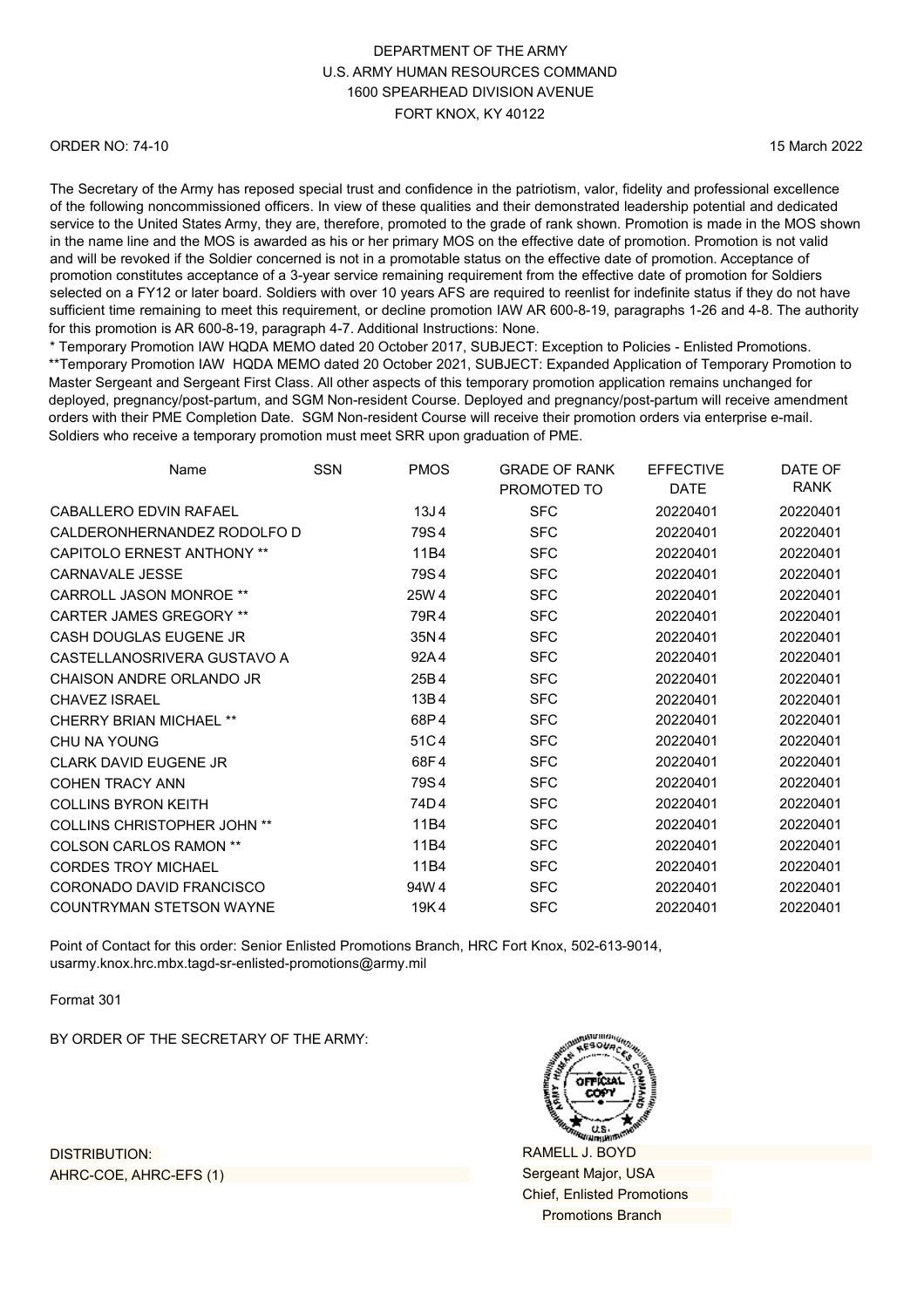DEPARTMENT OF THE ARMY
U.S. ARMY HUMAN RESOURCES COMMAND
1600 SPEARHEAD DIVISION AVENUE
FORT KNOX, KY 40122

ORDER NO: 74-10

15 March 2022

The Secretary of the Army has reposed special trust and confidence in the patriotism, valor, fidelity and professional excellence of the following noncommissioned officers. In view of these qualities and their demonstrated leadership potential and dedicated service to the United States Army, they are, therefore, promoted to the grade of rank shown. Promotion is made in the MOS shown in the name line and the MOS is awarded as his or her primary MOS on the effective date of promotion. Promotion is not valid and will be revoked if the Soldier concerned is not in a promotable status on the effective date of promotion. Acceptance of promotion constitutes acceptance of a 3-year service remaining requirement from the effective date of promotion for Soldiers selected on a FY12 or later board. Soldiers with over 10 years AFS are required to reenlist for indefinite status if they do not have sufficient time remaining to meet this requirement, or decline promotion IAW AR 600-8-19, paragraphs 1-26 and 4-8. The authority for this promotion is AR 600-8-19, paragraph 4-7. Additional Instructions: None.

\* Temporary Promotion IAW HQDA MEMO dated 20 October 2017, SUBJECT: Exception to Policies - Enlisted Promotions.
\*\*Temporary Promotion IAW HQDA MEMO dated 20 October 2021, SUBJECT: Expanded Application of Temporary Promotion to Master Sergeant and Sergeant First Class. All other aspects of this temporary promotion application remains unchanged for deployed, pregnancy/post-partum, and SGM Non-resident Course. Deployed and pregnancy/post-partum will receive amendment orders with their PME Completion Date. SGM Non-resident Course will receive their promotion orders via enterprise e-mail. Soldiers who receive a temporary promotion must meet SRR upon graduation of PME.

| Name | SSN | PMOS | GRADE OF RANK PROMOTED TO | EFFECTIVE DATE | DATE OF RANK |
|---|---|---|---|---|---|
| CABALLERO EDVIN RAFAEL | | 13J4 | SFC | 20220401 | 20220401 |
| CALDERONHERNANDEZ RODOLFO D | | 79S4 | SFC | 20220401 | 20220401 |
| CAPITOLO ERNEST ANTHONY ** | | 11B4 | SFC | 20220401 | 20220401 |
| CARNAVALE JESSE | | 79S4 | SFC | 20220401 | 20220401 |
| CARROLL JASON MONROE ** | | 25W4 | SFC | 20220401 | 20220401 |
| CARTER JAMES GREGORY ** | | 79R4 | SFC | 20220401 | 20220401 |
| CASH DOUGLAS EUGENE JR | | 35N4 | SFC | 20220401 | 20220401 |
| CASTELLANOSRIVERA GUSTAVO A | | 92A4 | SFC | 20220401 | 20220401 |
| CHAISON ANDRE ORLANDO JR | | 25B4 | SFC | 20220401 | 20220401 |
| CHAVEZ ISRAEL | | 13B4 | SFC | 20220401 | 20220401 |
| CHERRY BRIAN MICHAEL ** | | 68P4 | SFC | 20220401 | 20220401 |
| CHU NA YOUNG | | 51C4 | SFC | 20220401 | 20220401 |
| CLARK DAVID EUGENE JR | | 68F4 | SFC | 20220401 | 20220401 |
| COHEN TRACY ANN | | 79S4 | SFC | 20220401 | 20220401 |
| COLLINS BYRON KEITH | | 74D4 | SFC | 20220401 | 20220401 |
| COLLINS CHRISTOPHER JOHN ** | | 11B4 | SFC | 20220401 | 20220401 |
| COLSON CARLOS RAMON ** | | 11B4 | SFC | 20220401 | 20220401 |
| CORDES TROY MICHAEL | | 11B4 | SFC | 20220401 | 20220401 |
| CORONADO DAVID FRANCISCO | | 94W4 | SFC | 20220401 | 20220401 |
| COUNTRYMAN STETSON WAYNE | | 19K4 | SFC | 20220401 | 20220401 |

Point of Contact for this order: Senior Enlisted Promotions Branch, HRC Fort Knox, 502-613-9014, usarmy.knox.hrc.mbx.tagd-sr-enlisted-promotions@army.mil

Format 301

BY ORDER OF THE SECRETARY OF THE ARMY:

RAMELL J. BOYD
Sergeant Major, USA
Chief, Enlisted Promotions
Promotions Branch

DISTRIBUTION:
AHRC-COE, AHRC-EFS (1)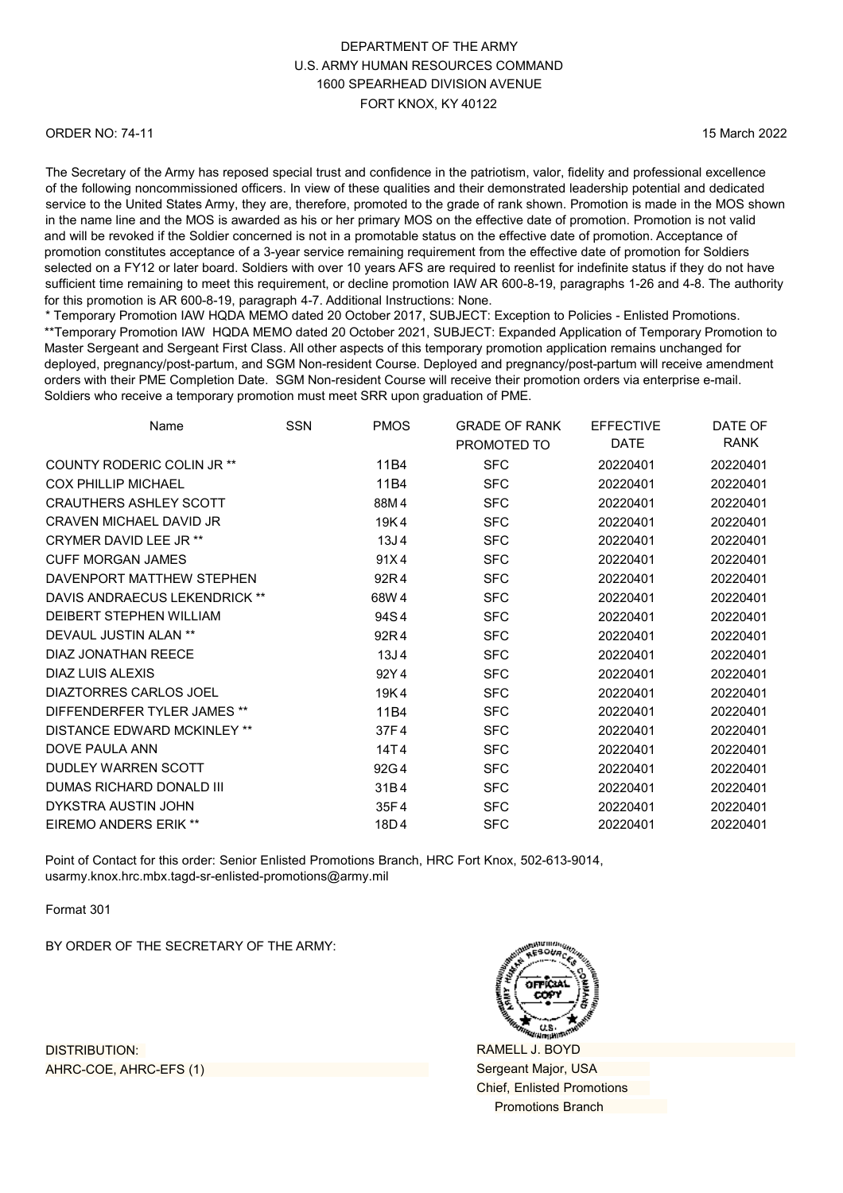DEPARTMENT OF THE ARMY
U.S. ARMY HUMAN RESOURCES COMMAND
1600 SPEARHEAD DIVISION AVENUE
FORT KNOX, KY 40122

ORDER NO: 74-11

15 March 2022

The Secretary of the Army has reposed special trust and confidence in the patriotism, valor, fidelity and professional excellence of the following noncommissioned officers. In view of these qualities and their demonstrated leadership potential and dedicated service to the United States Army, they are, therefore, promoted to the grade of rank shown. Promotion is made in the MOS shown in the name line and the MOS is awarded as his or her primary MOS on the effective date of promotion. Promotion is not valid and will be revoked if the Soldier concerned is not in a promotable status on the effective date of promotion. Acceptance of promotion constitutes acceptance of a 3-year service remaining requirement from the effective date of promotion for Soldiers selected on a FY12 or later board. Soldiers with over 10 years AFS are required to reenlist for indefinite status if they do not have sufficient time remaining to meet this requirement, or decline promotion IAW AR 600-8-19, paragraphs 1-26 and 4-8. The authority for this promotion is AR 600-8-19, paragraph 4-7. Additional Instructions: None.
* Temporary Promotion IAW HQDA MEMO dated 20 October 2017, SUBJECT: Exception to Policies - Enlisted Promotions.
**Temporary Promotion IAW HQDA MEMO dated 20 October 2021, SUBJECT: Expanded Application of Temporary Promotion to Master Sergeant and Sergeant First Class. All other aspects of this temporary promotion application remains unchanged for deployed, pregnancy/post-partum, and SGM Non-resident Course. Deployed and pregnancy/post-partum will receive amendment orders with their PME Completion Date. SGM Non-resident Course will receive their promotion orders via enterprise e-mail. Soldiers who receive a temporary promotion must meet SRR upon graduation of PME.

| Name | SSN | PMOS | GRADE OF RANK PROMOTED TO | EFFECTIVE DATE | DATE OF RANK |
|---|---|---|---|---|---|
| COUNTY RODERIC COLIN JR ** | | 11B4 | SFC | 20220401 | 20220401 |
| COX PHILLIP MICHAEL | | 11B4 | SFC | 20220401 | 20220401 |
| CRAUTHERS ASHLEY SCOTT | | 88M4 | SFC | 20220401 | 20220401 |
| CRAVEN MICHAEL DAVID JR | | 19K4 | SFC | 20220401 | 20220401 |
| CRYMER DAVID LEE JR ** | | 13J4 | SFC | 20220401 | 20220401 |
| CUFF MORGAN JAMES | | 91X4 | SFC | 20220401 | 20220401 |
| DAVENPORT MATTHEW STEPHEN | | 92R4 | SFC | 20220401 | 20220401 |
| DAVIS ANDRAECUS LEKENDRICK ** | | 68W4 | SFC | 20220401 | 20220401 |
| DEIBERT STEPHEN WILLIAM | | 94S4 | SFC | 20220401 | 20220401 |
| DEVAUL JUSTIN ALAN ** | | 92R4 | SFC | 20220401 | 20220401 |
| DIAZ JONATHAN REECE | | 13J4 | SFC | 20220401 | 20220401 |
| DIAZ LUIS ALEXIS | | 92Y4 | SFC | 20220401 | 20220401 |
| DIAZTORRES CARLOS JOEL | | 19K4 | SFC | 20220401 | 20220401 |
| DIFFENDERFER TYLER JAMES ** | | 11B4 | SFC | 20220401 | 20220401 |
| DISTANCE EDWARD MCKINLEY ** | | 37F4 | SFC | 20220401 | 20220401 |
| DOVE PAULA ANN | | 14T4 | SFC | 20220401 | 20220401 |
| DUDLEY WARREN SCOTT | | 92G4 | SFC | 20220401 | 20220401 |
| DUMAS RICHARD DONALD III | | 31B4 | SFC | 20220401 | 20220401 |
| DYKSTRA AUSTIN JOHN | | 35F4 | SFC | 20220401 | 20220401 |
| EIREMO ANDERS ERIK ** | | 18D4 | SFC | 20220401 | 20220401 |

Point of Contact for this order: Senior Enlisted Promotions Branch, HRC Fort Knox, 502-613-9014, usarmy.knox.hrc.mbx.tagd-sr-enlisted-promotions@army.mil

Format 301

BY ORDER OF THE SECRETARY OF THE ARMY:

DISTRIBUTION:
AHRC-COE, AHRC-EFS (1)

RAMELL J. BOYD
Sergeant Major, USA
Chief, Enlisted Promotions
Promotions Branch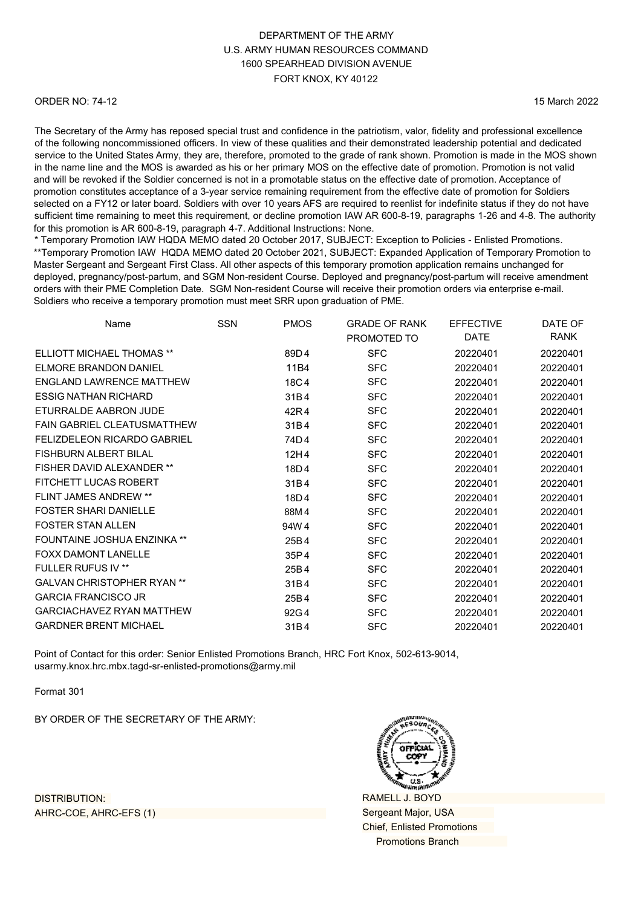DEPARTMENT OF THE ARMY
U.S. ARMY HUMAN RESOURCES COMMAND
1600 SPEARHEAD DIVISION AVENUE
FORT KNOX, KY 40122

ORDER NO: 74-12

15 March 2022

The Secretary of the Army has reposed special trust and confidence in the patriotism, valor, fidelity and professional excellence of the following noncommissioned officers. In view of these qualities and their demonstrated leadership potential and dedicated service to the United States Army, they are, therefore, promoted to the grade of rank shown. Promotion is made in the MOS shown in the name line and the MOS is awarded as his or her primary MOS on the effective date of promotion. Promotion is not valid and will be revoked if the Soldier concerned is not in a promotable status on the effective date of promotion. Acceptance of promotion constitutes acceptance of a 3-year service remaining requirement from the effective date of promotion for Soldiers selected on a FY12 or later board. Soldiers with over 10 years AFS are required to reenlist for indefinite status if they do not have sufficient time remaining to meet this requirement, or decline promotion IAW AR 600-8-19, paragraphs 1-26 and 4-8. The authority for this promotion is AR 600-8-19, paragraph 4-7. Additional Instructions: None.
* Temporary Promotion IAW HQDA MEMO dated 20 October 2017, SUBJECT: Exception to Policies - Enlisted Promotions.
**Temporary Promotion IAW HQDA MEMO dated 20 October 2021, SUBJECT: Expanded Application of Temporary Promotion to Master Sergeant and Sergeant First Class. All other aspects of this temporary promotion application remains unchanged for deployed, pregnancy/post-partum, and SGM Non-resident Course. Deployed and pregnancy/post-partum will receive amendment orders with their PME Completion Date. SGM Non-resident Course will receive their promotion orders via enterprise e-mail. Soldiers who receive a temporary promotion must meet SRR upon graduation of PME.

| Name | SSN | PMOS | GRADE OF RANK PROMOTED TO | EFFECTIVE DATE | DATE OF RANK |
|---|---|---|---|---|---|
| ELLIOTT MICHAEL THOMAS ** | | 89D4 | SFC | 20220401 | 20220401 |
| ELMORE BRANDON DANIEL | | 11B4 | SFC | 20220401 | 20220401 |
| ENGLAND LAWRENCE MATTHEW | | 18C4 | SFC | 20220401 | 20220401 |
| ESSIG NATHAN RICHARD | | 31B4 | SFC | 20220401 | 20220401 |
| ETURRALDE AABRON JUDE | | 42R4 | SFC | 20220401 | 20220401 |
| FAIN GABRIEL CLEATUSMATTHEW | | 31B4 | SFC | 20220401 | 20220401 |
| FELIZDELEON RICARDO GABRIEL | | 74D4 | SFC | 20220401 | 20220401 |
| FISHBURN ALBERT BILAL | | 12H4 | SFC | 20220401 | 20220401 |
| FISHER DAVID ALEXANDER ** | | 18D4 | SFC | 20220401 | 20220401 |
| FITCHETT LUCAS ROBERT | | 31B4 | SFC | 20220401 | 20220401 |
| FLINT JAMES ANDREW ** | | 18D4 | SFC | 20220401 | 20220401 |
| FOSTER SHARI DANIELLE | | 88M4 | SFC | 20220401 | 20220401 |
| FOSTER STAN ALLEN | | 94W4 | SFC | 20220401 | 20220401 |
| FOUNTAINE JOSHUA ENZINKA ** | | 25B4 | SFC | 20220401 | 20220401 |
| FOXX DAMONT LANELLE | | 35P4 | SFC | 20220401 | 20220401 |
| FULLER RUFUS IV ** | | 25B4 | SFC | 20220401 | 20220401 |
| GALVAN CHRISTOPHER RYAN ** | | 31B4 | SFC | 20220401 | 20220401 |
| GARCIA FRANCISCO JR | | 25B4 | SFC | 20220401 | 20220401 |
| GARCIACHAVEZ RYAN MATTHEW | | 92G4 | SFC | 20220401 | 20220401 |
| GARDNER BRENT MICHAEL | | 31B4 | SFC | 20220401 | 20220401 |

Point of Contact for this order: Senior Enlisted Promotions Branch, HRC Fort Knox, 502-613-9014, usarmy.knox.hrc.mbx.tagd-sr-enlisted-promotions@army.mil

Format 301

BY ORDER OF THE SECRETARY OF THE ARMY:

RAMELL J. BOYD
Sergeant Major, USA
Chief, Enlisted Promotions
Promotions Branch

DISTRIBUTION:
AHRC-COE, AHRC-EFS (1)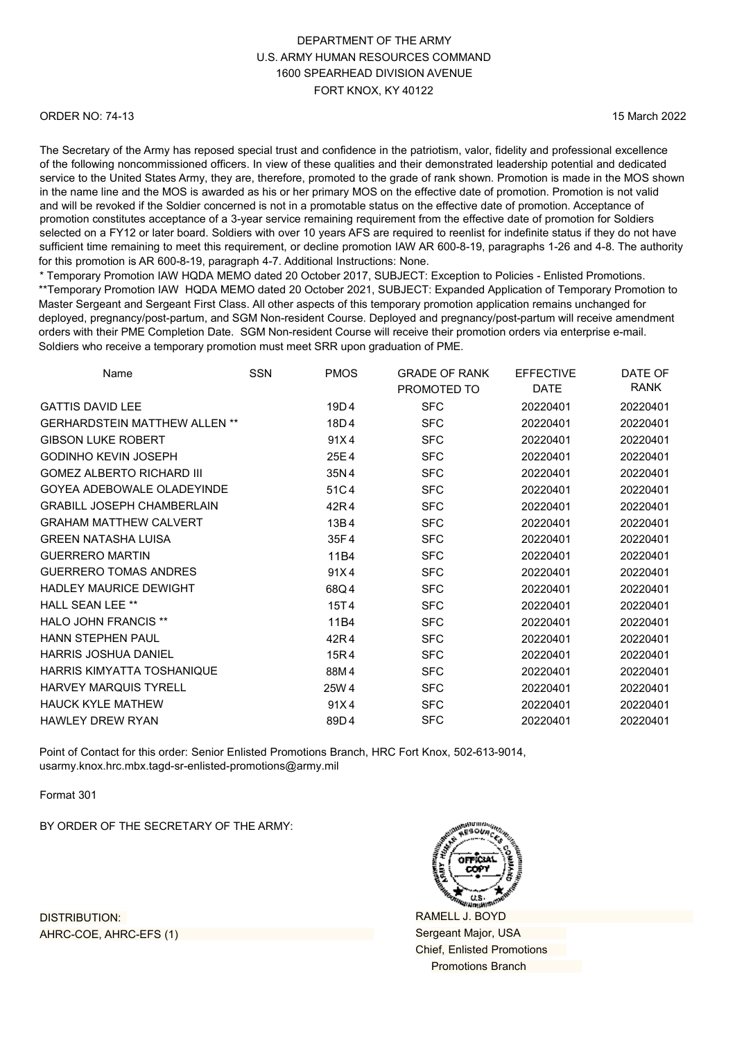DEPARTMENT OF THE ARMY
U.S. ARMY HUMAN RESOURCES COMMAND
1600 SPEARHEAD DIVISION AVENUE
FORT KNOX, KY 40122

ORDER NO: 74-13

15 March 2022

The Secretary of the Army has reposed special trust and confidence in the patriotism, valor, fidelity and professional excellence of the following noncommissioned officers. In view of these qualities and their demonstrated leadership potential and dedicated service to the United States Army, they are, therefore, promoted to the grade of rank shown. Promotion is made in the MOS shown in the name line and the MOS is awarded as his or her primary MOS on the effective date of promotion. Promotion is not valid and will be revoked if the Soldier concerned is not in a promotable status on the effective date of promotion. Acceptance of promotion constitutes acceptance of a 3-year service remaining requirement from the effective date of promotion for Soldiers selected on a FY12 or later board. Soldiers with over 10 years AFS are required to reenlist for indefinite status if they do not have sufficient time remaining to meet this requirement, or decline promotion IAW AR 600-8-19, paragraphs 1-26 and 4-8. The authority for this promotion is AR 600-8-19, paragraph 4-7. Additional Instructions: None.

* Temporary Promotion IAW HQDA MEMO dated 20 October 2017, SUBJECT: Exception to Policies - Enlisted Promotions.
**Temporary Promotion IAW HQDA MEMO dated 20 October 2021, SUBJECT: Expanded Application of Temporary Promotion to Master Sergeant and Sergeant First Class. All other aspects of this temporary promotion application remains unchanged for deployed, pregnancy/post-partum, and SGM Non-resident Course. Deployed and pregnancy/post-partum will receive amendment orders with their PME Completion Date. SGM Non-resident Course will receive their promotion orders via enterprise e-mail. Soldiers who receive a temporary promotion must meet SRR upon graduation of PME.

| Name | SSN | PMOS | GRADE OF RANK PROMOTED TO | EFFECTIVE DATE | DATE OF RANK |
|---|---|---|---|---|---|
| GATTIS DAVID LEE | | 19D4 | SFC | 20220401 | 20220401 |
| GERHARDSTEIN MATTHEW ALLEN ** | | 18D4 | SFC | 20220401 | 20220401 |
| GIBSON LUKE ROBERT | | 91X4 | SFC | 20220401 | 20220401 |
| GODINHO KEVIN JOSEPH | | 25E4 | SFC | 20220401 | 20220401 |
| GOMEZ ALBERTO RICHARD III | | 35N4 | SFC | 20220401 | 20220401 |
| GOYEA ADEBOWALE OLADEYINDE | | 51C4 | SFC | 20220401 | 20220401 |
| GRABILL JOSEPH CHAMBERLAIN | | 42R4 | SFC | 20220401 | 20220401 |
| GRAHAM MATTHEW CALVERT | | 13B4 | SFC | 20220401 | 20220401 |
| GREEN NATASHA LUISA | | 35F4 | SFC | 20220401 | 20220401 |
| GUERRERO MARTIN | | 11B4 | SFC | 20220401 | 20220401 |
| GUERRERO TOMAS ANDRES | | 91X4 | SFC | 20220401 | 20220401 |
| HADLEY MAURICE DEWIGHT | | 68Q4 | SFC | 20220401 | 20220401 |
| HALL SEAN LEE ** | | 15T4 | SFC | 20220401 | 20220401 |
| HALO JOHN FRANCIS ** | | 11B4 | SFC | 20220401 | 20220401 |
| HANN STEPHEN PAUL | | 42R4 | SFC | 20220401 | 20220401 |
| HARRIS JOSHUA DANIEL | | 15R4 | SFC | 20220401 | 20220401 |
| HARRIS KIMYATTA TOSHANIQUE | | 88M4 | SFC | 20220401 | 20220401 |
| HARVEY MARQUIS TYRELL | | 25W4 | SFC | 20220401 | 20220401 |
| HAUCK KYLE MATHEW | | 91X4 | SFC | 20220401 | 20220401 |
| HAWLEY DREW RYAN | | 89D4 | SFC | 20220401 | 20220401 |

Point of Contact for this order: Senior Enlisted Promotions Branch, HRC Fort Knox, 502-613-9014, usarmy.knox.hrc.mbx.tagd-sr-enlisted-promotions@army.mil

Format 301

BY ORDER OF THE SECRETARY OF THE ARMY:

RAMELL J. BOYD
Sergeant Major, USA
Chief, Enlisted Promotions
Promotions Branch

DISTRIBUTION:
AHRC-COE, AHRC-EFS (1)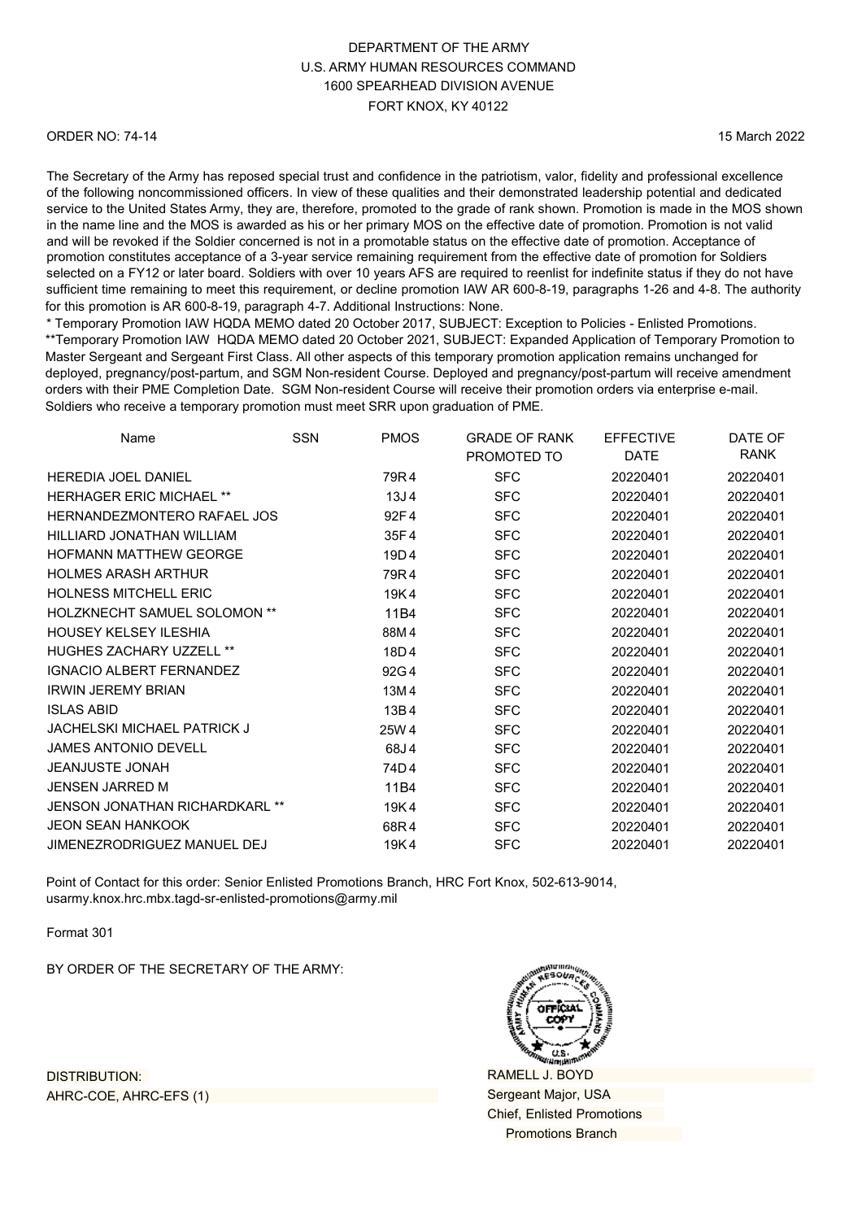DEPARTMENT OF THE ARMY
U.S. ARMY HUMAN RESOURCES COMMAND
1600 SPEARHEAD DIVISION AVENUE
FORT KNOX, KY 40122

ORDER NO: 74-14

15 March 2022

The Secretary of the Army has reposed special trust and confidence in the patriotism, valor, fidelity and professional excellence of the following noncommissioned officers. In view of these qualities and their demonstrated leadership potential and dedicated service to the United States Army, they are, therefore, promoted to the grade of rank shown. Promotion is made in the MOS shown in the name line and the MOS is awarded as his or her primary MOS on the effective date of promotion. Promotion is not valid and will be revoked if the Soldier concerned is not in a promotable status on the effective date of promotion. Acceptance of promotion constitutes acceptance of a 3-year service remaining requirement from the effective date of promotion for Soldiers selected on a FY12 or later board. Soldiers with over 10 years AFS are required to reenlist for indefinite status if they do not have sufficient time remaining to meet this requirement, or decline promotion IAW AR 600-8-19, paragraphs 1-26 and 4-8. The authority for this promotion is AR 600-8-19, paragraph 4-7. Additional Instructions: None.

* Temporary Promotion IAW HQDA MEMO dated 20 October 2017, SUBJECT: Exception to Policies - Enlisted Promotions.
**Temporary Promotion IAW HQDA MEMO dated 20 October 2021, SUBJECT: Expanded Application of Temporary Promotion to Master Sergeant and Sergeant First Class. All other aspects of this temporary promotion application remains unchanged for deployed, pregnancy/post-partum, and SGM Non-resident Course. Deployed and pregnancy/post-partum will receive amendment orders with their PME Completion Date. SGM Non-resident Course will receive their promotion orders via enterprise e-mail. Soldiers who receive a temporary promotion must meet SRR upon graduation of PME.

| Name | SSN | PMOS | GRADE OF RANK PROMOTED TO | EFFECTIVE DATE | DATE OF RANK |
|---|---|---|---|---|---|
| HEREDIA JOEL DANIEL | | 79R4 | SFC | 20220401 | 20220401 |
| HERHAGER ERIC MICHAEL ** | | 13J4 | SFC | 20220401 | 20220401 |
| HERNANDEZMONTERO RAFAEL JOS | | 92F4 | SFC | 20220401 | 20220401 |
| HILLIARD JONATHAN WILLIAM | | 35F4 | SFC | 20220401 | 20220401 |
| HOFMANN MATTHEW GEORGE | | 19D4 | SFC | 20220401 | 20220401 |
| HOLMES ARASH ARTHUR | | 79R4 | SFC | 20220401 | 20220401 |
| HOLNESS MITCHELL ERIC | | 19K4 | SFC | 20220401 | 20220401 |
| HOLZKNECHT SAMUEL SOLOMON ** | | 11B4 | SFC | 20220401 | 20220401 |
| HOUSEY KELSEY ILESHIA | | 88M4 | SFC | 20220401 | 20220401 |
| HUGHES ZACHARY UZZELL ** | | 18D4 | SFC | 20220401 | 20220401 |
| IGNACIO ALBERT FERNANDEZ | | 92G4 | SFC | 20220401 | 20220401 |
| IRWIN JEREMY BRIAN | | 13M4 | SFC | 20220401 | 20220401 |
| ISLAS ABID | | 13B4 | SFC | 20220401 | 20220401 |
| JACHELSKI MICHAEL PATRICK J | | 25W4 | SFC | 20220401 | 20220401 |
| JAMES ANTONIO DEVELL | | 68J4 | SFC | 20220401 | 20220401 |
| JEANJUSTE JONAH | | 74D4 | SFC | 20220401 | 20220401 |
| JENSEN JARRED M | | 11B4 | SFC | 20220401 | 20220401 |
| JENSON JONATHAN RICHARDKARL ** | | 19K4 | SFC | 20220401 | 20220401 |
| JEON SEAN HANKOOK | | 68R4 | SFC | 20220401 | 20220401 |
| JIMENEZRODRIGUEZ MANUEL DEJ | | 19K4 | SFC | 20220401 | 20220401 |

Point of Contact for this order: Senior Enlisted Promotions Branch, HRC Fort Knox, 502-613-9014, usarmy.knox.hrc.mbx.tagd-sr-enlisted-promotions@army.mil

Format 301

BY ORDER OF THE SECRETARY OF THE ARMY:

RAMELL J. BOYD
Sergeant Major, USA
Chief, Enlisted Promotions
Promotions Branch

DISTRIBUTION:
AHRC-COE, AHRC-EFS (1)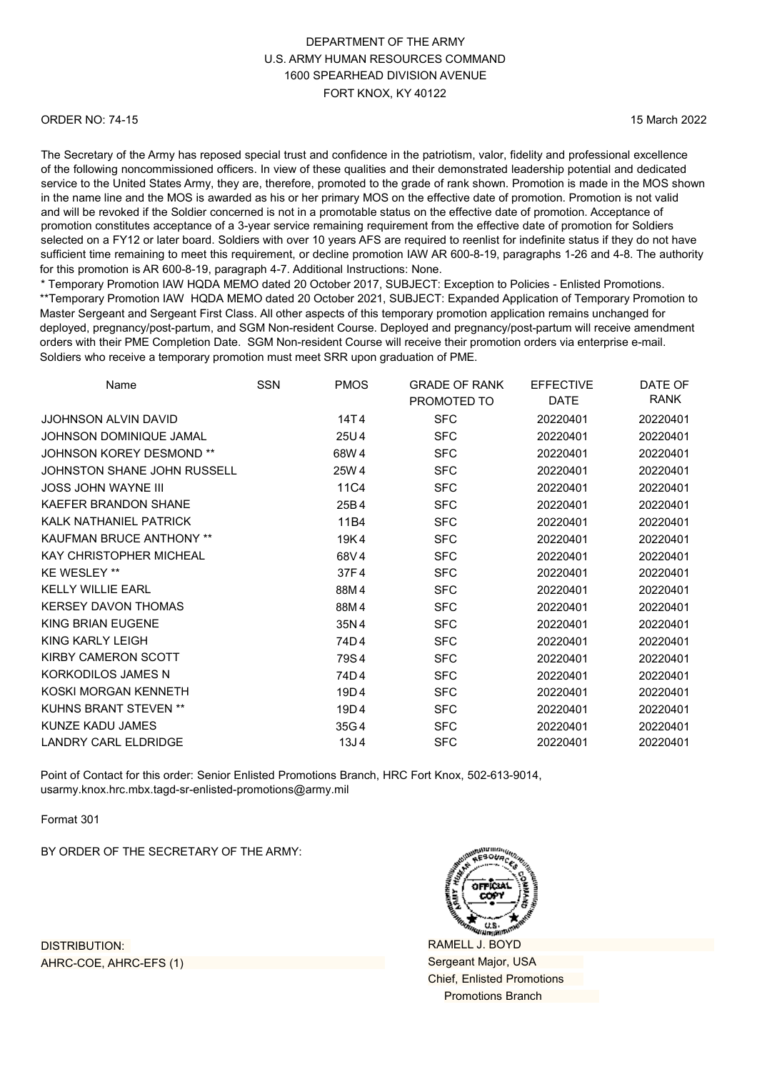DEPARTMENT OF THE ARMY
U.S. ARMY HUMAN RESOURCES COMMAND
1600 SPEARHEAD DIVISION AVENUE
FORT KNOX, KY 40122

ORDER NO: 74-15

15 March 2022

The Secretary of the Army has reposed special trust and confidence in the patriotism, valor, fidelity and professional excellence of the following noncommissioned officers. In view of these qualities and their demonstrated leadership potential and dedicated service to the United States Army, they are, therefore, promoted to the grade of rank shown. Promotion is made in the MOS shown in the name line and the MOS is awarded as his or her primary MOS on the effective date of promotion. Promotion is not valid and will be revoked if the Soldier concerned is not in a promotable status on the effective date of promotion. Acceptance of promotion constitutes acceptance of a 3-year service remaining requirement from the effective date of promotion for Soldiers selected on a FY12 or later board. Soldiers with over 10 years AFS are required to reenlist for indefinite status if they do not have sufficient time remaining to meet this requirement, or decline promotion IAW AR 600-8-19, paragraphs 1-26 and 4-8. The authority for this promotion is AR 600-8-19, paragraph 4-7. Additional Instructions: None.

* Temporary Promotion IAW HQDA MEMO dated 20 October 2017, SUBJECT: Exception to Policies - Enlisted Promotions.
**Temporary Promotion IAW HQDA MEMO dated 20 October 2021, SUBJECT: Expanded Application of Temporary Promotion to Master Sergeant and Sergeant First Class. All other aspects of this temporary promotion application remains unchanged for deployed, pregnancy/post-partum, and SGM Non-resident Course. Deployed and pregnancy/post-partum will receive amendment orders with their PME Completion Date. SGM Non-resident Course will receive their promotion orders via enterprise e-mail. Soldiers who receive a temporary promotion must meet SRR upon graduation of PME.

| Name | SSN | PMOS | GRADE OF RANK PROMOTED TO | EFFECTIVE DATE | DATE OF RANK |
|---|---|---|---|---|---|
| JJOHNSON ALVIN DAVID | | 14T4 | SFC | 20220401 | 20220401 |
| JOHNSON DOMINIQUE JAMAL | | 25U4 | SFC | 20220401 | 20220401 |
| JOHNSON KOREY DESMOND ** | | 68W4 | SFC | 20220401 | 20220401 |
| JOHNSTON SHANE JOHN RUSSELL | | 25W4 | SFC | 20220401 | 20220401 |
| JOSS JOHN WAYNE III | | 11C4 | SFC | 20220401 | 20220401 |
| KAEFER BRANDON SHANE | | 25B4 | SFC | 20220401 | 20220401 |
| KALK NATHANIEL PATRICK | | 11B4 | SFC | 20220401 | 20220401 |
| KAUFMAN BRUCE ANTHONY ** | | 19K4 | SFC | 20220401 | 20220401 |
| KAY CHRISTOPHER MICHEAL | | 68V4 | SFC | 20220401 | 20220401 |
| KE WESLEY ** | | 37F4 | SFC | 20220401 | 20220401 |
| KELLY WILLIE EARL | | 88M4 | SFC | 20220401 | 20220401 |
| KERSEY DAVON THOMAS | | 88M4 | SFC | 20220401 | 20220401 |
| KING BRIAN EUGENE | | 35N4 | SFC | 20220401 | 20220401 |
| KING KARLY LEIGH | | 74D4 | SFC | 20220401 | 20220401 |
| KIRBY CAMERON SCOTT | | 79S4 | SFC | 20220401 | 20220401 |
| KORKODILOS JAMES N | | 74D4 | SFC | 20220401 | 20220401 |
| KOSKI MORGAN KENNETH | | 19D4 | SFC | 20220401 | 20220401 |
| KUHNS BRANT STEVEN ** | | 19D4 | SFC | 20220401 | 20220401 |
| KUNZE KADU JAMES | | 35G4 | SFC | 20220401 | 20220401 |
| LANDRY CARL ELDRIDGE | | 13J4 | SFC | 20220401 | 20220401 |

Point of Contact for this order: Senior Enlisted Promotions Branch, HRC Fort Knox, 502-613-9014, usarmy.knox.hrc.mbx.tagd-sr-enlisted-promotions@army.mil

Format 301

BY ORDER OF THE SECRETARY OF THE ARMY:

RAMELL J. BOYD
Sergeant Major, USA
Chief, Enlisted Promotions
Promotions Branch

DISTRIBUTION:
AHRC-COE, AHRC-EFS (1)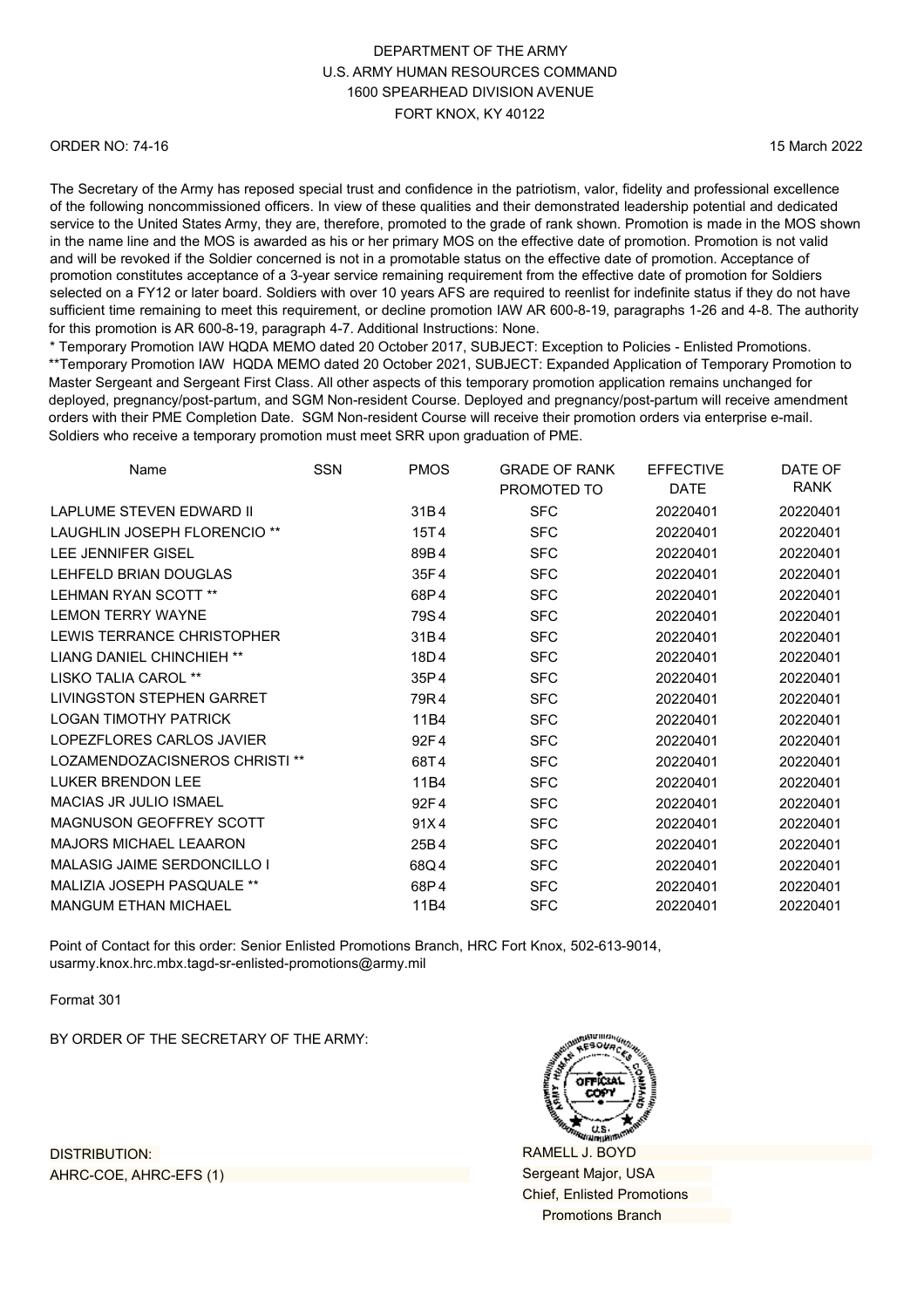DEPARTMENT OF THE ARMY
U.S. ARMY HUMAN RESOURCES COMMAND
1600 SPEARHEAD DIVISION AVENUE
FORT KNOX, KY 40122

ORDER NO: 74-16

15 March 2022

The Secretary of the Army has reposed special trust and confidence in the patriotism, valor, fidelity and professional excellence of the following noncommissioned officers. In view of these qualities and their demonstrated leadership potential and dedicated service to the United States Army, they are, therefore, promoted to the grade of rank shown. Promotion is made in the MOS shown in the name line and the MOS is awarded as his or her primary MOS on the effective date of promotion. Promotion is not valid and will be revoked if the Soldier concerned is not in a promotable status on the effective date of promotion. Acceptance of promotion constitutes acceptance of a 3-year service remaining requirement from the effective date of promotion for Soldiers selected on a FY12 or later board. Soldiers with over 10 years AFS are required to reenlist for indefinite status if they do not have sufficient time remaining to meet this requirement, or decline promotion IAW AR 600-8-19, paragraphs 1-26 and 4-8. The authority for this promotion is AR 600-8-19, paragraph 4-7. Additional Instructions: None.
* Temporary Promotion IAW HQDA MEMO dated 20 October 2017, SUBJECT: Exception to Policies - Enlisted Promotions.
**Temporary Promotion IAW HQDA MEMO dated 20 October 2021, SUBJECT: Expanded Application of Temporary Promotion to Master Sergeant and Sergeant First Class. All other aspects of this temporary promotion application remains unchanged for deployed, pregnancy/post-partum, and SGM Non-resident Course. Deployed and pregnancy/post-partum will receive amendment orders with their PME Completion Date. SGM Non-resident Course will receive their promotion orders via enterprise e-mail. Soldiers who receive a temporary promotion must meet SRR upon graduation of PME.

| Name | SSN | PMOS | GRADE OF RANK PROMOTED TO | EFFECTIVE DATE | DATE OF RANK |
|---|---|---|---|---|---|
| LAPLUME STEVEN EDWARD II | | 31B4 | SFC | 20220401 | 20220401 |
| LAUGHLIN JOSEPH FLORENCIO ** | | 15T4 | SFC | 20220401 | 20220401 |
| LEE JENNIFER GISEL | | 89B4 | SFC | 20220401 | 20220401 |
| LEHFELD BRIAN DOUGLAS | | 35F4 | SFC | 20220401 | 20220401 |
| LEHMAN RYAN SCOTT ** | | 68P4 | SFC | 20220401 | 20220401 |
| LEMON TERRY WAYNE | | 79S4 | SFC | 20220401 | 20220401 |
| LEWIS TERRANCE CHRISTOPHER | | 31B4 | SFC | 20220401 | 20220401 |
| LIANG DANIEL CHINCHIEH ** | | 18D4 | SFC | 20220401 | 20220401 |
| LISKO TALIA CAROL ** | | 35P4 | SFC | 20220401 | 20220401 |
| LIVINGSTON STEPHEN GARRET | | 79R4 | SFC | 20220401 | 20220401 |
| LOGAN TIMOTHY PATRICK | | 11B4 | SFC | 20220401 | 20220401 |
| LOPEZFLORES CARLOS JAVIER | | 92F4 | SFC | 20220401 | 20220401 |
| LOZAMENDOZACISNEROS CHRISTI ** | | 68T4 | SFC | 20220401 | 20220401 |
| LUKER BRENDON LEE | | 11B4 | SFC | 20220401 | 20220401 |
| MACIAS JR JULIO ISMAEL | | 92F4 | SFC | 20220401 | 20220401 |
| MAGNUSON GEOFFREY SCOTT | | 91X4 | SFC | 20220401 | 20220401 |
| MAJORS MICHAEL LEAARON | | 25B4 | SFC | 20220401 | 20220401 |
| MALASIG JAIME SERDONCILLO I | | 68Q4 | SFC | 20220401 | 20220401 |
| MALIZIA JOSEPH PASQUALE ** | | 68P4 | SFC | 20220401 | 20220401 |
| MANGUM ETHAN MICHAEL | | 11B4 | SFC | 20220401 | 20220401 |

Point of Contact for this order: Senior Enlisted Promotions Branch, HRC Fort Knox, 502-613-9014, usarmy.knox.hrc.mbx.tagd-sr-enlisted-promotions@army.mil

Format 301

BY ORDER OF THE SECRETARY OF THE ARMY:

RAMELL J. BOYD
Sergeant Major, USA
Chief, Enlisted Promotions
Promotions Branch

DISTRIBUTION:
AHRC-COE, AHRC-EFS (1)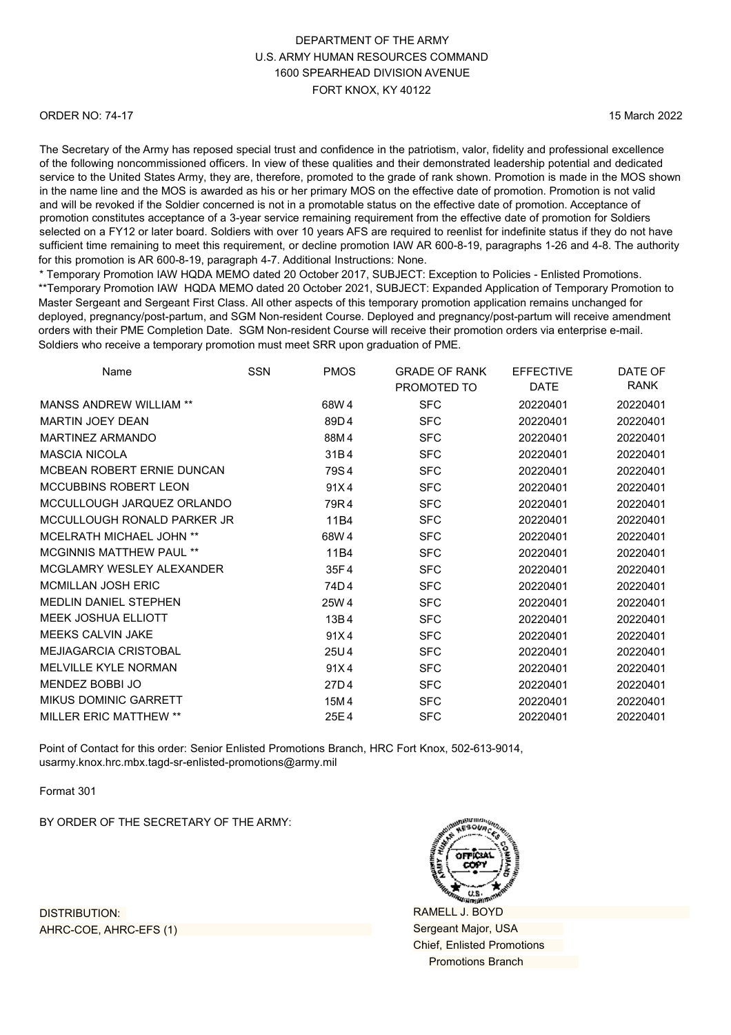DEPARTMENT OF THE ARMY
U.S. ARMY HUMAN RESOURCES COMMAND
1600 SPEARHEAD DIVISION AVENUE
FORT KNOX, KY 40122

ORDER NO: 74-17

15 March 2022

The Secretary of the Army has reposed special trust and confidence in the patriotism, valor, fidelity and professional excellence of the following noncommissioned officers. In view of these qualities and their demonstrated leadership potential and dedicated service to the United States Army, they are, therefore, promoted to the grade of rank shown. Promotion is made in the MOS shown in the name line and the MOS is awarded as his or her primary MOS on the effective date of promotion. Promotion is not valid and will be revoked if the Soldier concerned is not in a promotable status on the effective date of promotion. Acceptance of promotion constitutes acceptance of a 3-year service remaining requirement from the effective date of promotion for Soldiers selected on a FY12 or later board. Soldiers with over 10 years AFS are required to reenlist for indefinite status if they do not have sufficient time remaining to meet this requirement, or decline promotion IAW AR 600-8-19, paragraphs 1-26 and 4-8. The authority for this promotion is AR 600-8-19, paragraph 4-7. Additional Instructions: None.
* Temporary Promotion IAW HQDA MEMO dated 20 October 2017, SUBJECT: Exception to Policies - Enlisted Promotions.
**Temporary Promotion IAW HQDA MEMO dated 20 October 2021, SUBJECT: Expanded Application of Temporary Promotion to Master Sergeant and Sergeant First Class. All other aspects of this temporary promotion application remains unchanged for deployed, pregnancy/post-partum, and SGM Non-resident Course. Deployed and pregnancy/post-partum will receive amendment orders with their PME Completion Date. SGM Non-resident Course will receive their promotion orders via enterprise e-mail. Soldiers who receive a temporary promotion must meet SRR upon graduation of PME.

| Name | SSN | PMOS | GRADE OF RANK PROMOTED TO | EFFECTIVE DATE | DATE OF RANK |
|---|---|---|---|---|---|
| MANSS ANDREW WILLIAM ** | | 68W4 | SFC | 20220401 | 20220401 |
| MARTIN JOEY DEAN | | 89D4 | SFC | 20220401 | 20220401 |
| MARTINEZ ARMANDO | | 88M4 | SFC | 20220401 | 20220401 |
| MASCIA NICOLA | | 31B4 | SFC | 20220401 | 20220401 |
| MCBEAN ROBERT ERNIE DUNCAN | | 79S4 | SFC | 20220401 | 20220401 |
| MCCUBBINS ROBERT LEON | | 91X4 | SFC | 20220401 | 20220401 |
| MCCULLOUGH JARQUEZ ORLANDO | | 79R4 | SFC | 20220401 | 20220401 |
| MCCULLOUGH RONALD PARKER JR | | 11B4 | SFC | 20220401 | 20220401 |
| MCELRATH MICHAEL JOHN ** | | 68W4 | SFC | 20220401 | 20220401 |
| MCGINNIS MATTHEW PAUL ** | | 11B4 | SFC | 20220401 | 20220401 |
| MCGLAMRY WESLEY ALEXANDER | | 35F4 | SFC | 20220401 | 20220401 |
| MCMILLAN JOSH ERIC | | 74D4 | SFC | 20220401 | 20220401 |
| MEDLIN DANIEL STEPHEN | | 25W4 | SFC | 20220401 | 20220401 |
| MEEK JOSHUA ELLIOTT | | 13B4 | SFC | 20220401 | 20220401 |
| MEEKS CALVIN JAKE | | 91X4 | SFC | 20220401 | 20220401 |
| MEJIAGARCIA CRISTOBAL | | 25U4 | SFC | 20220401 | 20220401 |
| MELVILLE KYLE NORMAN | | 91X4 | SFC | 20220401 | 20220401 |
| MENDEZ BOBBI JO | | 27D4 | SFC | 20220401 | 20220401 |
| MIKUS DOMINIC GARRETT | | 15M4 | SFC | 20220401 | 20220401 |
| MILLER ERIC MATTHEW ** | | 25E4 | SFC | 20220401 | 20220401 |

Point of Contact for this order: Senior Enlisted Promotions Branch, HRC Fort Knox, 502-613-9014, usarmy.knox.hrc.mbx.tagd-sr-enlisted-promotions@army.mil

Format 301

BY ORDER OF THE SECRETARY OF THE ARMY:

RAMELL J. BOYD
Sergeant Major, USA
Chief, Enlisted Promotions
Promotions Branch

DISTRIBUTION:
AHRC-COE, AHRC-EFS (1)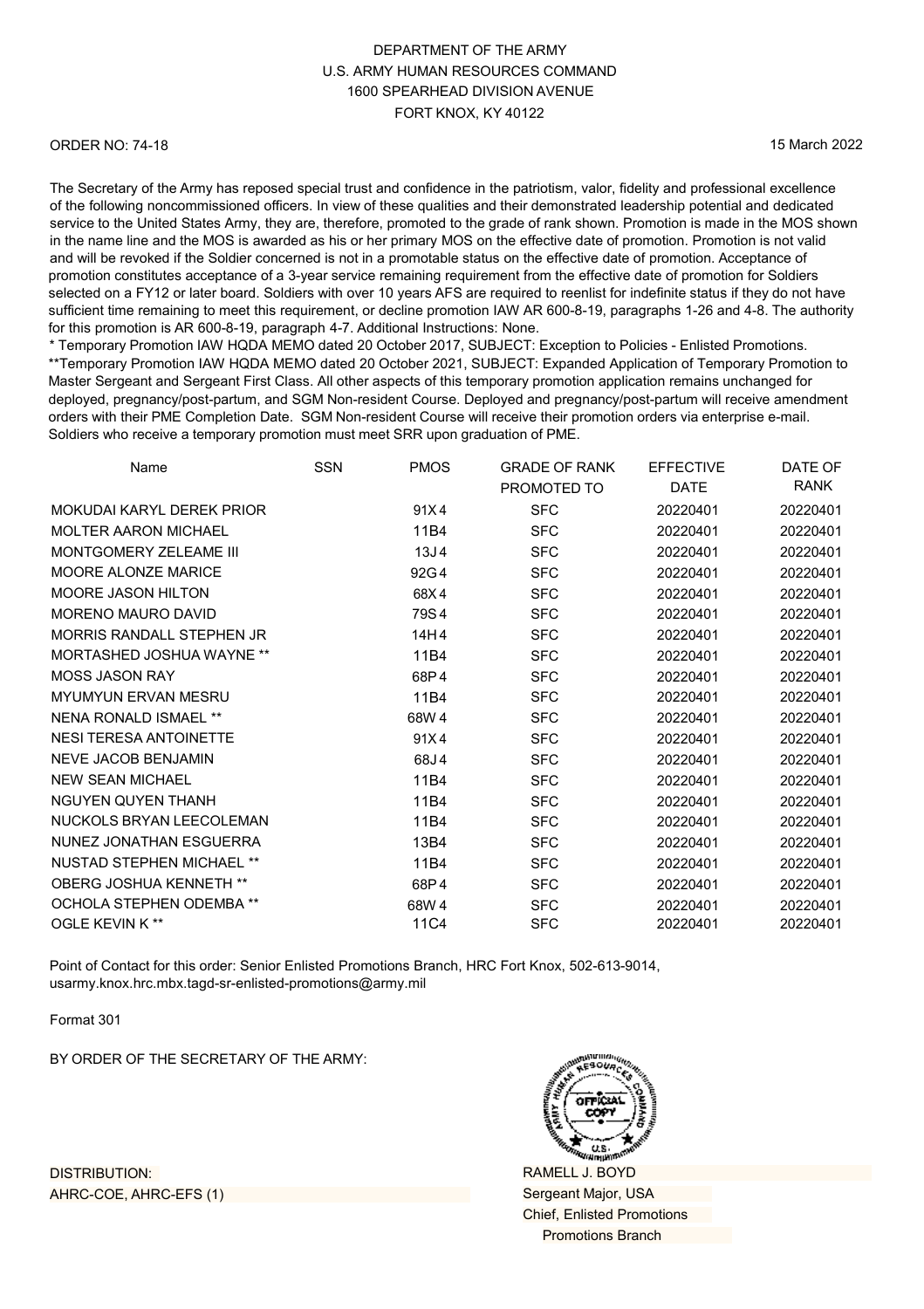DEPARTMENT OF THE ARMY
U.S. ARMY HUMAN RESOURCES COMMAND
1600 SPEARHEAD DIVISION AVENUE
FORT KNOX, KY 40122

ORDER NO: 74-18

15 March 2022

The Secretary of the Army has reposed special trust and confidence in the patriotism, valor, fidelity and professional excellence of the following noncommissioned officers. In view of these qualities and their demonstrated leadership potential and dedicated service to the United States Army, they are, therefore, promoted to the grade of rank shown. Promotion is made in the MOS shown in the name line and the MOS is awarded as his or her primary MOS on the effective date of promotion. Promotion is not valid and will be revoked if the Soldier concerned is not in a promotable status on the effective date of promotion. Acceptance of promotion constitutes acceptance of a 3-year service remaining requirement from the effective date of promotion for Soldiers selected on a FY12 or later board. Soldiers with over 10 years AFS are required to reenlist for indefinite status if they do not have sufficient time remaining to meet this requirement, or decline promotion IAW AR 600-8-19, paragraphs 1-26 and 4-8. The authority for this promotion is AR 600-8-19, paragraph 4-7. Additional Instructions: None.
* Temporary Promotion IAW HQDA MEMO dated 20 October 2017, SUBJECT: Exception to Policies - Enlisted Promotions.
**Temporary Promotion IAW HQDA MEMO dated 20 October 2021, SUBJECT: Expanded Application of Temporary Promotion to Master Sergeant and Sergeant First Class. All other aspects of this temporary promotion application remains unchanged for deployed, pregnancy/post-partum, and SGM Non-resident Course. Deployed and pregnancy/post-partum will receive amendment orders with their PME Completion Date. SGM Non-resident Course will receive their promotion orders via enterprise e-mail. Soldiers who receive a temporary promotion must meet SRR upon graduation of PME.

| Name | SSN | PMOS | GRADE OF RANK PROMOTED TO | EFFECTIVE DATE | DATE OF RANK |
|---|---|---|---|---|---|
| MOKUDAI KARYL DEREK PRIOR | | 91X4 | SFC | 20220401 | 20220401 |
| MOLTER AARON MICHAEL | | 11B4 | SFC | 20220401 | 20220401 |
| MONTGOMERY ZELEAME III | | 13J4 | SFC | 20220401 | 20220401 |
| MOORE ALONZE MARICE | | 92G4 | SFC | 20220401 | 20220401 |
| MOORE JASON HILTON | | 68X4 | SFC | 20220401 | 20220401 |
| MORENO MAURO DAVID | | 79S4 | SFC | 20220401 | 20220401 |
| MORRIS RANDALL STEPHEN JR | | 14H4 | SFC | 20220401 | 20220401 |
| MORTASHED JOSHUA WAYNE ** | | 11B4 | SFC | 20220401 | 20220401 |
| MOSS JASON RAY | | 68P4 | SFC | 20220401 | 20220401 |
| MYUMYUN ERVAN MESRU | | 11B4 | SFC | 20220401 | 20220401 |
| NENA RONALD ISMAEL ** | | 68W4 | SFC | 20220401 | 20220401 |
| NESI TERESA ANTOINETTE | | 91X4 | SFC | 20220401 | 20220401 |
| NEVE JACOB BENJAMIN | | 68J4 | SFC | 20220401 | 20220401 |
| NEW SEAN MICHAEL | | 11B4 | SFC | 20220401 | 20220401 |
| NGUYEN QUYEN THANH | | 11B4 | SFC | 20220401 | 20220401 |
| NUCKOLS BRYAN LEECOLEMAN | | 11B4 | SFC | 20220401 | 20220401 |
| NUNEZ JONATHAN ESGUERRA | | 13B4 | SFC | 20220401 | 20220401 |
| NUSTAD STEPHEN MICHAEL ** | | 11B4 | SFC | 20220401 | 20220401 |
| OBERG JOSHUA KENNETH ** | | 68P4 | SFC | 20220401 | 20220401 |
| OCHOLA STEPHEN ODEMBA ** | | 68W4 | SFC | 20220401 | 20220401 |
| OGLE KEVIN K ** | | 11C4 | SFC | 20220401 | 20220401 |

Point of Contact for this order: Senior Enlisted Promotions Branch, HRC Fort Knox, 502-613-9014, usarmy.knox.hrc.mbx.tagd-sr-enlisted-promotions@army.mil

Format 301

BY ORDER OF THE SECRETARY OF THE ARMY:

RAMELL J. BOYD
Sergeant Major, USA
Chief, Enlisted Promotions
Promotions Branch

DISTRIBUTION:
AHRC-COE, AHRC-EFS (1)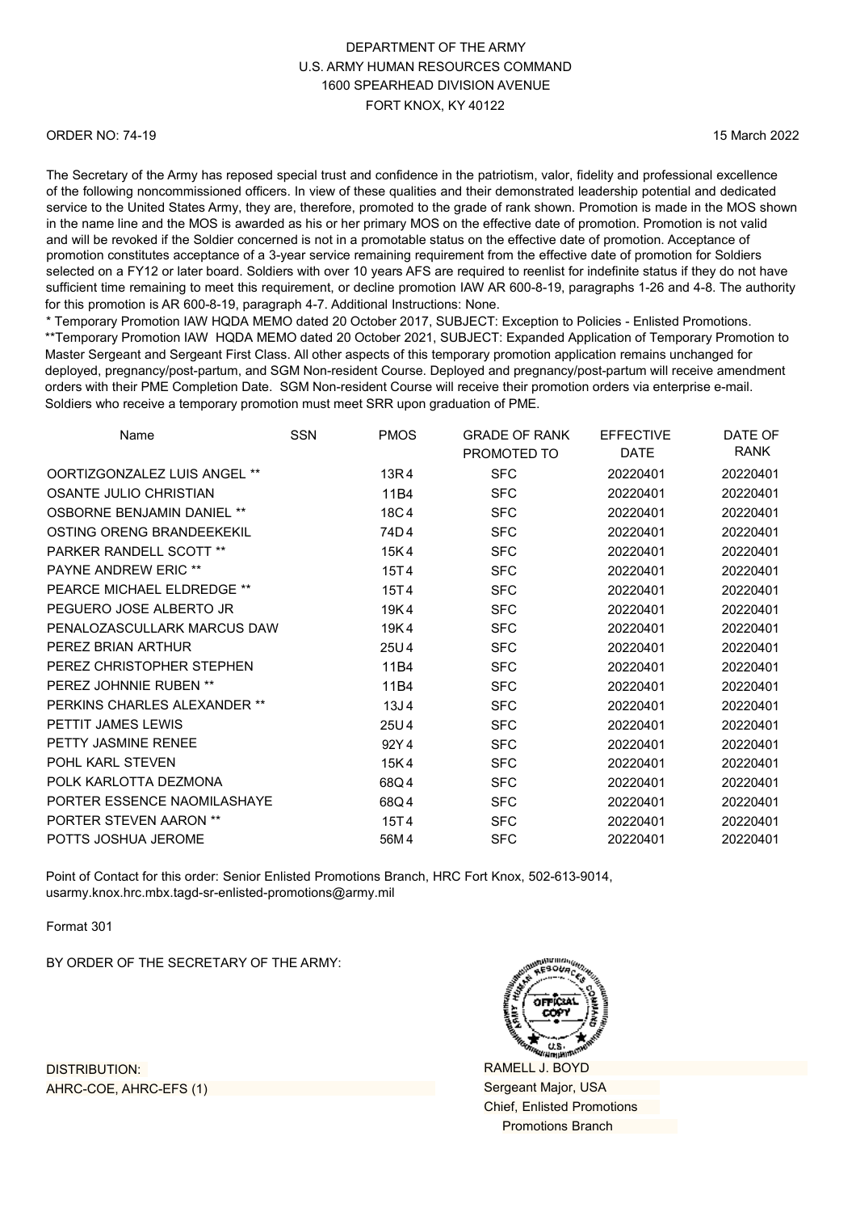DEPARTMENT OF THE ARMY
U.S. ARMY HUMAN RESOURCES COMMAND
1600 SPEARHEAD DIVISION AVENUE
FORT KNOX, KY 40122

ORDER NO: 74-19

15 March 2022

The Secretary of the Army has reposed special trust and confidence in the patriotism, valor, fidelity and professional excellence of the following noncommissioned officers. In view of these qualities and their demonstrated leadership potential and dedicated service to the United States Army, they are, therefore, promoted to the grade of rank shown. Promotion is made in the MOS shown in the name line and the MOS is awarded as his or her primary MOS on the effective date of promotion. Promotion is not valid and will be revoked if the Soldier concerned is not in a promotable status on the effective date of promotion. Acceptance of promotion constitutes acceptance of a 3-year service remaining requirement from the effective date of promotion for Soldiers selected on a FY12 or later board. Soldiers with over 10 years AFS are required to reenlist for indefinite status if they do not have sufficient time remaining to meet this requirement, or decline promotion IAW AR 600-8-19, paragraphs 1-26 and 4-8. The authority for this promotion is AR 600-8-19, paragraph 4-7. Additional Instructions: None.
* Temporary Promotion IAW HQDA MEMO dated 20 October 2017, SUBJECT: Exception to Policies - Enlisted Promotions.
**Temporary Promotion IAW HQDA MEMO dated 20 October 2021, SUBJECT: Expanded Application of Temporary Promotion to Master Sergeant and Sergeant First Class. All other aspects of this temporary promotion application remains unchanged for deployed, pregnancy/post-partum, and SGM Non-resident Course. Deployed and pregnancy/post-partum will receive amendment orders with their PME Completion Date. SGM Non-resident Course will receive their promotion orders via enterprise e-mail. Soldiers who receive a temporary promotion must meet SRR upon graduation of PME.

| Name | SSN | PMOS | GRADE OF RANK PROMOTED TO | EFFECTIVE DATE | DATE OF RANK |
|---|---|---|---|---|---|
| OORTIZGONZALEZ LUIS ANGEL ** | | 13R4 | SFC | 20220401 | 20220401 |
| OSANTE JULIO CHRISTIAN | | 11B4 | SFC | 20220401 | 20220401 |
| OSBORNE BENJAMIN DANIEL ** | | 18C4 | SFC | 20220401 | 20220401 |
| OSTING ORENG BRANDEEKEKIL | | 74D4 | SFC | 20220401 | 20220401 |
| PARKER RANDELL SCOTT ** | | 15K4 | SFC | 20220401 | 20220401 |
| PAYNE ANDREW ERIC ** | | 15T4 | SFC | 20220401 | 20220401 |
| PEARCE MICHAEL ELDREDGE ** | | 15T4 | SFC | 20220401 | 20220401 |
| PEGUERO JOSE ALBERTO JR | | 19K4 | SFC | 20220401 | 20220401 |
| PENALOZASCULLARK MARCUS DAW | | 19K4 | SFC | 20220401 | 20220401 |
| PEREZ BRIAN ARTHUR | | 25U4 | SFC | 20220401 | 20220401 |
| PEREZ CHRISTOPHER STEPHEN | | 11B4 | SFC | 20220401 | 20220401 |
| PEREZ JOHNNIE RUBEN ** | | 11B4 | SFC | 20220401 | 20220401 |
| PERKINS CHARLES ALEXANDER ** | | 13J4 | SFC | 20220401 | 20220401 |
| PETTIT JAMES LEWIS | | 25U4 | SFC | 20220401 | 20220401 |
| PETTY JASMINE RENEE | | 92Y4 | SFC | 20220401 | 20220401 |
| POHL KARL STEVEN | | 15K4 | SFC | 20220401 | 20220401 |
| POLK KARLOTTA DEZMONA | | 68Q4 | SFC | 20220401 | 20220401 |
| PORTER ESSENCE NAOMILASHAYE | | 68Q4 | SFC | 20220401 | 20220401 |
| PORTER STEVEN AARON ** | | 15T4 | SFC | 20220401 | 20220401 |
| POTTS JOSHUA JEROME | | 56M4 | SFC | 20220401 | 20220401 |

Point of Contact for this order: Senior Enlisted Promotions Branch, HRC Fort Knox, 502-613-9014, usarmy.knox.hrc.mbx.tagd-sr-enlisted-promotions@army.mil

Format 301

BY ORDER OF THE SECRETARY OF THE ARMY:

RAMELL J. BOYD
Sergeant Major, USA
Chief, Enlisted Promotions
Promotions Branch

DISTRIBUTION:
AHRC-COE, AHRC-EFS (1)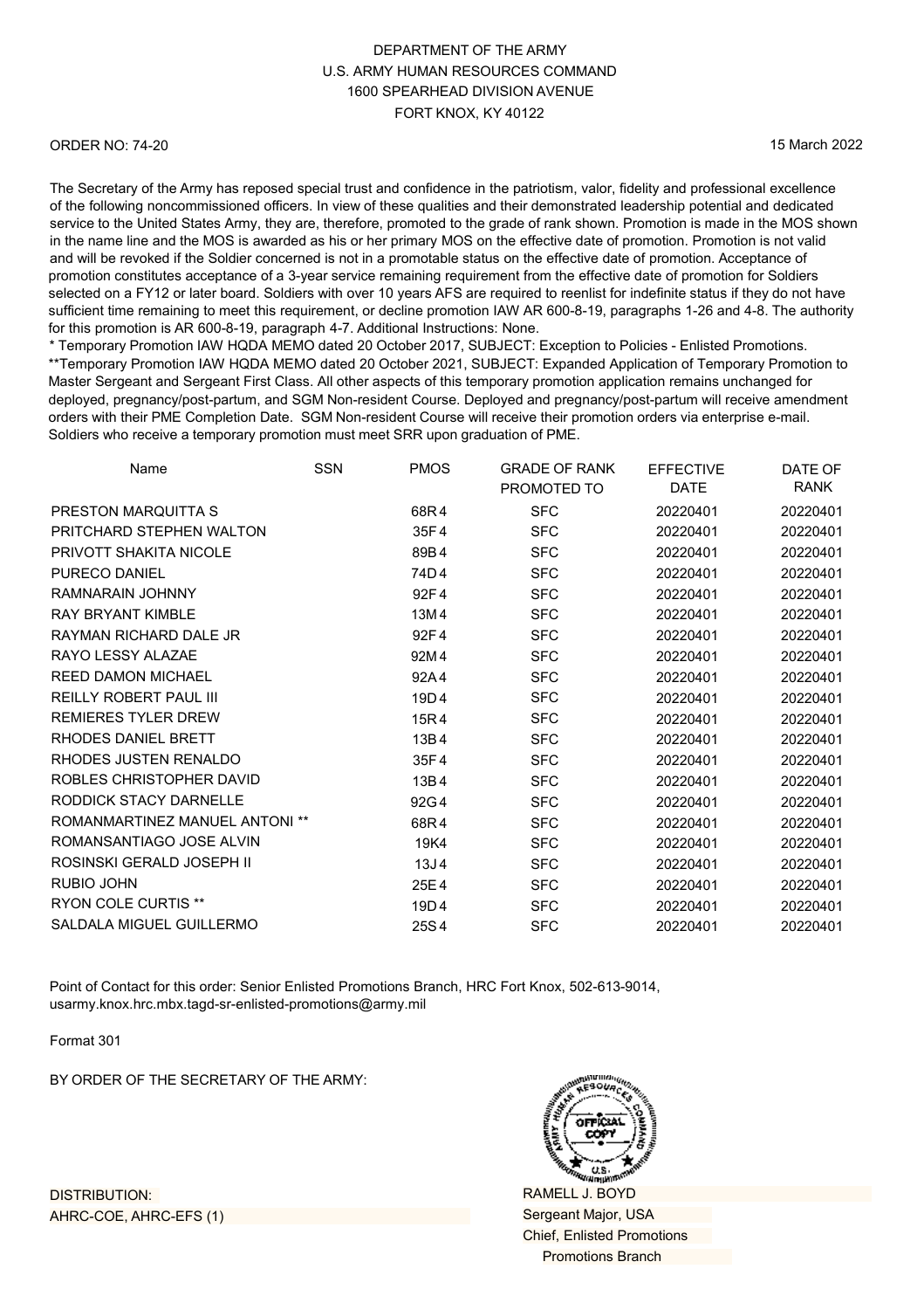DEPARTMENT OF THE ARMY
U.S. ARMY HUMAN RESOURCES COMMAND
1600 SPEARHEAD DIVISION AVENUE
FORT KNOX, KY 40122

ORDER NO: 74-20

15 March 2022

The Secretary of the Army has reposed special trust and confidence in the patriotism, valor, fidelity and professional excellence of the following noncommissioned officers. In view of these qualities and their demonstrated leadership potential and dedicated service to the United States Army, they are, therefore, promoted to the grade of rank shown. Promotion is made in the MOS shown in the name line and the MOS is awarded as his or her primary MOS on the effective date of promotion. Promotion is not valid and will be revoked if the Soldier concerned is not in a promotable status on the effective date of promotion. Acceptance of promotion constitutes acceptance of a 3-year service remaining requirement from the effective date of promotion for Soldiers selected on a FY12 or later board. Soldiers with over 10 years AFS are required to reenlist for indefinite status if they do not have sufficient time remaining to meet this requirement, or decline promotion IAW AR 600-8-19, paragraphs 1-26 and 4-8. The authority for this promotion is AR 600-8-19, paragraph 4-7. Additional Instructions: None.
* Temporary Promotion IAW HQDA MEMO dated 20 October 2017, SUBJECT: Exception to Policies - Enlisted Promotions.
**Temporary Promotion IAW HQDA MEMO dated 20 October 2021, SUBJECT: Expanded Application of Temporary Promotion to Master Sergeant and Sergeant First Class. All other aspects of this temporary promotion application remains unchanged for deployed, pregnancy/post-partum, and SGM Non-resident Course. Deployed and pregnancy/post-partum will receive amendment orders with their PME Completion Date. SGM Non-resident Course will receive their promotion orders via enterprise e-mail. Soldiers who receive a temporary promotion must meet SRR upon graduation of PME.

| Name | SSN | PMOS | GRADE OF RANK PROMOTED TO | EFFECTIVE DATE | DATE OF RANK |
|---|---|---|---|---|---|
| PRESTON MARQUITTA S | | 68R4 | SFC | 20220401 | 20220401 |
| PRITCHARD STEPHEN WALTON | | 35F4 | SFC | 20220401 | 20220401 |
| PRIVOTT SHAKITA NICOLE | | 89B4 | SFC | 20220401 | 20220401 |
| PURECO DANIEL | | 74D4 | SFC | 20220401 | 20220401 |
| RAMNARAIN JOHNNY | | 92F4 | SFC | 20220401 | 20220401 |
| RAY BRYANT KIMBLE | | 13M4 | SFC | 20220401 | 20220401 |
| RAYMAN RICHARD DALE JR | | 92F4 | SFC | 20220401 | 20220401 |
| RAYO LESSY ALAZAE | | 92M4 | SFC | 20220401 | 20220401 |
| REED DAMON MICHAEL | | 92A4 | SFC | 20220401 | 20220401 |
| REILLY ROBERT PAUL III | | 19D4 | SFC | 20220401 | 20220401 |
| REMIERES TYLER DREW | | 15R4 | SFC | 20220401 | 20220401 |
| RHODES DANIEL BRETT | | 13B4 | SFC | 20220401 | 20220401 |
| RHODES JUSTEN RENALDO | | 35F4 | SFC | 20220401 | 20220401 |
| ROBLES CHRISTOPHER DAVID | | 13B4 | SFC | 20220401 | 20220401 |
| RODDICK STACY DARNELLE | | 92G4 | SFC | 20220401 | 20220401 |
| ROMANMARTINEZ MANUEL ANTONI ** | | 68R4 | SFC | 20220401 | 20220401 |
| ROMANSANTIAGO JOSE ALVIN | | 19K4 | SFC | 20220401 | 20220401 |
| ROSINSKI GERALD JOSEPH II | | 13J4 | SFC | 20220401 | 20220401 |
| RUBIO JOHN | | 25E4 | SFC | 20220401 | 20220401 |
| RYON COLE CURTIS ** | | 19D4 | SFC | 20220401 | 20220401 |
| SALDALA MIGUEL GUILLERMO | | 25S4 | SFC | 20220401 | 20220401 |

Point of Contact for this order: Senior Enlisted Promotions Branch, HRC Fort Knox, 502-613-9014, usarmy.knox.hrc.mbx.tagd-sr-enlisted-promotions@army.mil

Format 301

BY ORDER OF THE SECRETARY OF THE ARMY:

RAMELL J. BOYD
Sergeant Major, USA
Chief, Enlisted Promotions
Promotions Branch

DISTRIBUTION:
AHRC-COE, AHRC-EFS (1)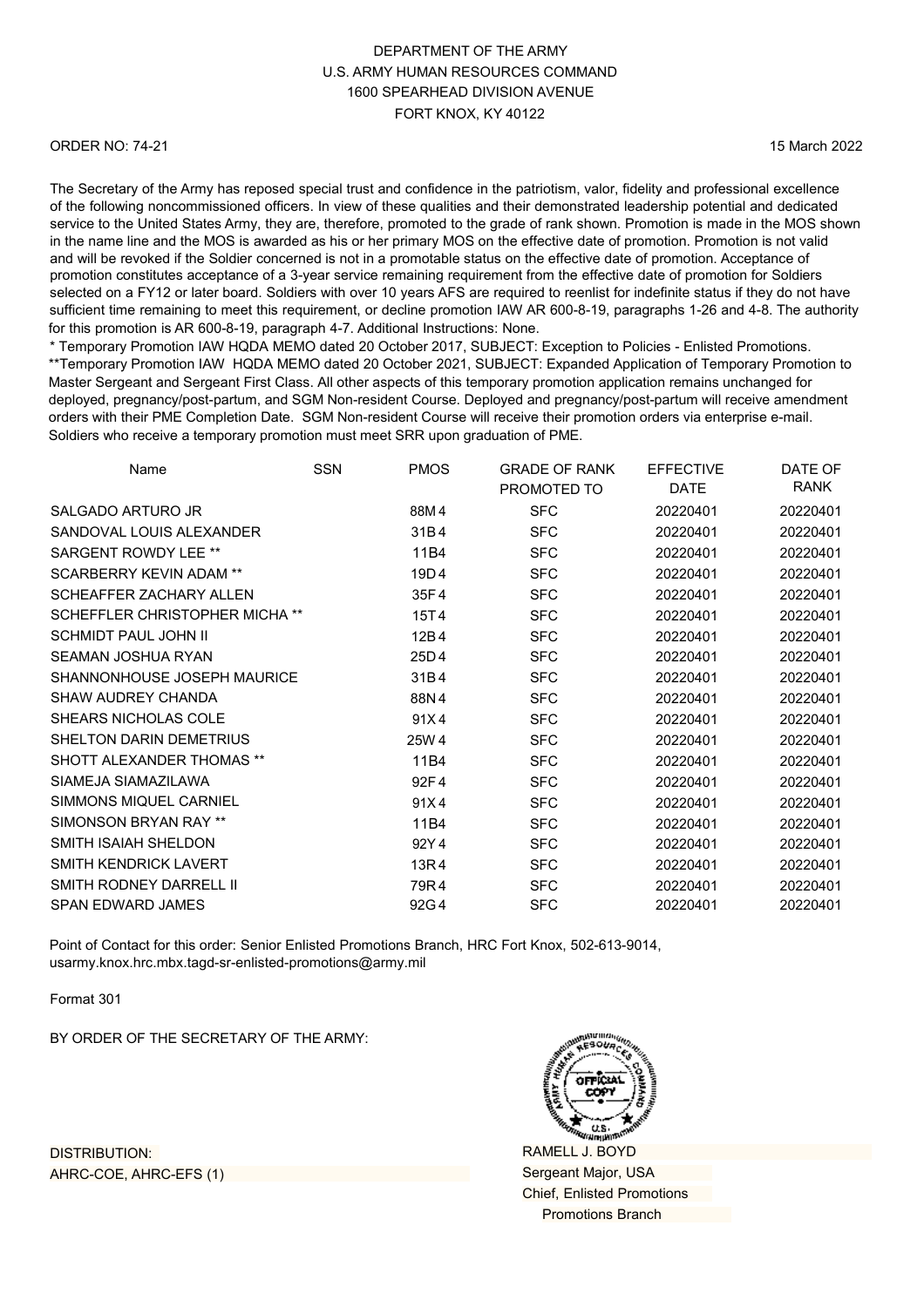DEPARTMENT OF THE ARMY
U.S. ARMY HUMAN RESOURCES COMMAND
1600 SPEARHEAD DIVISION AVENUE
FORT KNOX, KY 40122

ORDER NO: 74-21

15 March 2022

The Secretary of the Army has reposed special trust and confidence in the patriotism, valor, fidelity and professional excellence of the following noncommissioned officers. In view of these qualities and their demonstrated leadership potential and dedicated service to the United States Army, they are, therefore, promoted to the grade of rank shown. Promotion is made in the MOS shown in the name line and the MOS is awarded as his or her primary MOS on the effective date of promotion. Promotion is not valid and will be revoked if the Soldier concerned is not in a promotable status on the effective date of promotion. Acceptance of promotion constitutes acceptance of a 3-year service remaining requirement from the effective date of promotion for Soldiers selected on a FY12 or later board. Soldiers with over 10 years AFS are required to reenlist for indefinite status if they do not have sufficient time remaining to meet this requirement, or decline promotion IAW AR 600-8-19, paragraphs 1-26 and 4-8. The authority for this promotion is AR 600-8-19, paragraph 4-7. Additional Instructions: None.

* Temporary Promotion IAW HQDA MEMO dated 20 October 2017, SUBJECT: Exception to Policies - Enlisted Promotions.
**Temporary Promotion IAW HQDA MEMO dated 20 October 2021, SUBJECT: Expanded Application of Temporary Promotion to Master Sergeant and Sergeant First Class. All other aspects of this temporary promotion application remains unchanged for deployed, pregnancy/post-partum, and SGM Non-resident Course. Deployed and pregnancy/post-partum will receive amendment orders with their PME Completion Date. SGM Non-resident Course will receive their promotion orders via enterprise e-mail. Soldiers who receive a temporary promotion must meet SRR upon graduation of PME.

| Name | SSN | PMOS | GRADE OF RANK PROMOTED TO | EFFECTIVE DATE | DATE OF RANK |
|---|---|---|---|---|---|
| SALGADO ARTURO JR | | 88M4 | SFC | 20220401 | 20220401 |
| SANDOVAL LOUIS ALEXANDER | | 31B4 | SFC | 20220401 | 20220401 |
| SARGENT ROWDY LEE ** | | 11B4 | SFC | 20220401 | 20220401 |
| SCARBERRY KEVIN ADAM ** | | 19D4 | SFC | 20220401 | 20220401 |
| SCHEAFFER ZACHARY ALLEN | | 35F4 | SFC | 20220401 | 20220401 |
| SCHEFFLER CHRISTOPHER MICHA ** | | 15T4 | SFC | 20220401 | 20220401 |
| SCHMIDT PAUL JOHN II | | 12B4 | SFC | 20220401 | 20220401 |
| SEAMAN JOSHUA RYAN | | 25D4 | SFC | 20220401 | 20220401 |
| SHANNONHOUSE JOSEPH MAURICE | | 31B4 | SFC | 20220401 | 20220401 |
| SHAW AUDREY CHANDA | | 88N4 | SFC | 20220401 | 20220401 |
| SHEARS NICHOLAS COLE | | 91X4 | SFC | 20220401 | 20220401 |
| SHELTON DARIN DEMETRIUS | | 25W4 | SFC | 20220401 | 20220401 |
| SHOTT ALEXANDER THOMAS ** | | 11B4 | SFC | 20220401 | 20220401 |
| SIAMEJA SIAMAZILAWA | | 92F4 | SFC | 20220401 | 20220401 |
| SIMMONS MIQUEL CARNIEL | | 91X4 | SFC | 20220401 | 20220401 |
| SIMONSON BRYAN RAY ** | | 11B4 | SFC | 20220401 | 20220401 |
| SMITH ISAIAH SHELDON | | 92Y4 | SFC | 20220401 | 20220401 |
| SMITH KENDRICK LAVERT | | 13R4 | SFC | 20220401 | 20220401 |
| SMITH RODNEY DARRELL II | | 79R4 | SFC | 20220401 | 20220401 |
| SPAN EDWARD JAMES | | 92G4 | SFC | 20220401 | 20220401 |

Point of Contact for this order: Senior Enlisted Promotions Branch, HRC Fort Knox, 502-613-9014, usarmy.knox.hrc.mbx.tagd-sr-enlisted-promotions@army.mil

Format 301

BY ORDER OF THE SECRETARY OF THE ARMY:

RAMELL J. BOYD
Sergeant Major, USA
Chief, Enlisted Promotions
Promotions Branch

DISTRIBUTION:
AHRC-COE, AHRC-EFS (1)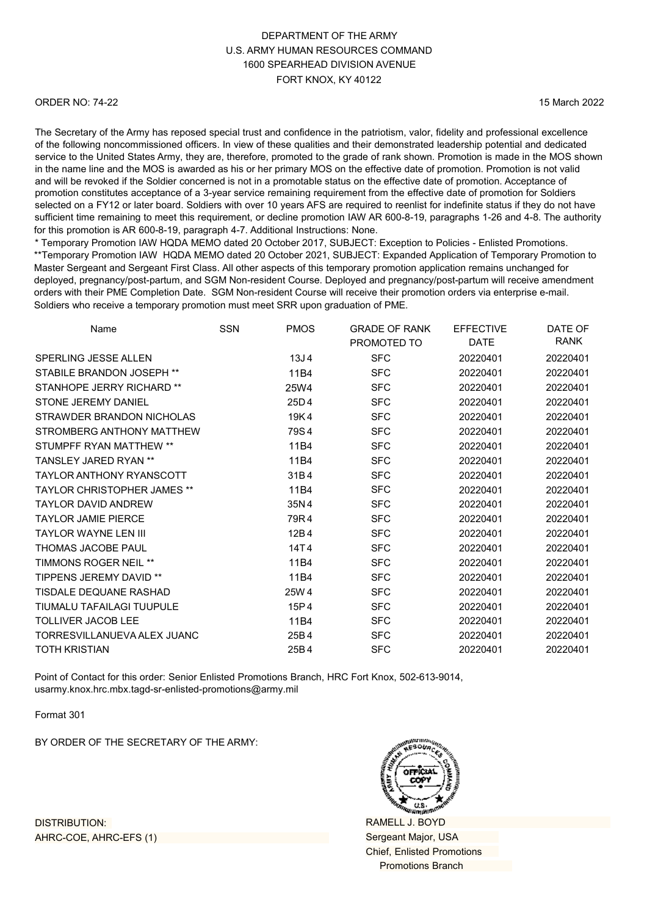DEPARTMENT OF THE ARMY
U.S. ARMY HUMAN RESOURCES COMMAND
1600 SPEARHEAD DIVISION AVENUE
FORT KNOX, KY 40122

ORDER NO: 74-22

15 March 2022

The Secretary of the Army has reposed special trust and confidence in the patriotism, valor, fidelity and professional excellence of the following noncommissioned officers. In view of these qualities and their demonstrated leadership potential and dedicated service to the United States Army, they are, therefore, promoted to the grade of rank shown. Promotion is made in the MOS shown in the name line and the MOS is awarded as his or her primary MOS on the effective date of promotion. Promotion is not valid and will be revoked if the Soldier concerned is not in a promotable status on the effective date of promotion. Acceptance of promotion constitutes acceptance of a 3-year service remaining requirement from the effective date of promotion for Soldiers selected on a FY12 or later board. Soldiers with over 10 years AFS are required to reenlist for indefinite status if they do not have sufficient time remaining to meet this requirement, or decline promotion IAW AR 600-8-19, paragraphs 1-26 and 4-8. The authority for this promotion is AR 600-8-19, paragraph 4-7. Additional Instructions: None.
* Temporary Promotion IAW HQDA MEMO dated 20 October 2017, SUBJECT: Exception to Policies - Enlisted Promotions.
**Temporary Promotion IAW HQDA MEMO dated 20 October 2021, SUBJECT: Expanded Application of Temporary Promotion to Master Sergeant and Sergeant First Class. All other aspects of this temporary promotion application remains unchanged for deployed, pregnancy/post-partum, and SGM Non-resident Course. Deployed and pregnancy/post-partum will receive amendment orders with their PME Completion Date. SGM Non-resident Course will receive their promotion orders via enterprise e-mail. Soldiers who receive a temporary promotion must meet SRR upon graduation of PME.

| Name | SSN | PMOS | GRADE OF RANK PROMOTED TO | EFFECTIVE DATE | DATE OF RANK |
|---|---|---|---|---|---|
| SPERLING JESSE ALLEN | | 13J4 | SFC | 20220401 | 20220401 |
| STABILE BRANDON JOSEPH ** | | 11B4 | SFC | 20220401 | 20220401 |
| STANHOPE JERRY RICHARD ** | | 25W4 | SFC | 20220401 | 20220401 |
| STONE JEREMY DANIEL | | 25D4 | SFC | 20220401 | 20220401 |
| STRAWDER BRANDON NICHOLAS | | 19K4 | SFC | 20220401 | 20220401 |
| STROMBERG ANTHONY MATTHEW | | 79S4 | SFC | 20220401 | 20220401 |
| STUMPFF RYAN MATTHEW ** | | 11B4 | SFC | 20220401 | 20220401 |
| TANSLEY JARED RYAN ** | | 11B4 | SFC | 20220401 | 20220401 |
| TAYLOR ANTHONY RYANSCOTT | | 31B4 | SFC | 20220401 | 20220401 |
| TAYLOR CHRISTOPHER JAMES ** | | 11B4 | SFC | 20220401 | 20220401 |
| TAYLOR DAVID ANDREW | | 35N4 | SFC | 20220401 | 20220401 |
| TAYLOR JAMIE PIERCE | | 79R4 | SFC | 20220401 | 20220401 |
| TAYLOR WAYNE LEN III | | 12B4 | SFC | 20220401 | 20220401 |
| THOMAS JACOBE PAUL | | 14T4 | SFC | 20220401 | 20220401 |
| TIMMONS ROGER NEIL ** | | 11B4 | SFC | 20220401 | 20220401 |
| TIPPENS JEREMY DAVID ** | | 11B4 | SFC | 20220401 | 20220401 |
| TISDALE DEQUANE RASHAD | | 25W4 | SFC | 20220401 | 20220401 |
| TIUMALU TAFAILAGI TUUPULE | | 15P4 | SFC | 20220401 | 20220401 |
| TOLLIVER JACOB LEE | | 11B4 | SFC | 20220401 | 20220401 |
| TORRESVILLANUEVA ALEX JUANC | | 25B4 | SFC | 20220401 | 20220401 |
| TOTH KRISTIAN | | 25B4 | SFC | 20220401 | 20220401 |

Point of Contact for this order: Senior Enlisted Promotions Branch, HRC Fort Knox, 502-613-9014, usarmy.knox.hrc.mbx.tagd-sr-enlisted-promotions@army.mil

Format 301

BY ORDER OF THE SECRETARY OF THE ARMY:

DISTRIBUTION:
AHRC-COE, AHRC-EFS (1)

RAMELL J. BOYD
Sergeant Major, USA
Chief, Enlisted Promotions
Promotions Branch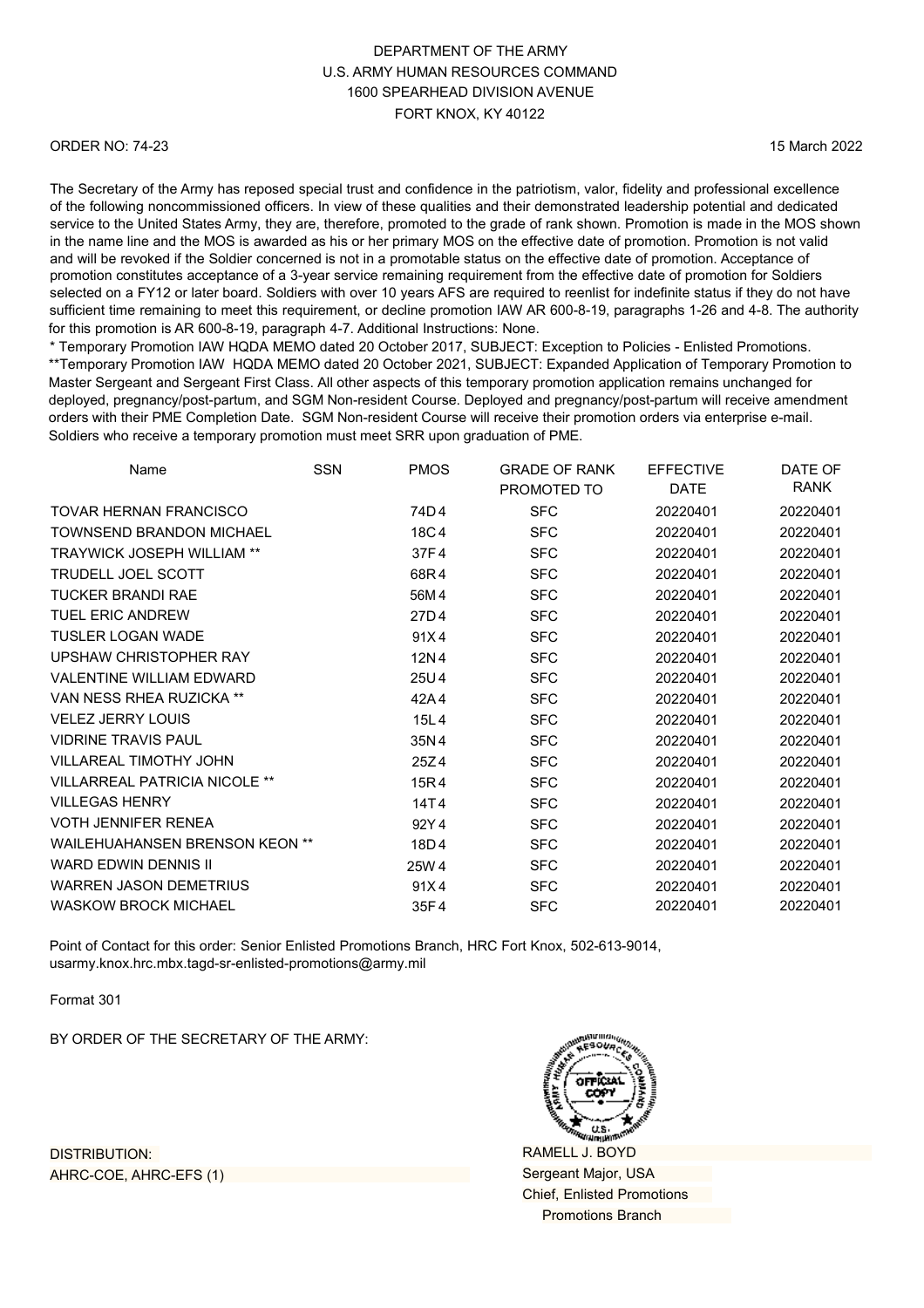DEPARTMENT OF THE ARMY
U.S. ARMY HUMAN RESOURCES COMMAND
1600 SPEARHEAD DIVISION AVENUE
FORT KNOX, KY 40122

ORDER NO: 74-23

15 March 2022

The Secretary of the Army has reposed special trust and confidence in the patriotism, valor, fidelity and professional excellence of the following noncommissioned officers. In view of these qualities and their demonstrated leadership potential and dedicated service to the United States Army, they are, therefore, promoted to the grade of rank shown. Promotion is made in the MOS shown in the name line and the MOS is awarded as his or her primary MOS on the effective date of promotion. Promotion is not valid and will be revoked if the Soldier concerned is not in a promotable status on the effective date of promotion. Acceptance of promotion constitutes acceptance of a 3-year service remaining requirement from the effective date of promotion for Soldiers selected on a FY12 or later board. Soldiers with over 10 years AFS are required to reenlist for indefinite status if they do not have sufficient time remaining to meet this requirement, or decline promotion IAW AR 600-8-19, paragraphs 1-26 and 4-8. The authority for this promotion is AR 600-8-19, paragraph 4-7. Additional Instructions: None.

* Temporary Promotion IAW HQDA MEMO dated 20 October 2017, SUBJECT: Exception to Policies - Enlisted Promotions.
**Temporary Promotion IAW HQDA MEMO dated 20 October 2021, SUBJECT: Expanded Application of Temporary Promotion to Master Sergeant and Sergeant First Class. All other aspects of this temporary promotion application remains unchanged for deployed, pregnancy/post-partum, and SGM Non-resident Course. Deployed and pregnancy/post-partum will receive amendment orders with their PME Completion Date. SGM Non-resident Course will receive their promotion orders via enterprise e-mail. Soldiers who receive a temporary promotion must meet SRR upon graduation of PME.

| Name | SSN | PMOS | GRADE OF RANK PROMOTED TO | EFFECTIVE DATE | DATE OF RANK |
|---|---|---|---|---|---|
| TOVAR HERNAN FRANCISCO | | 74D4 | SFC | 20220401 | 20220401 |
| TOWNSEND BRANDON MICHAEL | | 18C4 | SFC | 20220401 | 20220401 |
| TRAYWICK JOSEPH WILLIAM ** | | 37F4 | SFC | 20220401 | 20220401 |
| TRUDELL JOEL SCOTT | | 68R4 | SFC | 20220401 | 20220401 |
| TUCKER BRANDI RAE | | 56M4 | SFC | 20220401 | 20220401 |
| TUEL ERIC ANDREW | | 27D4 | SFC | 20220401 | 20220401 |
| TUSLER LOGAN WADE | | 91X4 | SFC | 20220401 | 20220401 |
| UPSHAW CHRISTOPHER RAY | | 12N4 | SFC | 20220401 | 20220401 |
| VALENTINE WILLIAM EDWARD | | 25U4 | SFC | 20220401 | 20220401 |
| VAN NESS RHEA RUZICKA ** | | 42A4 | SFC | 20220401 | 20220401 |
| VELEZ JERRY LOUIS | | 15L4 | SFC | 20220401 | 20220401 |
| VIDRINE TRAVIS PAUL | | 35N4 | SFC | 20220401 | 20220401 |
| VILLAREAL TIMOTHY JOHN | | 25Z4 | SFC | 20220401 | 20220401 |
| VILLARREAL PATRICIA NICOLE ** | | 15R4 | SFC | 20220401 | 20220401 |
| VILLEGAS HENRY | | 14T4 | SFC | 20220401 | 20220401 |
| VOTH JENNIFER RENEA | | 92Y4 | SFC | 20220401 | 20220401 |
| WAILEHUAHANSEN BRENSON KEON ** | | 18D4 | SFC | 20220401 | 20220401 |
| WARD EDWIN DENNIS II | | 25W4 | SFC | 20220401 | 20220401 |
| WARREN JASON DEMETRIUS | | 91X4 | SFC | 20220401 | 20220401 |
| WASKOW BROCK MICHAEL | | 35F4 | SFC | 20220401 | 20220401 |

Point of Contact for this order: Senior Enlisted Promotions Branch, HRC Fort Knox, 502-613-9014, usarmy.knox.hrc.mbx.tagd-sr-enlisted-promotions@army.mil

Format 301

BY ORDER OF THE SECRETARY OF THE ARMY:

RAMELL J. BOYD
Sergeant Major, USA
Chief, Enlisted Promotions
Promotions Branch

DISTRIBUTION:
AHRC-COE, AHRC-EFS (1)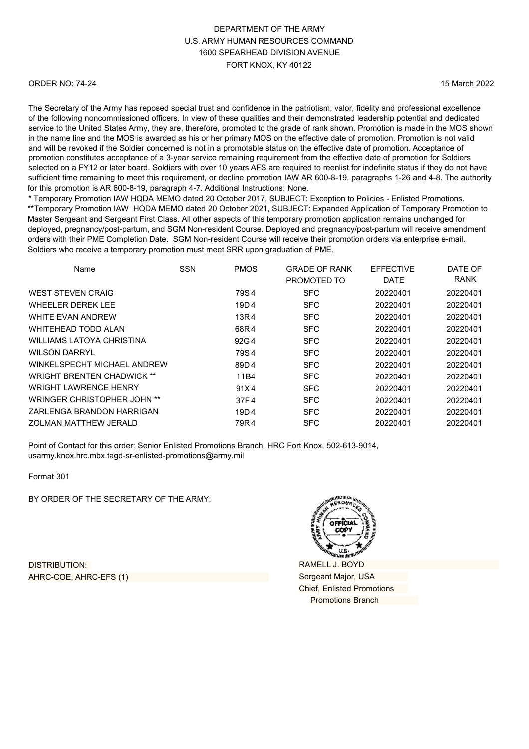DEPARTMENT OF THE ARMY
U.S. ARMY HUMAN RESOURCES COMMAND
1600 SPEARHEAD DIVISION AVENUE
FORT KNOX, KY 40122

ORDER NO: 74-24

15 March 2022

The Secretary of the Army has reposed special trust and confidence in the patriotism, valor, fidelity and professional excellence of the following noncommissioned officers. In view of these qualities and their demonstrated leadership potential and dedicated service to the United States Army, they are, therefore, promoted to the grade of rank shown. Promotion is made in the MOS shown in the name line and the MOS is awarded as his or her primary MOS on the effective date of promotion. Promotion is not valid and will be revoked if the Soldier concerned is not in a promotable status on the effective date of promotion. Acceptance of promotion constitutes acceptance of a 3-year service remaining requirement from the effective date of promotion for Soldiers selected on a FY12 or later board. Soldiers with over 10 years AFS are required to reenlist for indefinite status if they do not have sufficient time remaining to meet this requirement, or decline promotion IAW AR 600-8-19, paragraphs 1-26 and 4-8. The authority for this promotion is AR 600-8-19, paragraph 4-7. Additional Instructions: None.

* Temporary Promotion IAW HQDA MEMO dated 20 October 2017, SUBJECT: Exception to Policies - Enlisted Promotions.
**Temporary Promotion IAW HQDA MEMO dated 20 October 2021, SUBJECT: Expanded Application of Temporary Promotion to Master Sergeant and Sergeant First Class. All other aspects of this temporary promotion application remains unchanged for deployed, pregnancy/post-partum, and SGM Non-resident Course. Deployed and pregnancy/post-partum will receive amendment orders with their PME Completion Date. SGM Non-resident Course will receive their promotion orders via enterprise e-mail. Soldiers who receive a temporary promotion must meet SRR upon graduation of PME.

| Name | SSN | PMOS | GRADE OF RANK PROMOTED TO | EFFECTIVE DATE | DATE OF RANK |
|---|---|---|---|---|---|
| WEST STEVEN CRAIG | | 79S4 | SFC | 20220401 | 20220401 |
| WHEELER DEREK LEE | | 19D4 | SFC | 20220401 | 20220401 |
| WHITE EVAN ANDREW | | 13R4 | SFC | 20220401 | 20220401 |
| WHITEHEAD TODD ALAN | | 68R4 | SFC | 20220401 | 20220401 |
| WILLIAMS LATOYA CHRISTINA | | 92G4 | SFC | 20220401 | 20220401 |
| WILSON DARRYL | | 79S4 | SFC | 20220401 | 20220401 |
| WINKELSPECHT MICHAEL ANDREW | | 89D4 | SFC | 20220401 | 20220401 |
| WRIGHT BRENTEN CHADWICK ** | | 11B4 | SFC | 20220401 | 20220401 |
| WRIGHT LAWRENCE HENRY | | 91X4 | SFC | 20220401 | 20220401 |
| WRINGER CHRISTOPHER JOHN ** | | 37F4 | SFC | 20220401 | 20220401 |
| ZARLENGA BRANDON HARRIGAN | | 19D4 | SFC | 20220401 | 20220401 |
| ZOLMAN MATTHEW JERALD | | 79R4 | SFC | 20220401 | 20220401 |

Point of Contact for this order: Senior Enlisted Promotions Branch, HRC Fort Knox, 502-613-9014, usarmy.knox.hrc.mbx.tagd-sr-enlisted-promotions@army.mil

Format 301

BY ORDER OF THE SECRETARY OF THE ARMY:

RAMELL J. BOYD
Sergeant Major, USA
Chief, Enlisted Promotions
Promotions Branch

DISTRIBUTION:
AHRC-COE, AHRC-EFS (1)